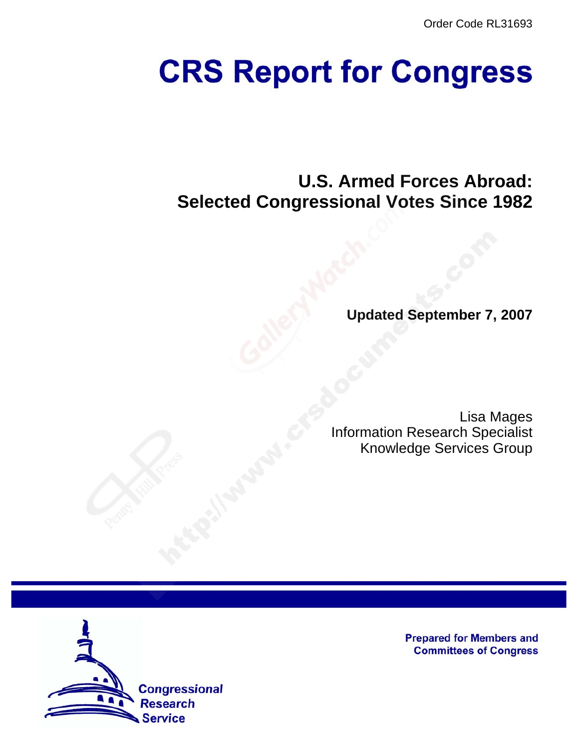Order Code RL31693

# CRS Report for Congress

## U.S. Armed Forces Abroad: Selected Congressional Votes Since 1982

**Updated September 7, 2007**

Lisa Mages
Information Research Specialist
Knowledge Services Group

Prepared for Members and Committees of Congress

Congressional Research Service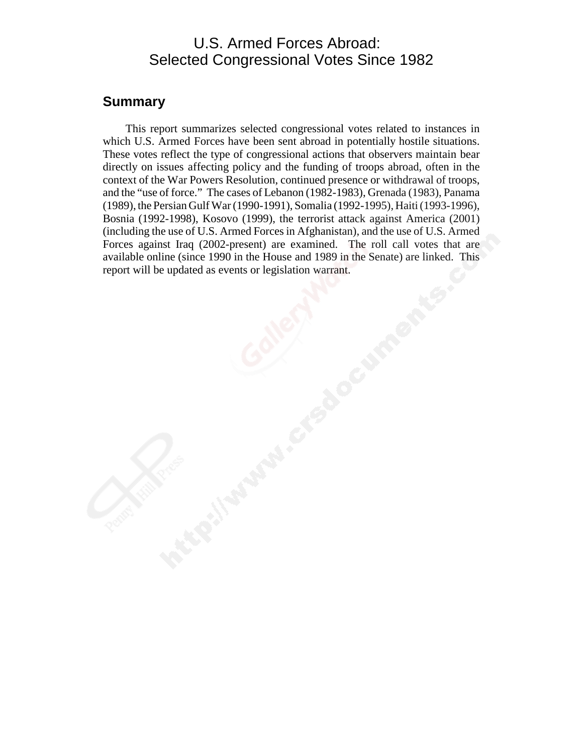# U.S. Armed Forces Abroad: Selected Congressional Votes Since 1982

## Summary

This report summarizes selected congressional votes related to instances in which U.S. Armed Forces have been sent abroad in potentially hostile situations. These votes reflect the type of congressional actions that observers maintain bear directly on issues affecting policy and the funding of troops abroad, often in the context of the War Powers Resolution, continued presence or withdrawal of troops, and the "use of force." The cases of Lebanon (1982-1983), Grenada (1983), Panama (1989), the Persian Gulf War (1990-1991), Somalia (1992-1995), Haiti (1993-1996), Bosnia (1992-1998), Kosovo (1999), the terrorist attack against America (2001) (including the use of U.S. Armed Forces in Afghanistan), and the use of U.S. Armed Forces against Iraq (2002-present) are examined. The roll call votes that are available online (since 1990 in the House and 1989 in the Senate) are linked. This report will be updated as events or legislation warrant.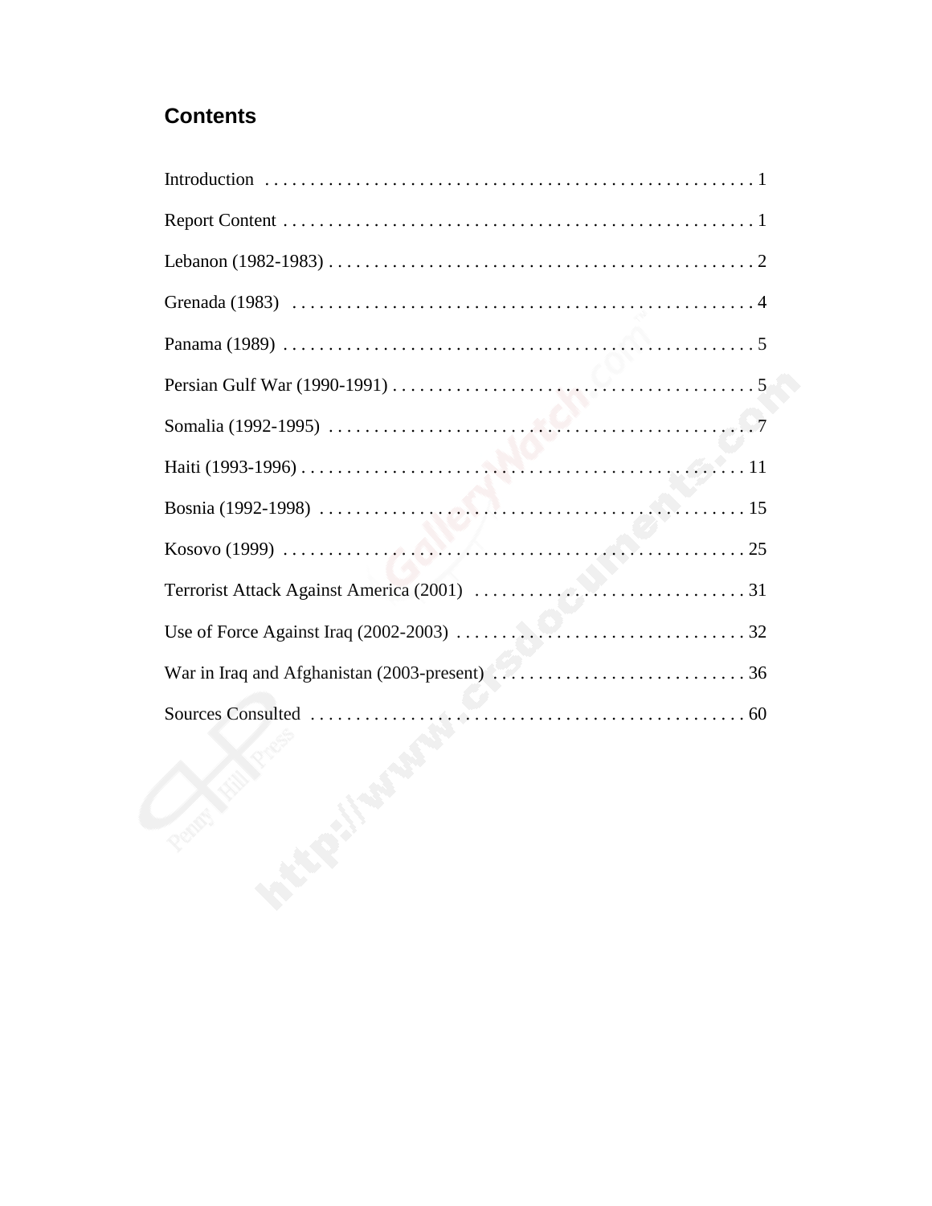## Contents

Introduction . . . . . . . . . . . . . . . . . . . . . . . . . . . . . . . . . . . . . . . . . . . . . . . . . . . . . 1

Report Content . . . . . . . . . . . . . . . . . . . . . . . . . . . . . . . . . . . . . . . . . . . . . . . . . . . . 1

Lebanon (1982-1983) . . . . . . . . . . . . . . . . . . . . . . . . . . . . . . . . . . . . . . . . . . . . . . . 2

Grenada (1983) . . . . . . . . . . . . . . . . . . . . . . . . . . . . . . . . . . . . . . . . . . . . . . . . . . . 4

Panama (1989) . . . . . . . . . . . . . . . . . . . . . . . . . . . . . . . . . . . . . . . . . . . . . . . . . . . 5

Persian Gulf War (1990-1991) . . . . . . . . . . . . . . . . . . . . . . . . . . . . . . . . . . . . . . . . 5

Somalia (1992-1995) . . . . . . . . . . . . . . . . . . . . . . . . . . . . . . . . . . . . . . . . . . . . . . . 7

Haiti (1993-1996) . . . . . . . . . . . . . . . . . . . . . . . . . . . . . . . . . . . . . . . . . . . . . . . . . 11

Bosnia (1992-1998) . . . . . . . . . . . . . . . . . . . . . . . . . . . . . . . . . . . . . . . . . . . . . . . 15

Kosovo (1999) . . . . . . . . . . . . . . . . . . . . . . . . . . . . . . . . . . . . . . . . . . . . . . . . . . . 25

Terrorist Attack Against America (2001) . . . . . . . . . . . . . . . . . . . . . . . . . . . . . . 31

Use of Force Against Iraq (2002-2003) . . . . . . . . . . . . . . . . . . . . . . . . . . . . . . . . 32

War in Iraq and Afghanistan (2003-present) . . . . . . . . . . . . . . . . . . . . . . . . . . . . 36

Sources Consulted . . . . . . . . . . . . . . . . . . . . . . . . . . . . . . . . . . . . . . . . . . . . . . . 60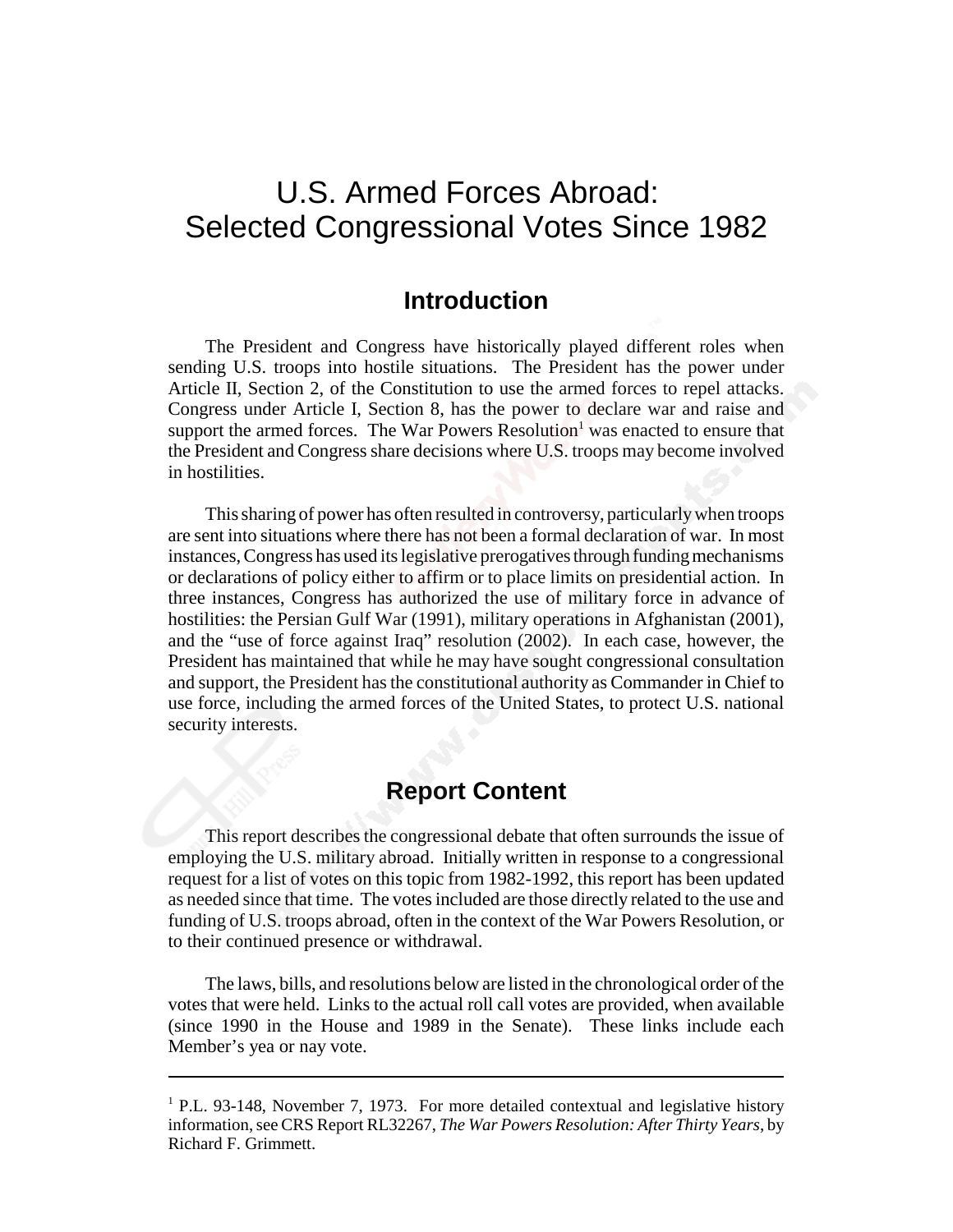# U.S. Armed Forces Abroad: Selected Congressional Votes Since 1982

## Introduction

The President and Congress have historically played different roles when sending U.S. troops into hostile situations. The President has the power under Article II, Section 2, of the Constitution to use the armed forces to repel attacks. Congress under Article I, Section 8, has the power to declare war and raise and support the armed forces. The War Powers Resolution[1] was enacted to ensure that the President and Congress share decisions where U.S. troops may become involved in hostilities.

This sharing of power has often resulted in controversy, particularly when troops are sent into situations where there has not been a formal declaration of war. In most instances, Congress has used its legislative prerogatives through funding mechanisms or declarations of policy either to affirm or to place limits on presidential action. In three instances, Congress has authorized the use of military force in advance of hostilities: the Persian Gulf War (1991), military operations in Afghanistan (2001), and the "use of force against Iraq" resolution (2002). In each case, however, the President has maintained that while he may have sought congressional consultation and support, the President has the constitutional authority as Commander in Chief to use force, including the armed forces of the United States, to protect U.S. national security interests.

## Report Content

This report describes the congressional debate that often surrounds the issue of employing the U.S. military abroad. Initially written in response to a congressional request for a list of votes on this topic from 1982-1992, this report has been updated as needed since that time. The votes included are those directly related to the use and funding of U.S. troops abroad, often in the context of the War Powers Resolution, or to their continued presence or withdrawal.

The laws, bills, and resolutions below are listed in the chronological order of the votes that were held. Links to the actual roll call votes are provided, when available (since 1990 in the House and 1989 in the Senate). These links include each Member's yea or nay vote.

---

[1] P.L. 93-148, November 7, 1973. For more detailed contextual and legislative history information, see CRS Report RL32267, *The War Powers Resolution: After Thirty Years*, by Richard F. Grimmett.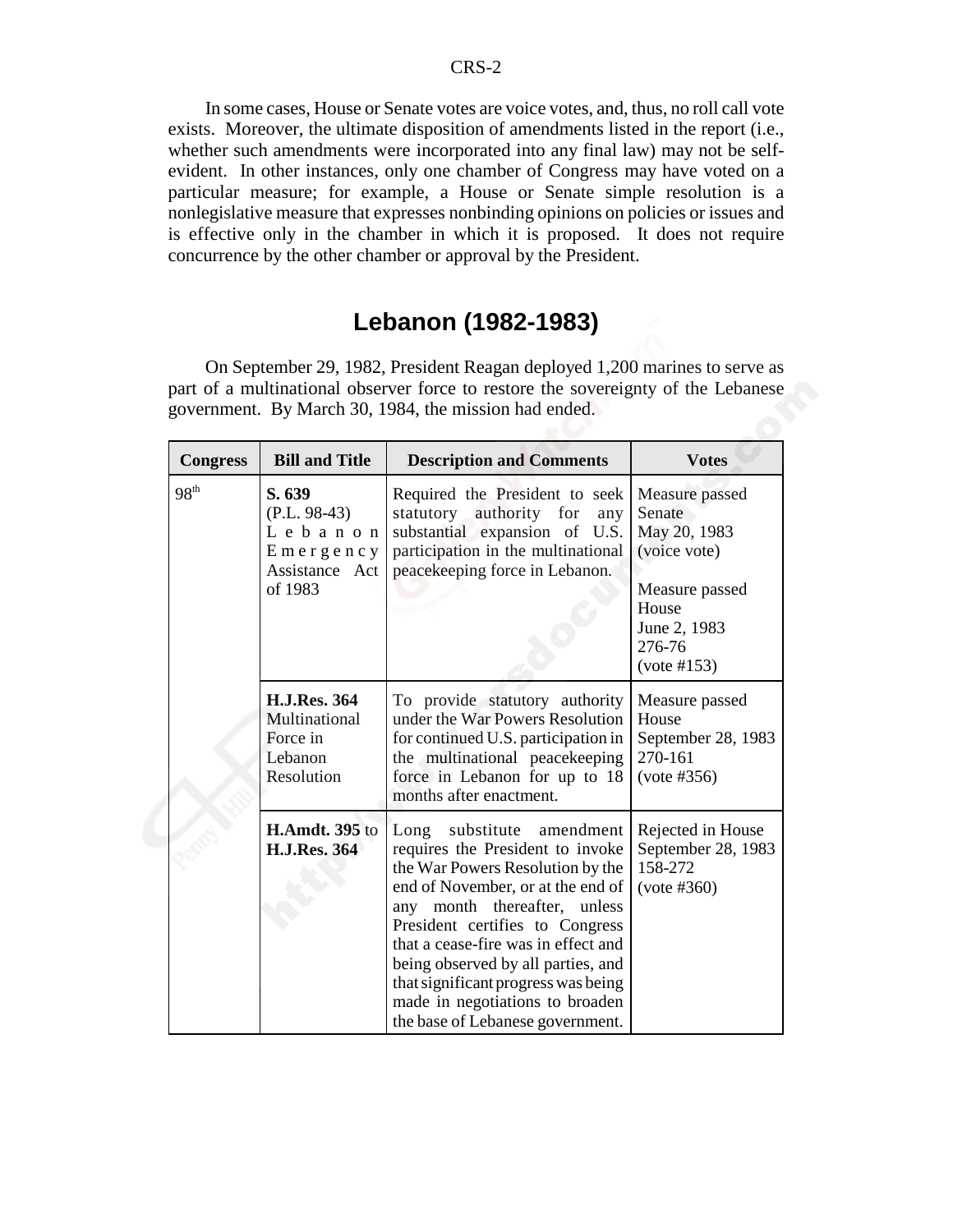In some cases, House or Senate votes are voice votes, and, thus, no roll call vote exists. Moreover, the ultimate disposition of amendments listed in the report (i.e., whether such amendments were incorporated into any final law) may not be self-evident. In other instances, only one chamber of Congress may have voted on a particular measure; for example, a House or Senate simple resolution is a nonlegislative measure that expresses nonbinding opinions on policies or issues and is effective only in the chamber in which it is proposed. It does not require concurrence by the other chamber or approval by the President.

## Lebanon (1982-1983)

On September 29, 1982, President Reagan deployed 1,200 marines to serve as part of a multinational observer force to restore the sovereignty of the Lebanese government. By March 30, 1984, the mission had ended.

| Congress | Bill and Title | Description and Comments | Votes |
|---|---|---|---|
| 98th | **S. 639** (P.L. 98-43) Lebanon Emergency Assistance Act of 1983 | Required the President to seek statutory authority for any substantial expansion of U.S. participation in the multinational peacekeeping force in Lebanon. | Measure passed Senate May 20, 1983 (voice vote)<br><br>Measure passed House June 2, 1983 276-76 (vote #153) |
| | **H.J.Res. 364** Multinational Force in Lebanon Resolution | To provide statutory authority under the War Powers Resolution for continued U.S. participation in the multinational peacekeeping force in Lebanon for up to 18 months after enactment. | Measure passed House September 28, 1983 270-161 (vote #356) |
| | **H.Amdt. 395** to **H.J.Res. 364** | Long substitute amendment requires the President to invoke the War Powers Resolution by the end of November, or at the end of any month thereafter, unless President certifies to Congress that a cease-fire was in effect and being observed by all parties, and that significant progress was being made in negotiations to broaden the base of Lebanese government. | Rejected in House September 28, 1983 158-272 (vote #360) |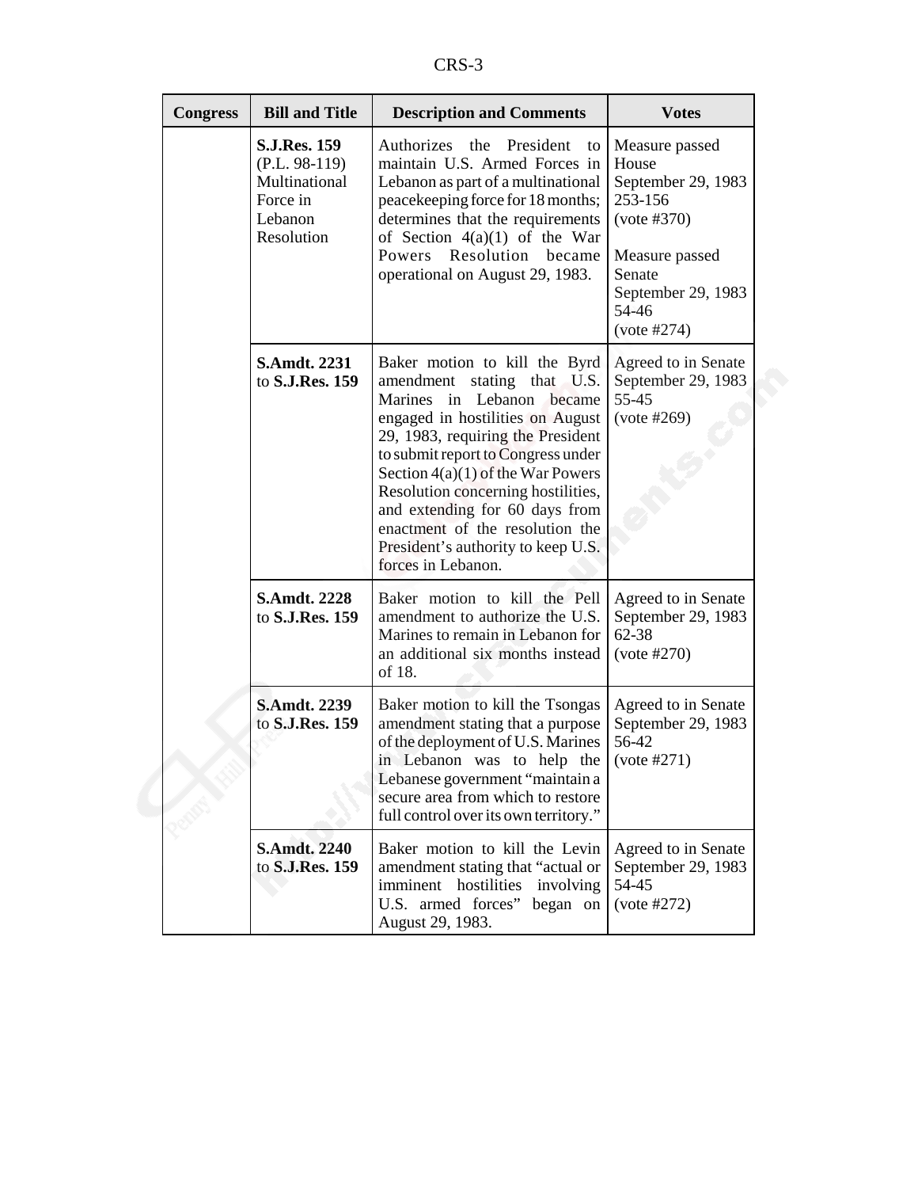| Congress | Bill and Title | Description and Comments | Votes |
|---|---|---|---|
| | **S.J.Res. 159** (P.L. 98-119) Multinational Force in Lebanon Resolution | Authorizes the President to maintain U.S. Armed Forces in Lebanon as part of a multinational peacekeeping force for 18 months; determines that the requirements of Section 4(a)(1) of the War Powers Resolution became operational on August 29, 1983. | Measure passed House September 29, 1983 253-156 (vote #370)<br><br>Measure passed Senate September 29, 1983 54-46 (vote #274) |
| | **S.Amdt. 2231** to **S.J.Res. 159** | Baker motion to kill the Byrd amendment stating that U.S. Marines in Lebanon became engaged in hostilities on August 29, 1983, requiring the President to submit report to Congress under Section 4(a)(1) of the War Powers Resolution concerning hostilities, and extending for 60 days from enactment of the resolution the President's authority to keep U.S. forces in Lebanon. | Agreed to in Senate September 29, 1983 55-45 (vote #269) |
| | **S.Amdt. 2228** to **S.J.Res. 159** | Baker motion to kill the Pell amendment to authorize the U.S. Marines to remain in Lebanon for an additional six months instead of 18. | Agreed to in Senate September 29, 1983 62-38 (vote #270) |
| | **S.Amdt. 2239** to **S.J.Res. 159** | Baker motion to kill the Tsongas amendment stating that a purpose of the deployment of U.S. Marines in Lebanon was to help the Lebanese government "maintain a secure area from which to restore full control over its own territory." | Agreed to in Senate September 29, 1983 56-42 (vote #271) |
| | **S.Amdt. 2240** to **S.J.Res. 159** | Baker motion to kill the Levin amendment stating that "actual or imminent hostilities involving U.S. armed forces" began on August 29, 1983. | Agreed to in Senate September 29, 1983 54-45 (vote #272) |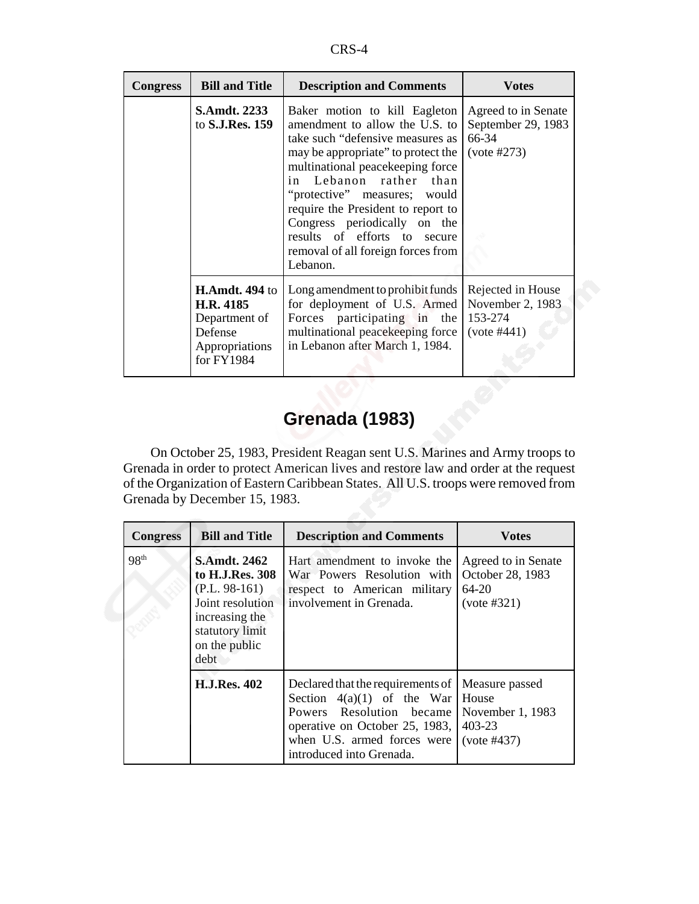| Congress | Bill and Title | Description and Comments | Votes |
|---|---|---|---|
| | **S.Amdt. 2233** to **S.J.Res. 159** | Baker motion to kill Eagleton amendment to allow the U.S. to take such "defensive measures as may be appropriate" to protect the multinational peacekeeping force in Lebanon rather than "protective" measures; would require the President to report to Congress periodically on the results of efforts to secure removal of all foreign forces from Lebanon. | Agreed to in Senate September 29, 1983 66-34 (vote #273) |
| | **H.Amdt. 494** to **H.R. 4185** Department of Defense Appropriations for FY1984 | Long amendment to prohibit funds for deployment of U.S. Armed Forces participating in the multinational peacekeeping force in Lebanon after March 1, 1984. | Rejected in House November 2, 1983 153-274 (vote #441) |

## Grenada (1983)

On October 25, 1983, President Reagan sent U.S. Marines and Army troops to Grenada in order to protect American lives and restore law and order at the request of the Organization of Eastern Caribbean States. All U.S. troops were removed from Grenada by December 15, 1983.

| Congress | Bill and Title | Description and Comments | Votes |
|---|---|---|---|
| 98th | **S.Amdt. 2462 to H.J.Res. 308** (P.L. 98-161) Joint resolution increasing the statutory limit on the public debt | Hart amendment to invoke the War Powers Resolution with respect to American military involvement in Grenada. | Agreed to in Senate October 28, 1983 64-20 (vote #321) |
| | **H.J.Res. 402** | Declared that the requirements of Section 4(a)(1) of the War Powers Resolution became operative on October 25, 1983, when U.S. armed forces were introduced into Grenada. | Measure passed House November 1, 1983 403-23 (vote #437) |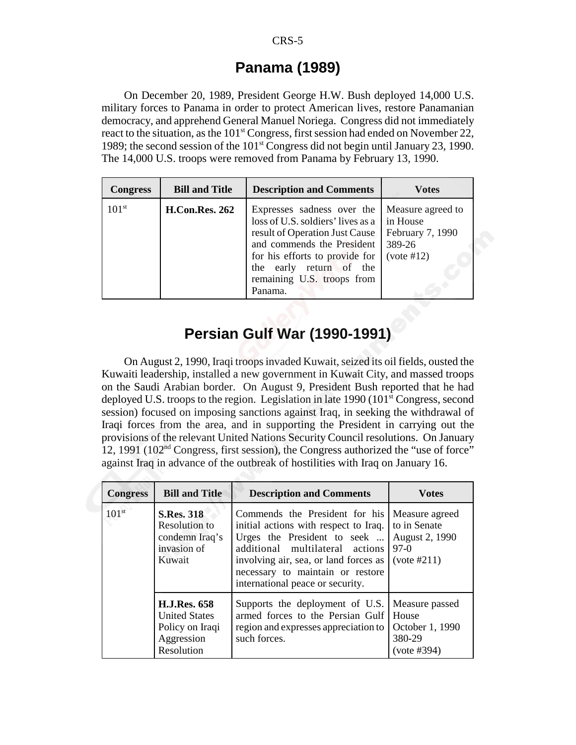## Panama (1989)

On December 20, 1989, President George H.W. Bush deployed 14,000 U.S. military forces to Panama in order to protect American lives, restore Panamanian democracy, and apprehend General Manuel Noriega. Congress did not immediately react to the situation, as the 101st Congress, first session had ended on November 22, 1989; the second session of the 101st Congress did not begin until January 23, 1990. The 14,000 U.S. troops were removed from Panama by February 13, 1990.

| Congress | Bill and Title | Description and Comments | Votes |
|---|---|---|---|
| 101st | **H.Con.Res. 262** | Expresses sadness over the loss of U.S. soldiers' lives as a result of Operation Just Cause and commends the President for his efforts to provide for the early return of the remaining U.S. troops from Panama. | Measure agreed to in House February 7, 1990 389-26 (vote #12) |

## Persian Gulf War (1990-1991)

On August 2, 1990, Iraqi troops invaded Kuwait, seized its oil fields, ousted the Kuwaiti leadership, installed a new government in Kuwait City, and massed troops on the Saudi Arabian border. On August 9, President Bush reported that he had deployed U.S. troops to the region. Legislation in late 1990 (101st Congress, second session) focused on imposing sanctions against Iraq, in seeking the withdrawal of Iraqi forces from the area, and in supporting the President in carrying out the provisions of the relevant United Nations Security Council resolutions. On January 12, 1991 (102nd Congress, first session), the Congress authorized the "use of force" against Iraq in advance of the outbreak of hostilities with Iraq on January 16.

| Congress | Bill and Title | Description and Comments | Votes |
|---|---|---|---|
| 101st | **S.Res. 318** Resolution to condemn Iraq's invasion of Kuwait | Commends the President for his initial actions with respect to Iraq. Urges the President to seek ... additional multilateral actions involving air, sea, or land forces as necessary to maintain or restore international peace or security. | Measure agreed to in Senate August 2, 1990 97-0 (vote #211) |
| | **H.J.Res. 658** United States Policy on Iraqi Aggression Resolution | Supports the deployment of U.S. armed forces to the Persian Gulf region and expresses appreciation to such forces. | Measure passed House October 1, 1990 380-29 (vote #394) |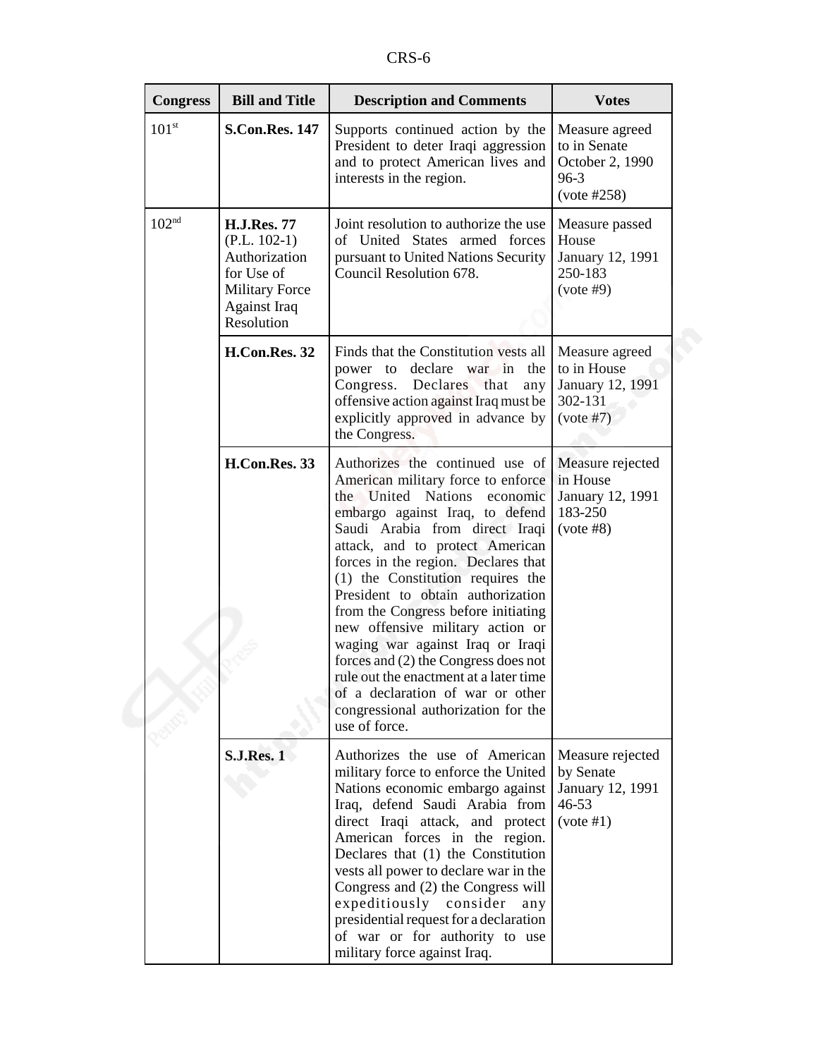| Congress | Bill and Title | Description and Comments | Votes |
|---|---|---|---|
| 101st | **S.Con.Res. 147** | Supports continued action by the President to deter Iraqi aggression and to protect American lives and interests in the region. | Measure agreed to in Senate October 2, 1990 96-3 (vote #258) |
| 102nd | **H.J.Res. 77** (P.L. 102-1) Authorization for Use of Military Force Against Iraq Resolution | Joint resolution to authorize the use of United States armed forces pursuant to United Nations Security Council Resolution 678. | Measure passed House January 12, 1991 250-183 (vote #9) |
| | **H.Con.Res. 32** | Finds that the Constitution vests all power to declare war in the Congress. Declares that any offensive action against Iraq must be explicitly approved in advance by the Congress. | Measure agreed to in House January 12, 1991 302-131 (vote #7) |
| | **H.Con.Res. 33** | Authorizes the continued use of American military force to enforce the United Nations economic embargo against Iraq, to defend Saudi Arabia from direct Iraqi attack, and to protect American forces in the region. Declares that (1) the Constitution requires the President to obtain authorization from the Congress before initiating new offensive military action or waging war against Iraq or Iraqi forces and (2) the Congress does not rule out the enactment at a later time of a declaration of war or other congressional authorization for the use of force. | Measure rejected in House January 12, 1991 183-250 (vote #8) |
| | **S.J.Res. 1** | Authorizes the use of American military force to enforce the United Nations economic embargo against Iraq, defend Saudi Arabia from direct Iraqi attack, and protect American forces in the region. Declares that (1) the Constitution vests all power to declare war in the Congress and (2) the Congress will expeditiously consider any presidential request for a declaration of war or for authority to use military force against Iraq. | Measure rejected by Senate January 12, 1991 46-53 (vote #1) |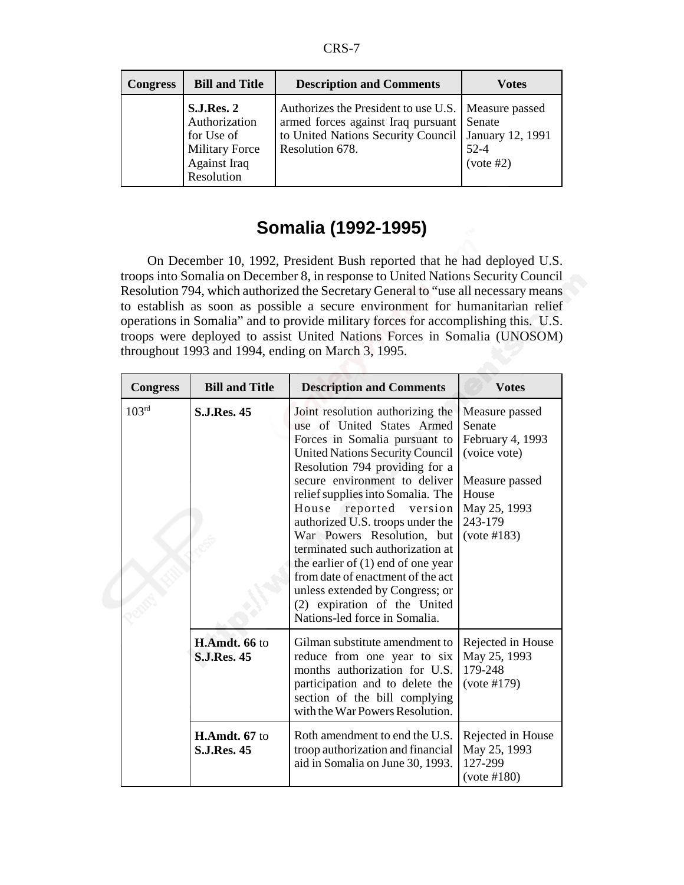| Congress | Bill and Title | Description and Comments | Votes |
|---|---|---|---|
| | **S.J.Res. 2** Authorization for Use of Military Force Against Iraq Resolution | Authorizes the President to use U.S. armed forces against Iraq pursuant to United Nations Security Council Resolution 678. | Measure passed Senate January 12, 1991 52-4 (vote #2) |

## Somalia (1992-1995)

On December 10, 1992, President Bush reported that he had deployed U.S. troops into Somalia on December 8, in response to United Nations Security Council Resolution 794, which authorized the Secretary General to "use all necessary means to establish as soon as possible a secure environment for humanitarian relief operations in Somalia" and to provide military forces for accomplishing this. U.S. troops were deployed to assist United Nations Forces in Somalia (UNOSOM) throughout 1993 and 1994, ending on March 3, 1995.

| Congress | Bill and Title | Description and Comments | Votes |
|---|---|---|---|
| 103rd | **S.J.Res. 45** | Joint resolution authorizing the use of United States Armed Forces in Somalia pursuant to United Nations Security Council Resolution 794 providing for a secure environment to deliver relief supplies into Somalia. The House reported version authorized U.S. troops under the War Powers Resolution, but terminated such authorization at the earlier of (1) end of one year from date of enactment of the act unless extended by Congress; or (2) expiration of the United Nations-led force in Somalia. | Measure passed Senate February 4, 1993 (voice vote)<br><br>Measure passed House May 25, 1993 243-179 (vote #183) |
| | **H.Amdt. 66** to **S.J.Res. 45** | Gilman substitute amendment to reduce from one year to six months authorization for U.S. participation and to delete the section of the bill complying with the War Powers Resolution. | Rejected in House May 25, 1993 179-248 (vote #179) |
| | **H.Amdt. 67** to **S.J.Res. 45** | Roth amendment to end the U.S. troop authorization and financial aid in Somalia on June 30, 1993. | Rejected in House May 25, 1993 127-299 (vote #180) |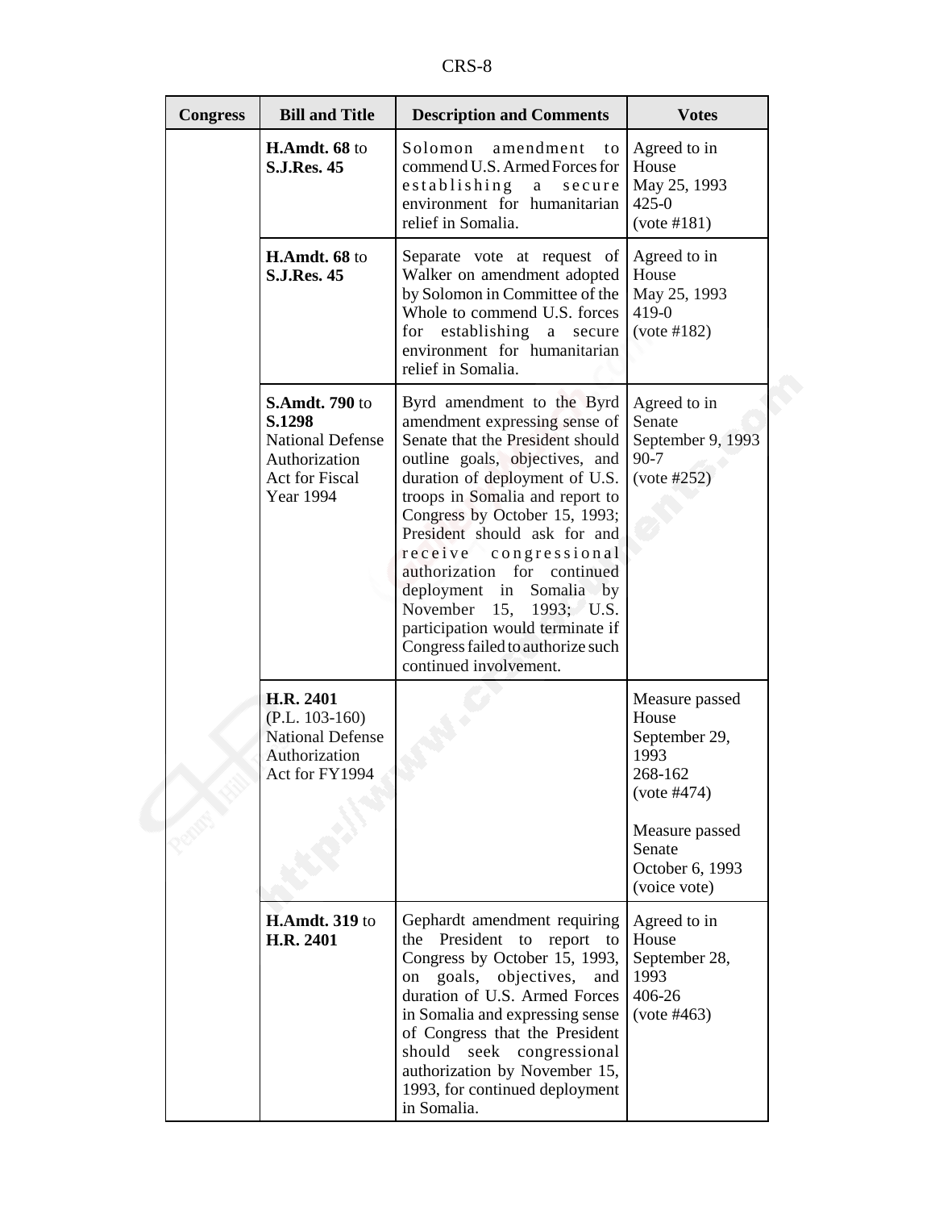| Congress | Bill and Title | Description and Comments | Votes |
|---|---|---|---|
| | **H.Amdt. 68** to **S.J.Res. 45** | Solomon amendment to commend U.S. Armed Forces for establishing a secure environment for humanitarian relief in Somalia. | Agreed to in House May 25, 1993 425-0 (vote #181) |
| | **H.Amdt. 68** to **S.J.Res. 45** | Separate vote at request of Walker on amendment adopted by Solomon in Committee of the Whole to commend U.S. forces for establishing a secure environment for humanitarian relief in Somalia. | Agreed to in House May 25, 1993 419-0 (vote #182) |
| | **S.Amdt. 790** to **S.1298** National Defense Authorization Act for Fiscal Year 1994 | Byrd amendment to the Byrd amendment expressing sense of Senate that the President should outline goals, objectives, and duration of deployment of U.S. troops in Somalia and report to Congress by October 15, 1993; President should ask for and receive congressional authorization for continued deployment in Somalia by November 15, 1993; U.S. participation would terminate if Congress failed to authorize such continued involvement. | Agreed to in Senate September 9, 1993 90-7 (vote #252) |
| | **H.R. 2401** (P.L. 103-160) National Defense Authorization Act for FY1994 | | Measure passed House September 29, 1993 268-162 (vote #474)<br><br>Measure passed Senate October 6, 1993 (voice vote) |
| | **H.Amdt. 319** to **H.R. 2401** | Gephardt amendment requiring the President to report to Congress by October 15, 1993, on goals, objectives, and duration of U.S. Armed Forces in Somalia and expressing sense of Congress that the President should seek congressional authorization by November 15, 1993, for continued deployment in Somalia. | Agreed to in House September 28, 1993 406-26 (vote #463) |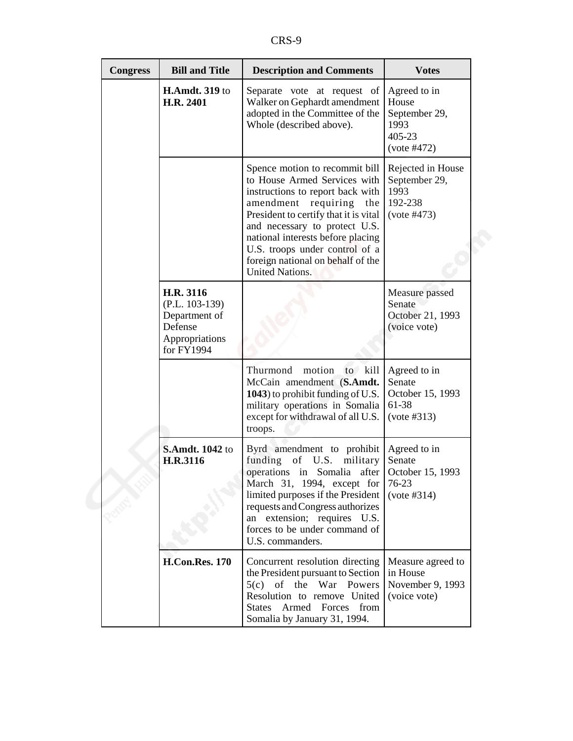| Congress | Bill and Title | Description and Comments | Votes |
|---|---|---|---|
| | **H.Amdt. 319** to **H.R. 2401** | Separate vote at request of Walker on Gephardt amendment adopted in the Committee of the Whole (described above). | Agreed to in House September 29, 1993 405-23 (vote #472) |
| | | Spence motion to recommit bill to House Armed Services with instructions to report back with amendment requiring the President to certify that it is vital and necessary to protect U.S. national interests before placing U.S. troops under control of a foreign national on behalf of the United Nations. | Rejected in House September 29, 1993 192-238 (vote #473) |
| | **H.R. 3116** (P.L. 103-139) Department of Defense Appropriations for FY1994 | | Measure passed Senate October 21, 1993 (voice vote) |
| | | Thurmond motion to kill McCain amendment (**S.Amdt. 1043**) to prohibit funding of U.S. military operations in Somalia except for withdrawal of all U.S. troops. | Agreed to in Senate October 15, 1993 61-38 (vote #313) |
| | **S.Amdt. 1042** to **H.R.3116** | Byrd amendment to prohibit funding of U.S. military operations in Somalia after March 31, 1994, except for limited purposes if the President requests and Congress authorizes an extension; requires U.S. forces to be under command of U.S. commanders. | Agreed to in Senate October 15, 1993 76-23 (vote #314) |
| | **H.Con.Res. 170** | Concurrent resolution directing the President pursuant to Section 5(c) of the War Powers Resolution to remove United States Armed Forces from Somalia by January 31, 1994. | Measure agreed to in House November 9, 1993 (voice vote) |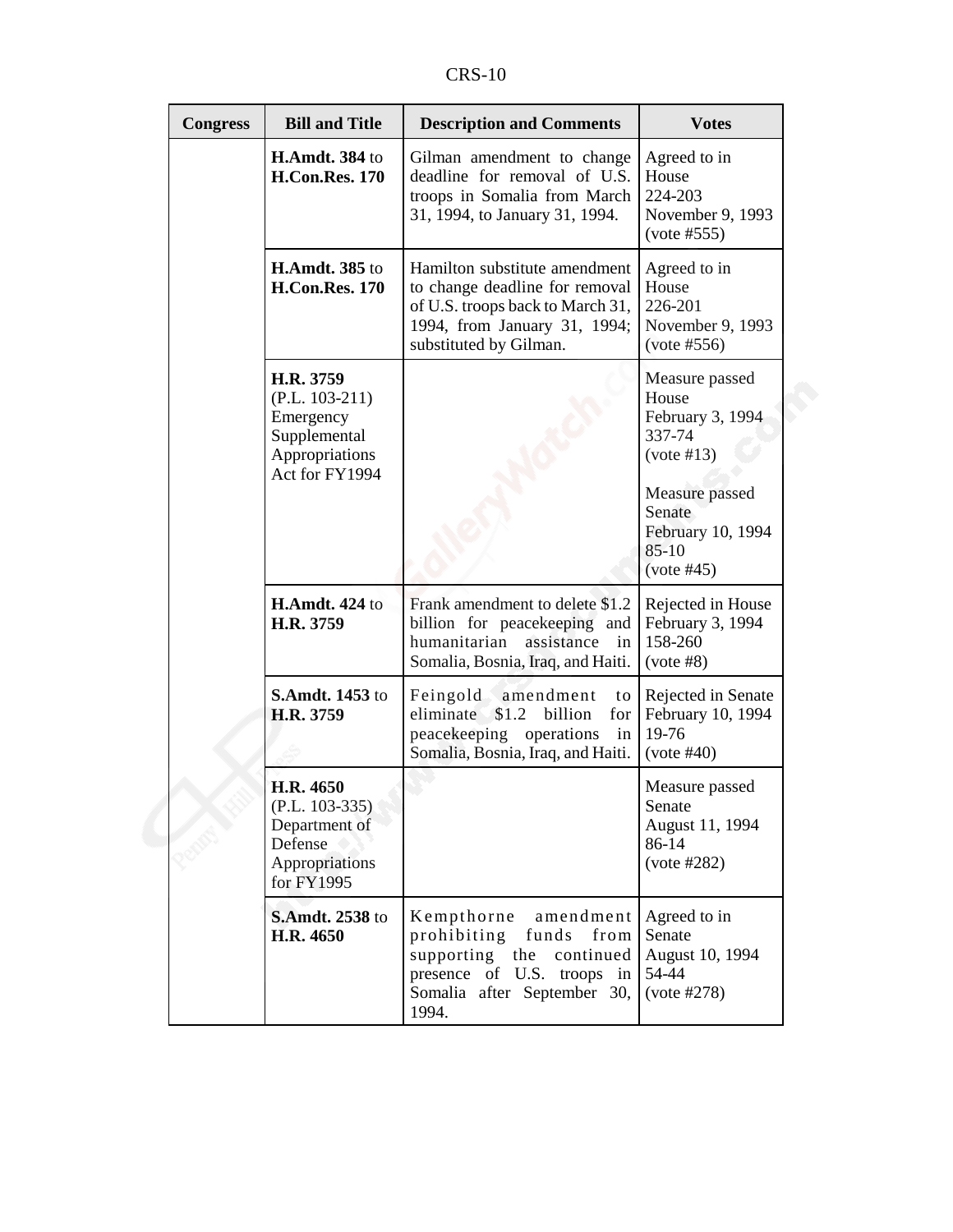| Congress | Bill and Title | Description and Comments | Votes |
|---|---|---|---|
| | **H.Amdt. 384** to **H.Con.Res. 170** | Gilman amendment to change deadline for removal of U.S. troops in Somalia from March 31, 1994, to January 31, 1994. | Agreed to in House 224-203 November 9, 1993 (vote #555) |
| | **H.Amdt. 385** to **H.Con.Res. 170** | Hamilton substitute amendment to change deadline for removal of U.S. troops back to March 31, 1994, from January 31, 1994; substituted by Gilman. | Agreed to in House 226-201 November 9, 1993 (vote #556) |
| | **H.R. 3759** (P.L. 103-211) Emergency Supplemental Appropriations Act for FY1994 | | Measure passed House February 3, 1994 337-74 (vote #13)<br><br>Measure passed Senate February 10, 1994 85-10 (vote #45) |
| | **H.Amdt. 424** to **H.R. 3759** | Frank amendment to delete $1.2 billion for peacekeeping and humanitarian assistance in Somalia, Bosnia, Iraq, and Haiti. | Rejected in House February 3, 1994 158-260 (vote #8) |
| | **S.Amdt. 1453** to **H.R. 3759** | Feingold amendment to eliminate $1.2 billion for peacekeeping operations in Somalia, Bosnia, Iraq, and Haiti. | Rejected in Senate February 10, 1994 19-76 (vote #40) |
| | **H.R. 4650** (P.L. 103-335) Department of Defense Appropriations for FY1995 | | Measure passed Senate August 11, 1994 86-14 (vote #282) |
| | **S.Amdt. 2538** to **H.R. 4650** | Kempthorne amendment prohibiting funds from supporting the continued presence of U.S. troops in Somalia after September 30, 1994. | Agreed to in Senate August 10, 1994 54-44 (vote #278) |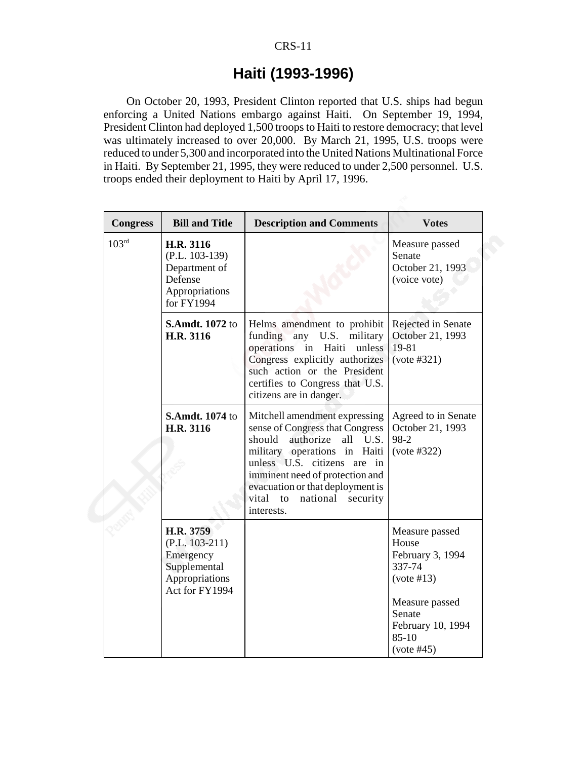# Haiti (1993-1996)

On October 20, 1993, President Clinton reported that U.S. ships had begun enforcing a United Nations embargo against Haiti. On September 19, 1994, President Clinton had deployed 1,500 troops to Haiti to restore democracy; that level was ultimately increased to over 20,000. By March 21, 1995, U.S. troops were reduced to under 5,300 and incorporated into the United Nations Multinational Force in Haiti. By September 21, 1995, they were reduced to under 2,500 personnel. U.S. troops ended their deployment to Haiti by April 17, 1996.

| Congress | Bill and Title | Description and Comments | Votes |
|---|---|---|---|
| 103rd | **H.R. 3116** (P.L. 103-139) Department of Defense Appropriations for FY1994 | | Measure passed Senate October 21, 1993 (voice vote) |
| | **S.Amdt. 1072** to **H.R. 3116** | Helms amendment to prohibit funding any U.S. military operations in Haiti unless Congress explicitly authorizes such action or the President certifies to Congress that U.S. citizens are in danger. | Rejected in Senate October 21, 1993 19-81 (vote #321) |
| | **S.Amdt. 1074** to **H.R. 3116** | Mitchell amendment expressing sense of Congress that Congress should authorize all U.S. military operations in Haiti unless U.S. citizens are in imminent need of protection and evacuation or that deployment is vital to national security interests. | Agreed to in Senate October 21, 1993 98-2 (vote #322) |
| | **H.R. 3759** (P.L. 103-211) Emergency Supplemental Appropriations Act for FY1994 | | Measure passed House February 3, 1994 337-74 (vote #13)<br><br>Measure passed Senate February 10, 1994 85-10 (vote #45) |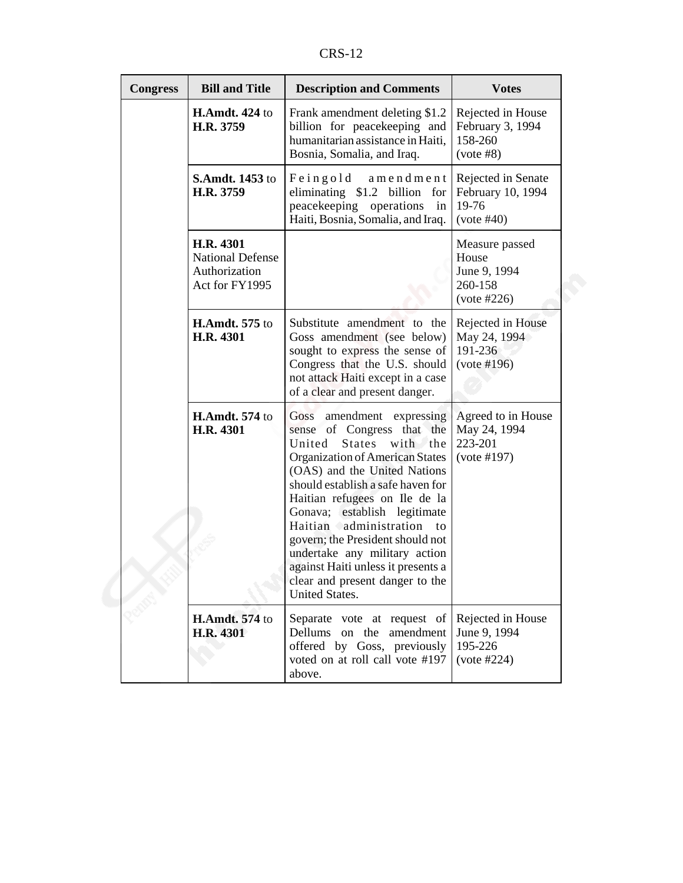| Congress | Bill and Title | Description and Comments | Votes |
|---|---|---|---|
| | **H.Amdt. 424** to **H.R. 3759** | Frank amendment deleting $1.2 billion for peacekeeping and humanitarian assistance in Haiti, Bosnia, Somalia, and Iraq. | Rejected in House February 3, 1994 158-260 (vote #8) |
| | **S.Amdt. 1453** to **H.R. 3759** | Feingold amendment eliminating $1.2 billion for peacekeeping operations in Haiti, Bosnia, Somalia, and Iraq. | Rejected in Senate February 10, 1994 19-76 (vote #40) |
| | **H.R. 4301** National Defense Authorization Act for FY1995 | | Measure passed House June 9, 1994 260-158 (vote #226) |
| | **H.Amdt. 575** to **H.R. 4301** | Substitute amendment to the Goss amendment (see below) sought to express the sense of Congress that the U.S. should not attack Haiti except in a case of a clear and present danger. | Rejected in House May 24, 1994 191-236 (vote #196) |
| | **H.Amdt. 574** to **H.R. 4301** | Goss amendment expressing sense of Congress that the United States with the Organization of American States (OAS) and the United Nations should establish a safe haven for Haitian refugees on Ile de la Gonava; establish legitimate Haitian administration to govern; the President should not undertake any military action against Haiti unless it presents a clear and present danger to the United States. | Agreed to in House May 24, 1994 223-201 (vote #197) |
| | **H.Amdt. 574** to **H.R. 4301** | Separate vote at request of Dellums on the amendment offered by Goss, previously voted on at roll call vote #197 above. | Rejected in House June 9, 1994 195-226 (vote #224) |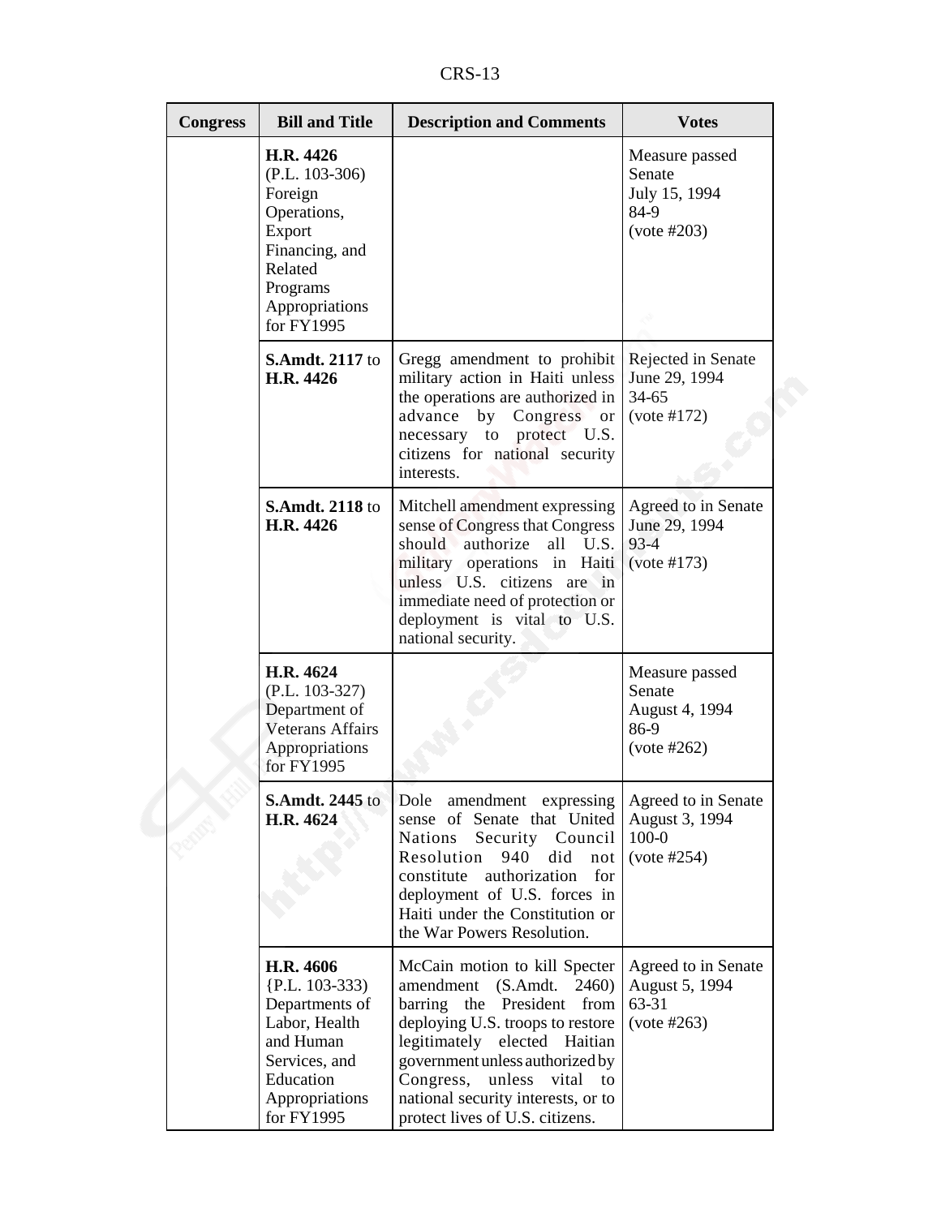| Congress | Bill and Title | Description and Comments | Votes |
|---|---|---|---|
| | **H.R. 4426** (P.L. 103-306) Foreign Operations, Export Financing, and Related Programs Appropriations for FY1995 | | Measure passed Senate July 15, 1994 84-9 (vote #203) |
| | **S.Amdt. 2117** to **H.R. 4426** | Gregg amendment to prohibit military action in Haiti unless the operations are authorized in advance by Congress or necessary to protect U.S. citizens for national security interests. | Rejected in Senate June 29, 1994 34-65 (vote #172) |
| | **S.Amdt. 2118** to **H.R. 4426** | Mitchell amendment expressing sense of Congress that Congress should authorize all U.S. military operations in Haiti unless U.S. citizens are in immediate need of protection or deployment is vital to U.S. national security. | Agreed to in Senate June 29, 1994 93-4 (vote #173) |
| | **H.R. 4624** (P.L. 103-327) Department of Veterans Affairs Appropriations for FY1995 | | Measure passed Senate August 4, 1994 86-9 (vote #262) |
| | **S.Amdt. 2445** to **H.R. 4624** | Dole amendment expressing sense of Senate that United Nations Security Council Resolution 940 did not constitute authorization for deployment of U.S. forces in Haiti under the Constitution or the War Powers Resolution. | Agreed to in Senate August 3, 1994 100-0 (vote #254) |
| | **H.R. 4606** {P.L. 103-333) Departments of Labor, Health and Human Services, and Education Appropriations for FY1995 | McCain motion to kill Specter amendment (S.Amdt. 2460) barring the President from deploying U.S. troops to restore legitimately elected Haitian government unless authorized by Congress, unless vital to national security interests, or to protect lives of U.S. citizens. | Agreed to in Senate August 5, 1994 63-31 (vote #263) |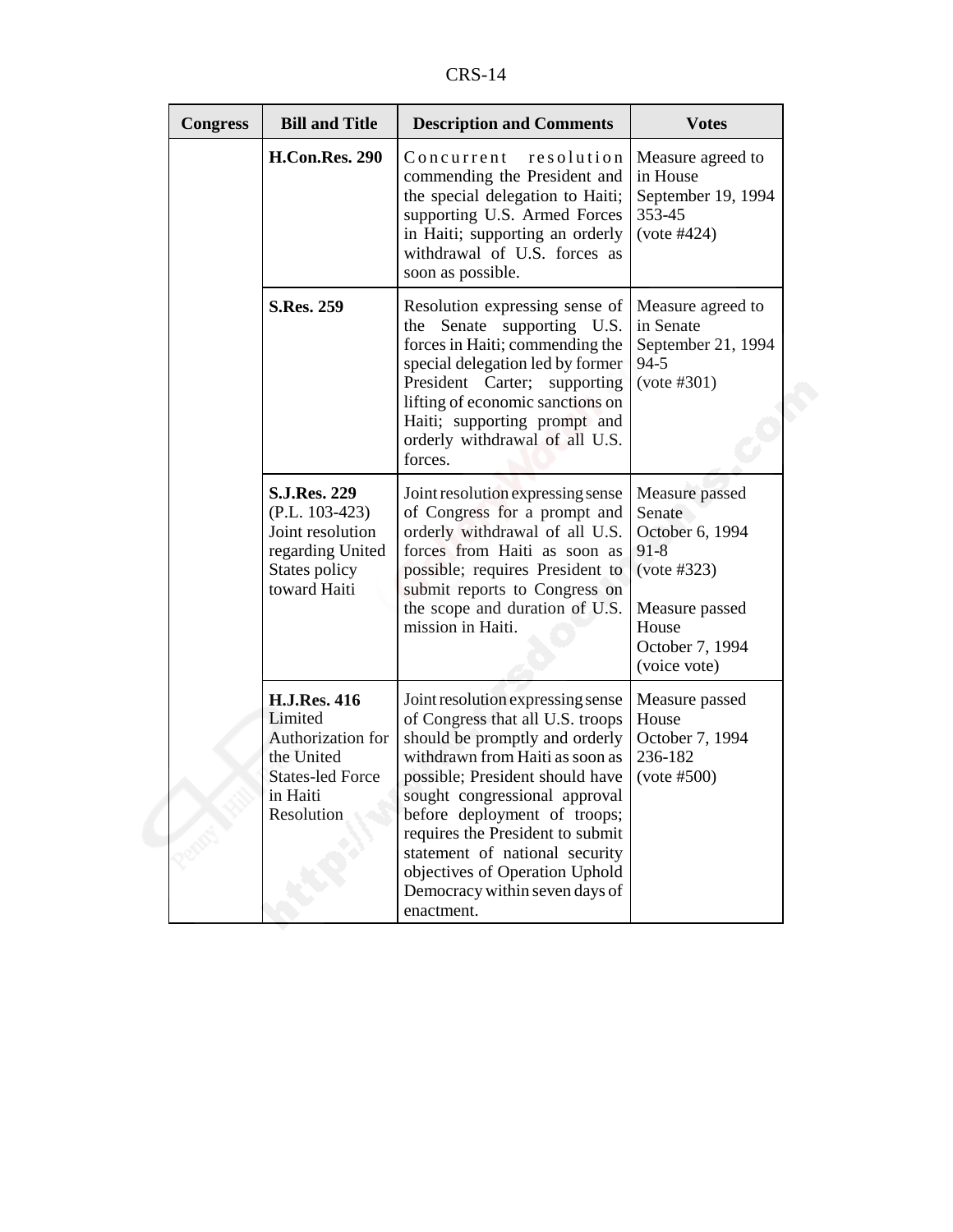| Congress | Bill and Title | Description and Comments | Votes |
|---|---|---|---|
| | **H.Con.Res. 290** | Concurrent resolution commending the President and the special delegation to Haiti; supporting U.S. Armed Forces in Haiti; supporting an orderly withdrawal of U.S. forces as soon as possible. | Measure agreed to in House September 19, 1994 353-45 (vote #424) |
| | **S.Res. 259** | Resolution expressing sense of the Senate supporting U.S. forces in Haiti; commending the special delegation led by former President Carter; supporting lifting of economic sanctions on Haiti; supporting prompt and orderly withdrawal of all U.S. forces. | Measure agreed to in Senate September 21, 1994 94-5 (vote #301) |
| | **S.J.Res. 229** (P.L. 103-423) Joint resolution regarding United States policy toward Haiti | Joint resolution expressing sense of Congress for a prompt and orderly withdrawal of all U.S. forces from Haiti as soon as possible; requires President to submit reports to Congress on the scope and duration of U.S. mission in Haiti. | Measure passed Senate October 6, 1994 91-8 (vote #323)<br><br>Measure passed House October 7, 1994 (voice vote) |
| | **H.J.Res. 416** Limited Authorization for the United States-led Force in Haiti Resolution | Joint resolution expressing sense of Congress that all U.S. troops should be promptly and orderly withdrawn from Haiti as soon as possible; President should have sought congressional approval before deployment of troops; requires the President to submit statement of national security objectives of Operation Uphold Democracy within seven days of enactment. | Measure passed House October 7, 1994 236-182 (vote #500) |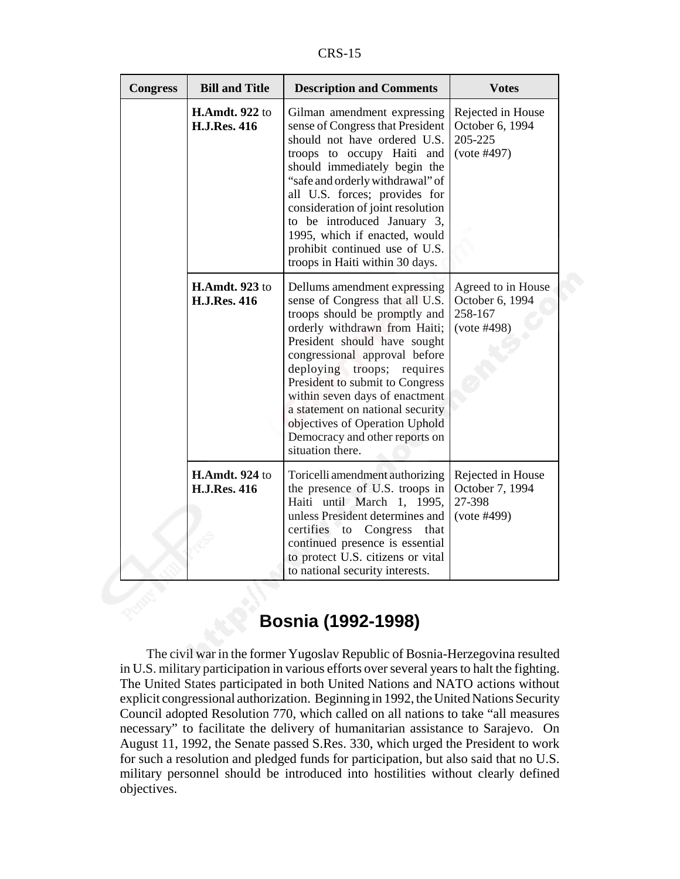| Congress | Bill and Title | Description and Comments | Votes |
|---|---|---|---|
| | **H.Amdt. 922** to **H.J.Res. 416** | Gilman amendment expressing sense of Congress that President should not have ordered U.S. troops to occupy Haiti and should immediately begin the "safe and orderly withdrawal" of all U.S. forces; provides for consideration of joint resolution to be introduced January 3, 1995, which if enacted, would prohibit continued use of U.S. troops in Haiti within 30 days. | Rejected in House October 6, 1994 205-225 (vote #497) |
| | **H.Amdt. 923** to **H.J.Res. 416** | Dellums amendment expressing sense of Congress that all U.S. troops should be promptly and orderly withdrawn from Haiti; President should have sought congressional approval before deploying troops; requires President to submit to Congress within seven days of enactment a statement on national security objectives of Operation Uphold Democracy and other reports on situation there. | Agreed to in House October 6, 1994 258-167 (vote #498) |
| | **H.Amdt. 924** to **H.J.Res. 416** | Toricelli amendment authorizing the presence of U.S. troops in Haiti until March 1, 1995, unless President determines and certifies to Congress that continued presence is essential to protect U.S. citizens or vital to national security interests. | Rejected in House October 7, 1994 27-398 (vote #499) |

## Bosnia (1992-1998)

The civil war in the former Yugoslav Republic of Bosnia-Herzegovina resulted in U.S. military participation in various efforts over several years to halt the fighting. The United States participated in both United Nations and NATO actions without explicit congressional authorization. Beginning in 1992, the United Nations Security Council adopted Resolution 770, which called on all nations to take "all measures necessary" to facilitate the delivery of humanitarian assistance to Sarajevo. On August 11, 1992, the Senate passed S.Res. 330, which urged the President to work for such a resolution and pledged funds for participation, but also said that no U.S. military personnel should be introduced into hostilities without clearly defined objectives.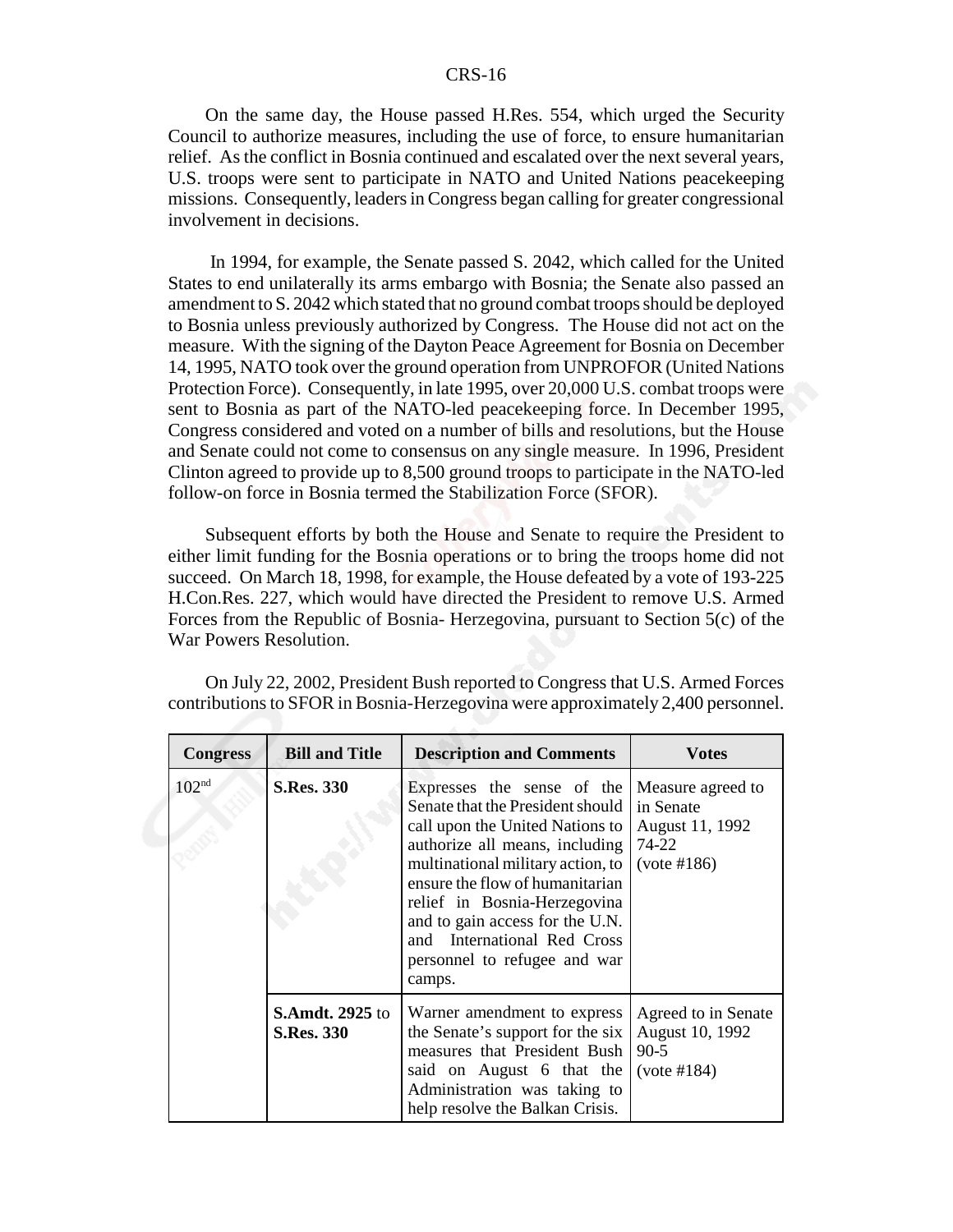On the same day, the House passed H.Res. 554, which urged the Security Council to authorize measures, including the use of force, to ensure humanitarian relief. As the conflict in Bosnia continued and escalated over the next several years, U.S. troops were sent to participate in NATO and United Nations peacekeeping missions. Consequently, leaders in Congress began calling for greater congressional involvement in decisions.

In 1994, for example, the Senate passed S. 2042, which called for the United States to end unilaterally its arms embargo with Bosnia; the Senate also passed an amendment to S. 2042 which stated that no ground combat troops should be deployed to Bosnia unless previously authorized by Congress. The House did not act on the measure. With the signing of the Dayton Peace Agreement for Bosnia on December 14, 1995, NATO took over the ground operation from UNPROFOR (United Nations Protection Force). Consequently, in late 1995, over 20,000 U.S. combat troops were sent to Bosnia as part of the NATO-led peacekeeping force. In December 1995, Congress considered and voted on a number of bills and resolutions, but the House and Senate could not come to consensus on any single measure. In 1996, President Clinton agreed to provide up to 8,500 ground troops to participate in the NATO-led follow-on force in Bosnia termed the Stabilization Force (SFOR).

Subsequent efforts by both the House and Senate to require the President to either limit funding for the Bosnia operations or to bring the troops home did not succeed. On March 18, 1998, for example, the House defeated by a vote of 193-225 H.Con.Res. 227, which would have directed the President to remove U.S. Armed Forces from the Republic of Bosnia- Herzegovina, pursuant to Section 5(c) of the War Powers Resolution.

On July 22, 2002, President Bush reported to Congress that U.S. Armed Forces contributions to SFOR in Bosnia-Herzegovina were approximately 2,400 personnel.

| Congress | Bill and Title | Description and Comments | Votes |
|---|---|---|---|
| 102nd | **S.Res. 330** | Expresses the sense of the Senate that the President should call upon the United Nations to authorize all means, including multinational military action, to ensure the flow of humanitarian relief in Bosnia-Herzegovina and to gain access for the U.N. and International Red Cross personnel to refugee and war camps. | Measure agreed to in Senate August 11, 1992 74-22 (vote #186) |
| | **S.Amdt. 2925** to **S.Res. 330** | Warner amendment to express the Senate's support for the six measures that President Bush said on August 6 that the Administration was taking to help resolve the Balkan Crisis. | Agreed to in Senate August 10, 1992 90-5 (vote #184) |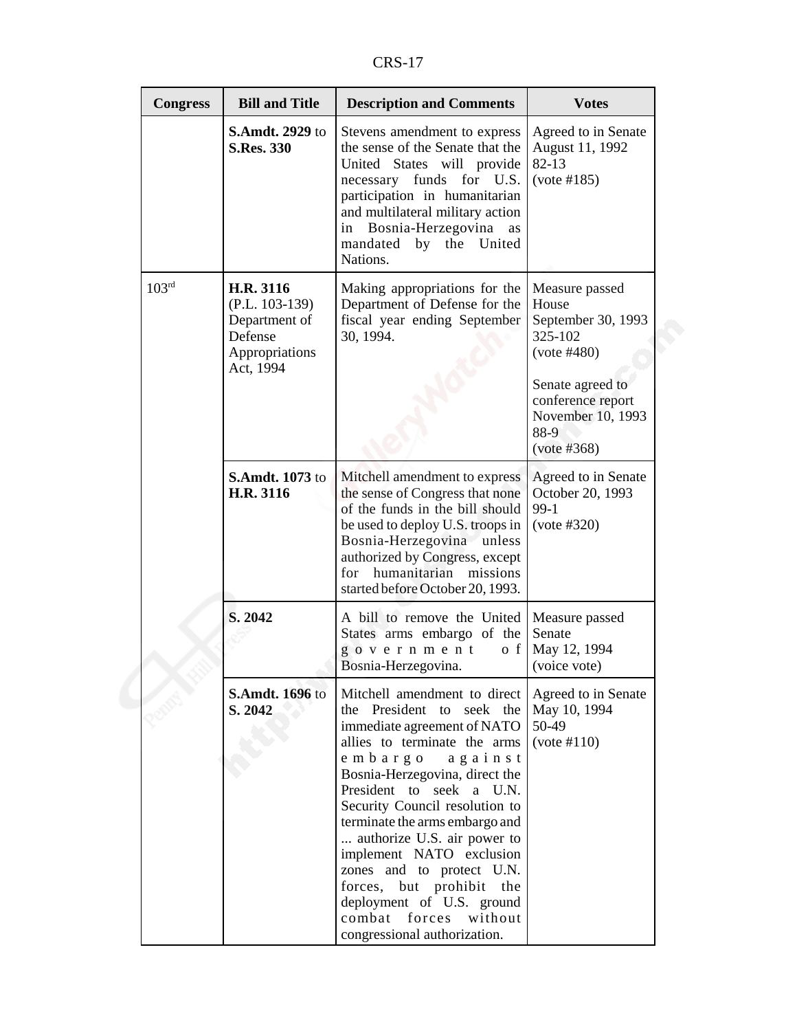| Congress | Bill and Title | Description and Comments | Votes |
|---|---|---|---|
| | **S.Amdt. 2929** to **S.Res. 330** | Stevens amendment to express the sense of the Senate that the United States will provide necessary funds for U.S. participation in humanitarian and multilateral military action in Bosnia-Herzegovina as mandated by the United Nations. | Agreed to in Senate August 11, 1992 82-13 (vote #185) |
| 103rd | **H.R. 3116** (P.L. 103-139) Department of Defense Appropriations Act, 1994 | Making appropriations for the Department of Defense for the fiscal year ending September 30, 1994. | Measure passed House September 30, 1993 325-102 (vote #480)<br><br>Senate agreed to conference report November 10, 1993 88-9 (vote #368) |
| | **S.Amdt. 1073** to **H.R. 3116** | Mitchell amendment to express the sense of Congress that none of the funds in the bill should be used to deploy U.S. troops in Bosnia-Herzegovina unless authorized by Congress, except for humanitarian missions started before October 20, 1993. | Agreed to in Senate October 20, 1993 99-1 (vote #320) |
| | **S. 2042** | A bill to remove the United States arms embargo of the government of Bosnia-Herzegovina. | Measure passed Senate May 12, 1994 (voice vote) |
| | **S.Amdt. 1696** to **S. 2042** | Mitchell amendment to direct the President to seek the immediate agreement of NATO allies to terminate the arms embargo against Bosnia-Herzegovina, direct the President to seek a U.N. Security Council resolution to terminate the arms embargo and ... authorize U.S. air power to implement NATO exclusion zones and to protect U.N. forces, but prohibit the deployment of U.S. ground combat forces without congressional authorization. | Agreed to in Senate May 10, 1994 50-49 (vote #110) |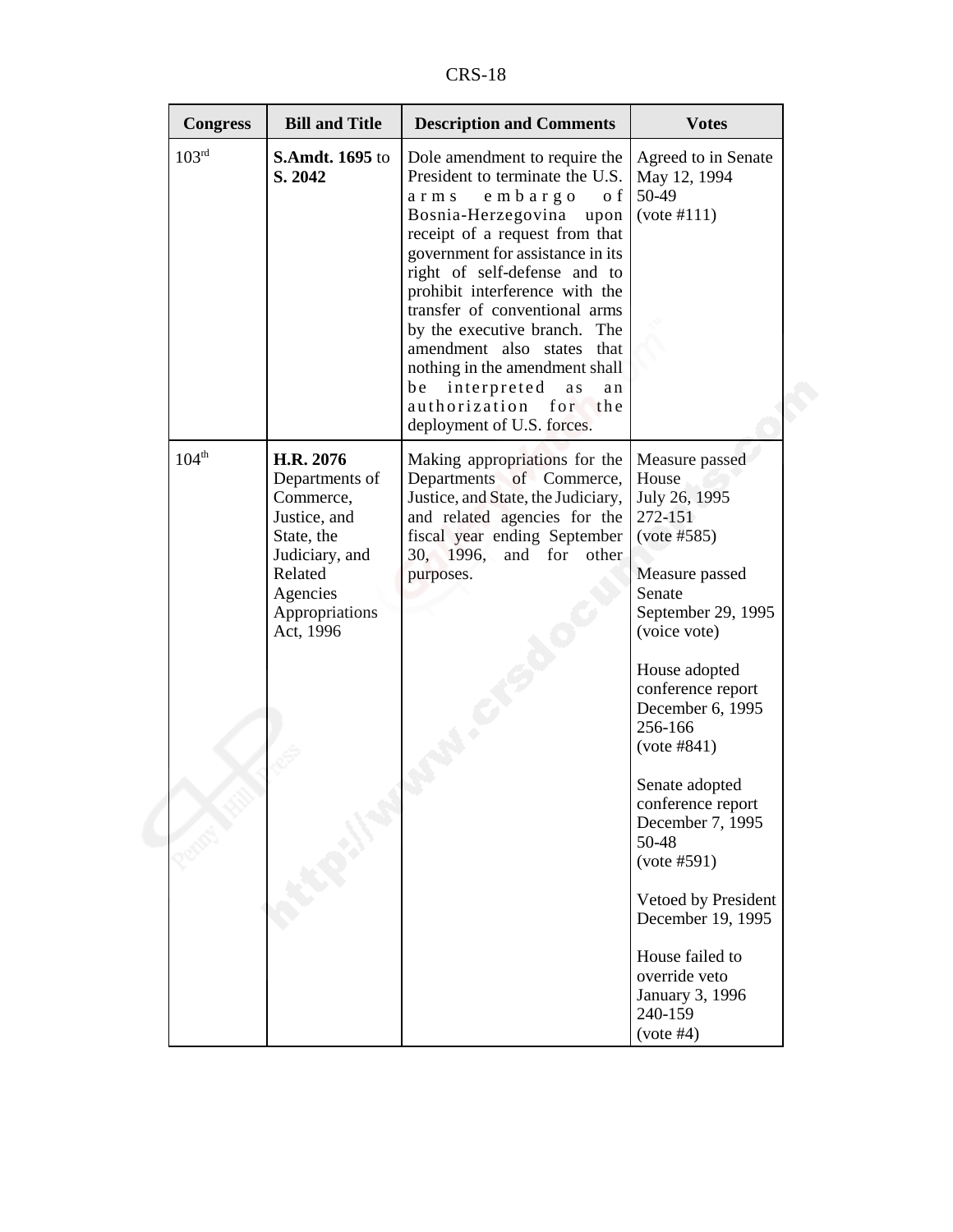| Congress | Bill and Title | Description and Comments | Votes |
|---|---|---|---|
| 103rd | **S.Amdt. 1695** to **S. 2042** | Dole amendment to require the President to terminate the U.S. arms embargo of Bosnia-Herzegovina upon receipt of a request from that government for assistance in its right of self-defense and to prohibit interference with the transfer of conventional arms by the executive branch. The amendment also states that nothing in the amendment shall be interpreted as an authorization for the deployment of U.S. forces. | Agreed to in Senate May 12, 1994 50-49 (vote #111) |
| 104th | **H.R. 2076** Departments of Commerce, Justice, and State, the Judiciary, and Related Agencies Appropriations Act, 1996 | Making appropriations for the Departments of Commerce, Justice, and State, the Judiciary, and related agencies for the fiscal year ending September 30, 1996, and for other purposes. | Measure passed House July 26, 1995 272-151 (vote #585)<br><br>Measure passed Senate September 29, 1995 (voice vote)<br><br>House adopted conference report December 6, 1995 256-166 (vote #841)<br><br>Senate adopted conference report December 7, 1995 50-48 (vote #591)<br><br>Vetoed by President December 19, 1995<br><br>House failed to override veto January 3, 1996 240-159 (vote #4) |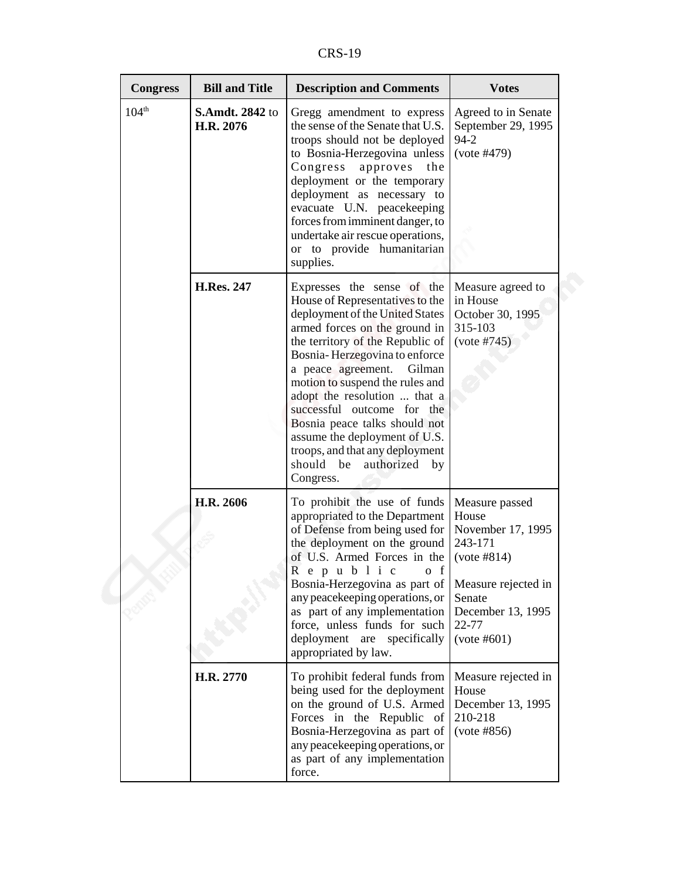| Congress | Bill and Title | Description and Comments | Votes |
|---|---|---|---|
| 104th | **S.Amdt. 2842** to **H.R. 2076** | Gregg amendment to express the sense of the Senate that U.S. troops should not be deployed to Bosnia-Herzegovina unless Congress approves the deployment or the temporary deployment as necessary to evacuate U.N. peacekeeping forces from imminent danger, to undertake air rescue operations, or to provide humanitarian supplies. | Agreed to in Senate September 29, 1995 94-2 (vote #479) |
| | **H.Res. 247** | Expresses the sense of the House of Representatives to the deployment of the United States armed forces on the ground in the territory of the Republic of Bosnia-Herzegovina to enforce a peace agreement. Gilman motion to suspend the rules and adopt the resolution ... that a successful outcome for the Bosnia peace talks should not assume the deployment of U.S. troops, and that any deployment should be authorized by Congress. | Measure agreed to in House October 30, 1995 315-103 (vote #745) |
| | **H.R. 2606** | To prohibit the use of funds appropriated to the Department of Defense from being used for the deployment on the ground of U.S. Armed Forces in the Republic of Bosnia-Herzegovina as part of any peacekeeping operations, or as part of any implementation force, unless funds for such deployment are specifically appropriated by law. | Measure passed House November 17, 1995 243-171 (vote #814)<br><br>Measure rejected in Senate December 13, 1995 22-77 (vote #601) |
| | **H.R. 2770** | To prohibit federal funds from being used for the deployment on the ground of U.S. Armed Forces in the Republic of Bosnia-Herzegovina as part of any peacekeeping operations, or as part of any implementation force. | Measure rejected in House December 13, 1995 210-218 (vote #856) |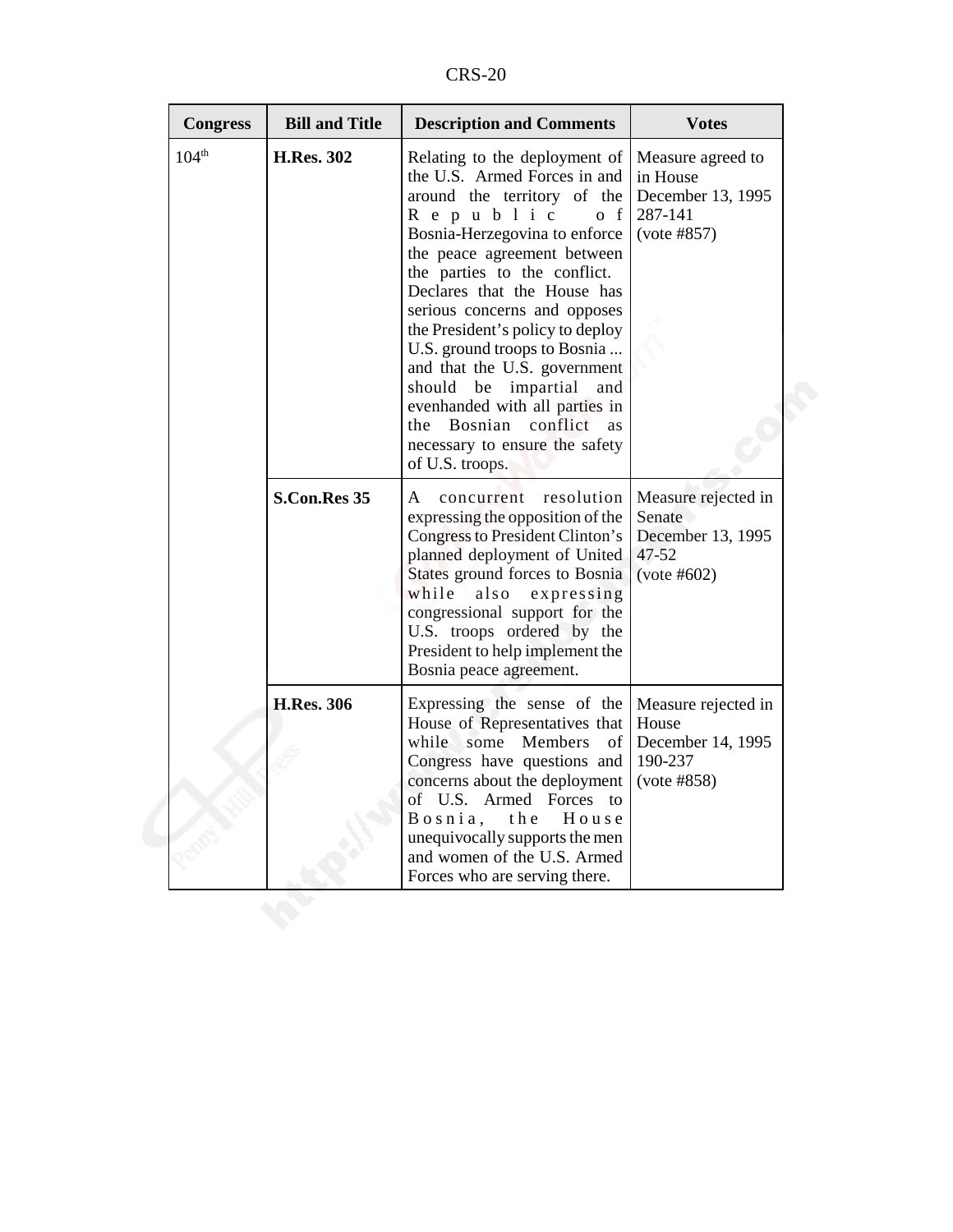| Congress | Bill and Title | Description and Comments | Votes |
|---|---|---|---|
| 104th | **H.Res. 302** | Relating to the deployment of the U.S. Armed Forces in and around the territory of the Republic of Bosnia-Herzegovina to enforce the peace agreement between the parties to the conflict. Declares that the House has serious concerns and opposes the President's policy to deploy U.S. ground troops to Bosnia ... and that the U.S. government should be impartial and evenhanded with all parties in the Bosnian conflict as necessary to ensure the safety of U.S. troops. | Measure agreed to in House December 13, 1995 287-141 (vote #857) |
| | **S.Con.Res 35** | A concurrent resolution expressing the opposition of the Congress to President Clinton's planned deployment of United States ground forces to Bosnia while also expressing congressional support for the U.S. troops ordered by the President to help implement the Bosnia peace agreement. | Measure rejected in Senate December 13, 1995 47-52 (vote #602) |
| | **H.Res. 306** | Expressing the sense of the House of Representatives that while some Members of Congress have questions and concerns about the deployment of U.S. Armed Forces to Bosnia, the House unequivocally supports the men and women of the U.S. Armed Forces who are serving there. | Measure rejected in House December 14, 1995 190-237 (vote #858) |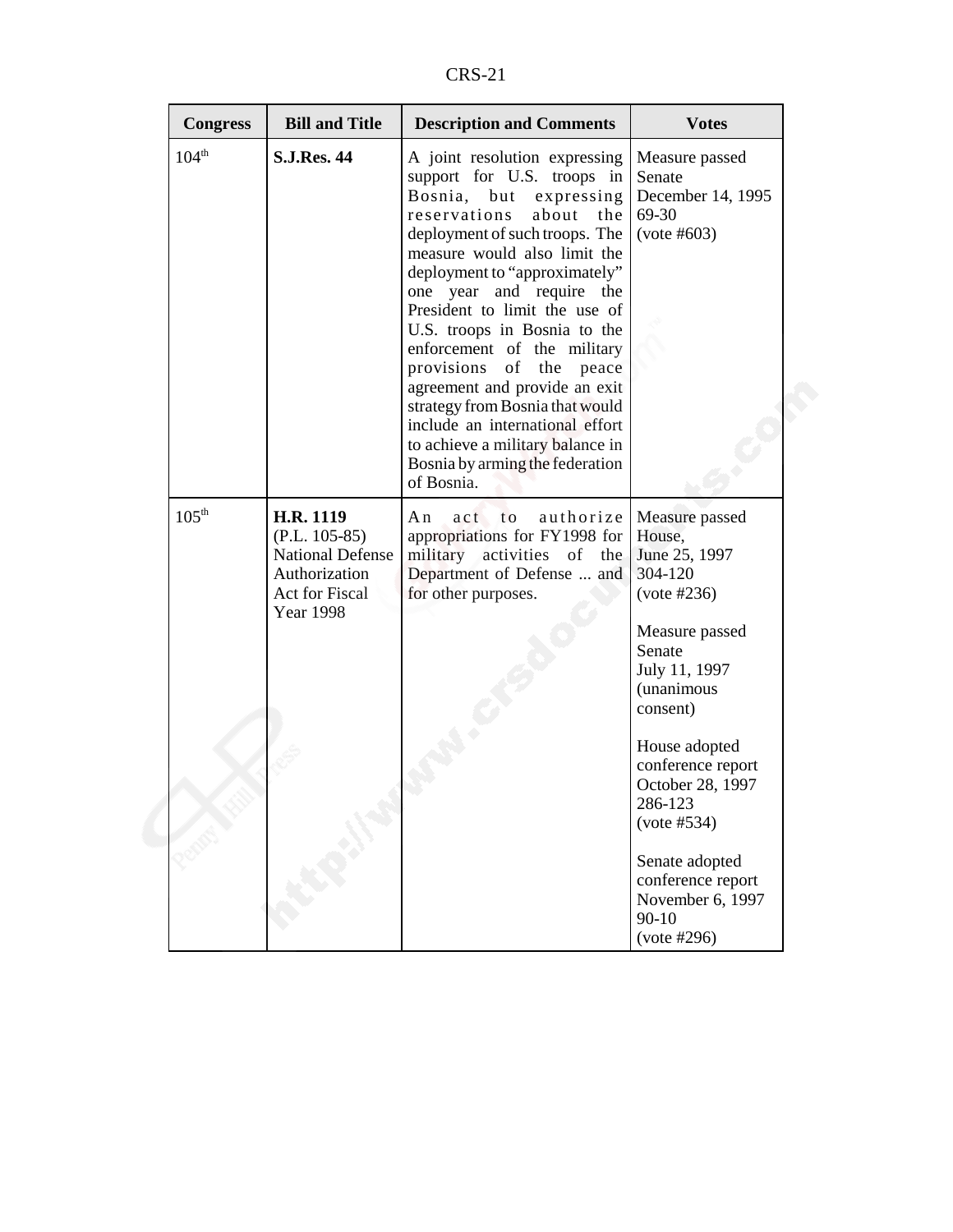| Congress | Bill and Title | Description and Comments | Votes |
|---|---|---|---|
| 104th | **S.J.Res. 44** | A joint resolution expressing support for U.S. troops in Bosnia, but expressing reservations about the deployment of such troops. The measure would also limit the deployment to "approximately" one year and require the President to limit the use of U.S. troops in Bosnia to the enforcement of the military provisions of the peace agreement and provide an exit strategy from Bosnia that would include an international effort to achieve a military balance in Bosnia by arming the federation of Bosnia. | Measure passed Senate December 14, 1995 69-30 (vote #603) |
| 105th | **H.R. 1119** (P.L. 105-85) National Defense Authorization Act for Fiscal Year 1998 | An act to authorize appropriations for FY1998 for military activities of the Department of Defense ... and for other purposes. | Measure passed House, June 25, 1997 304-120 (vote #236)<br><br>Measure passed Senate July 11, 1997 (unanimous consent)<br><br>House adopted conference report October 28, 1997 286-123 (vote #534)<br><br>Senate adopted conference report November 6, 1997 90-10 (vote #296) |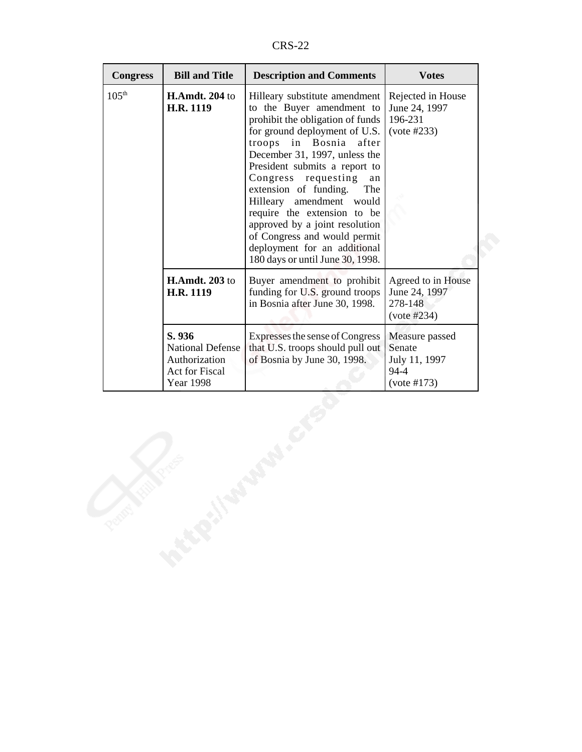| Congress | Bill and Title | Description and Comments | Votes |
| --- | --- | --- | --- |
| 105th | **H.Amdt. 204** to **H.R. 1119** | Hilleary substitute amendment to the Buyer amendment to prohibit the obligation of funds for ground deployment of U.S. troops in Bosnia after December 31, 1997, unless the President submits a report to Congress requesting an extension of funding. The Hilleary amendment would require the extension to be approved by a joint resolution of Congress and would permit deployment for an additional 180 days or until June 30, 1998. | Rejected in House June 24, 1997 196-231 (vote #233) |
| | **H.Amdt. 203** to **H.R. 1119** | Buyer amendment to prohibit funding for U.S. ground troops in Bosnia after June 30, 1998. | Agreed to in House June 24, 1997 278-148 (vote #234) |
| | **S. 936** National Defense Authorization Act for Fiscal Year 1998 | Expresses the sense of Congress that U.S. troops should pull out of Bosnia by June 30, 1998. | Measure passed Senate July 11, 1997 94-4 (vote #173) |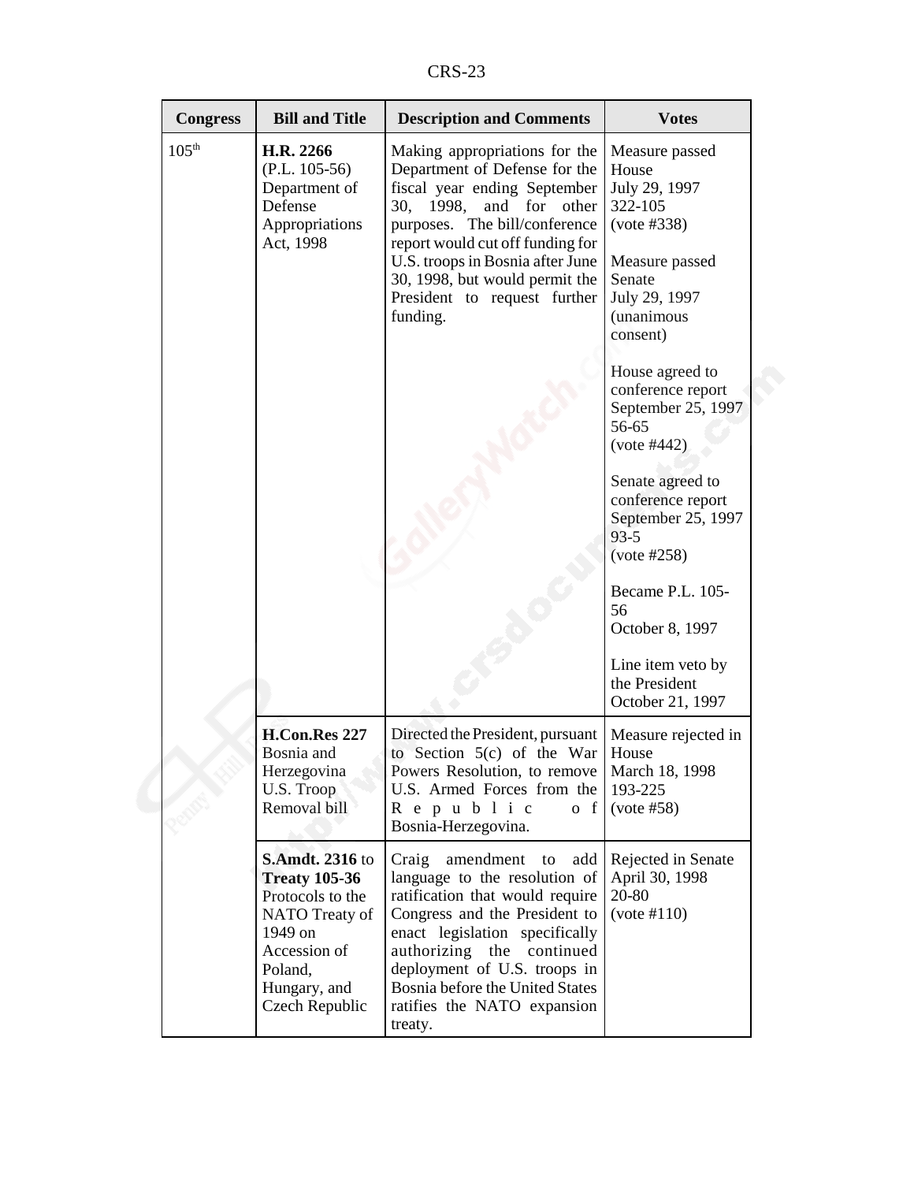| Congress | Bill and Title | Description and Comments | Votes |
|---|---|---|---|
| 105th | **H.R. 2266** (P.L. 105-56) Department of Defense Appropriations Act, 1998 | Making appropriations for the Department of Defense for the fiscal year ending September 30, 1998, and for other purposes. The bill/conference report would cut off funding for U.S. troops in Bosnia after June 30, 1998, but would permit the President to request further funding. | Measure passed House July 29, 1997 322-105 (vote #338)<br><br>Measure passed Senate July 29, 1997 (unanimous consent)<br><br>House agreed to conference report September 25, 1997 56-65 (vote #442)<br><br>Senate agreed to conference report September 25, 1997 93-5 (vote #258)<br><br>Became P.L. 105-56 October 8, 1997<br><br>Line item veto by the President October 21, 1997 |
| | **H.Con.Res 227** Bosnia and Herzegovina U.S. Troop Removal bill | Directed the President, pursuant to Section 5(c) of the War Powers Resolution, to remove U.S. Armed Forces from the Republic of Bosnia-Herzegovina. | Measure rejected in House March 18, 1998 193-225 (vote #58) |
| | **S.Amdt. 2316** to **Treaty 105-36** Protocols to the NATO Treaty of 1949 on Accession of Poland, Hungary, and Czech Republic | Craig amendment to add language to the resolution of ratification that would require Congress and the President to enact legislation specifically authorizing the continued deployment of U.S. troops in Bosnia before the United States ratifies the NATO expansion treaty. | Rejected in Senate April 30, 1998 20-80 (vote #110) |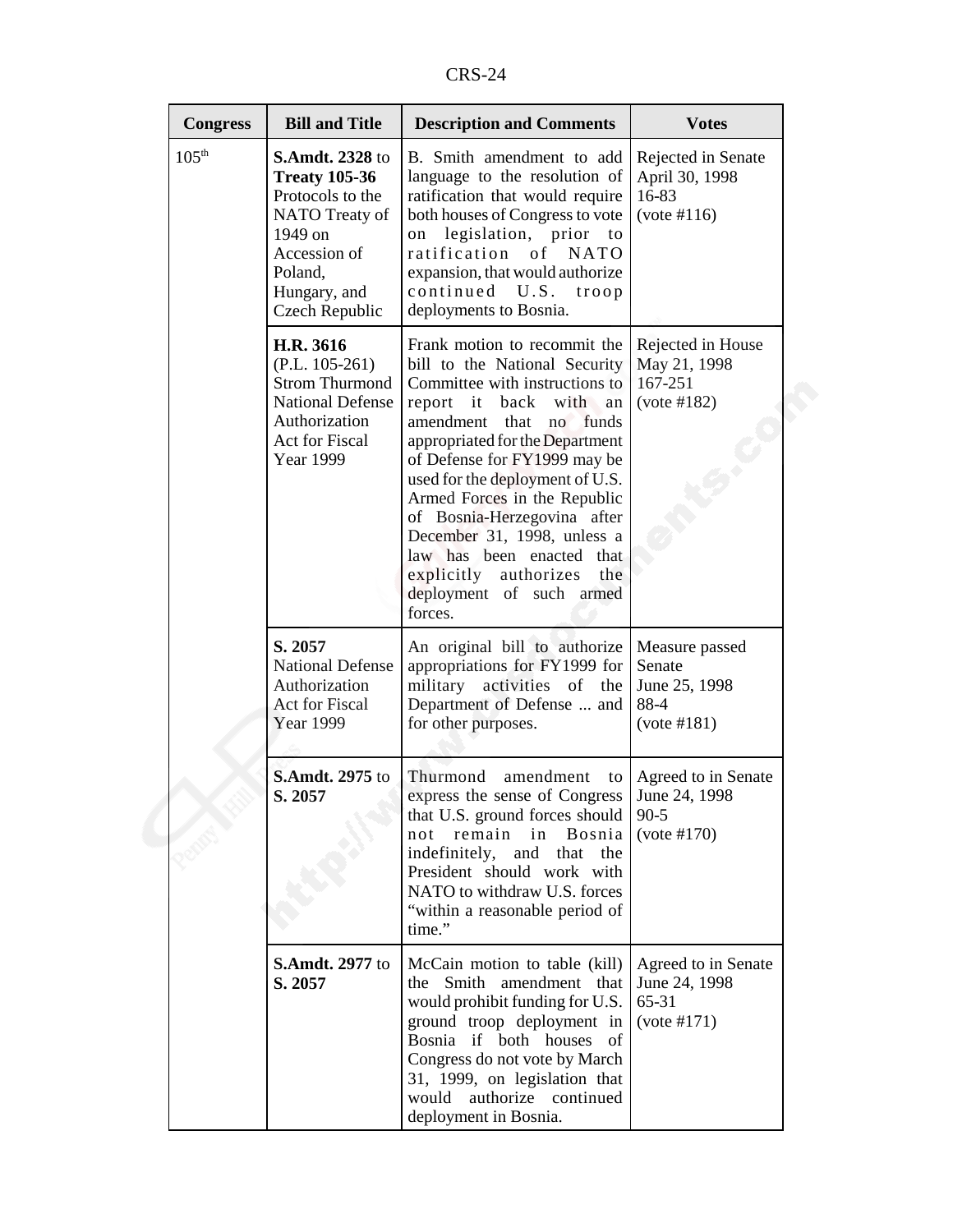| Congress | Bill and Title | Description and Comments | Votes |
|---|---|---|---|
| 105th | **S.Amdt. 2328** to **Treaty 105-36** Protocols to the NATO Treaty of 1949 on Accession of Poland, Hungary, and Czech Republic | B. Smith amendment to add language to the resolution of ratification that would require both houses of Congress to vote on legislation, prior to ratification of NATO expansion, that would authorize continued U.S. troop deployments to Bosnia. | Rejected in Senate April 30, 1998 16-83 (vote #116) |
| | **H.R. 3616** (P.L. 105-261) Strom Thurmond National Defense Authorization Act for Fiscal Year 1999 | Frank motion to recommit the bill to the National Security Committee with instructions to report it back with an amendment that no funds appropriated for the Department of Defense for FY1999 may be used for the deployment of U.S. Armed Forces in the Republic of Bosnia-Herzegovina after December 31, 1998, unless a law has been enacted that explicitly authorizes the deployment of such armed forces. | Rejected in House May 21, 1998 167-251 (vote #182) |
| | **S. 2057** National Defense Authorization Act for Fiscal Year 1999 | An original bill to authorize appropriations for FY1999 for military activities of the Department of Defense ... and for other purposes. | Measure passed Senate June 25, 1998 88-4 (vote #181) |
| | **S.Amdt. 2975** to **S. 2057** | Thurmond amendment to express the sense of Congress that U.S. ground forces should not remain in Bosnia indefinitely, and that the President should work with NATO to withdraw U.S. forces "within a reasonable period of time." | Agreed to in Senate June 24, 1998 90-5 (vote #170) |
| | **S.Amdt. 2977** to **S. 2057** | McCain motion to table (kill) the Smith amendment that would prohibit funding for U.S. ground troop deployment in Bosnia if both houses of Congress do not vote by March 31, 1999, on legislation that would authorize continued deployment in Bosnia. | Agreed to in Senate June 24, 1998 65-31 (vote #171) |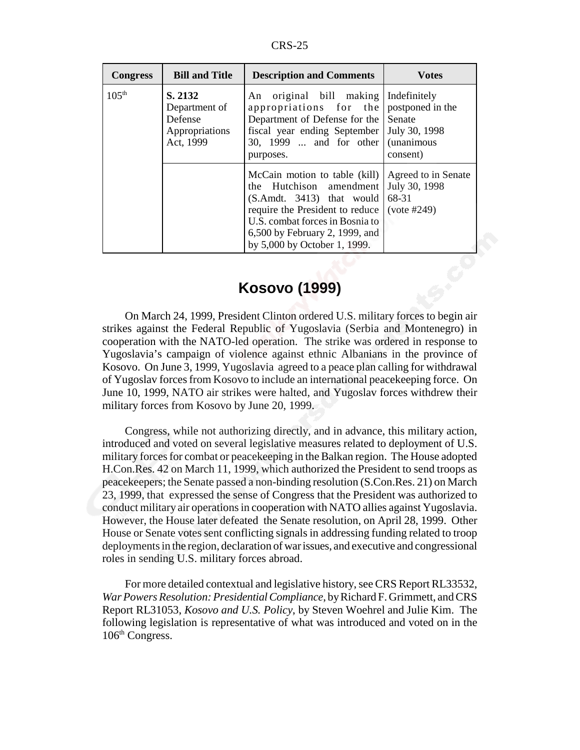| Congress | Bill and Title | Description and Comments | Votes |
|---|---|---|---|
| 105th | **S. 2132** Department of Defense Appropriations Act, 1999 | An original bill making appropriations for the Department of Defense for the fiscal year ending September 30, 1999 ... and for other purposes. | Indefinitely postponed in the Senate July 30, 1998 (unanimous consent) |
| | | McCain motion to table (kill) the Hutchison amendment (S.Amdt. 3413) that would require the President to reduce U.S. combat forces in Bosnia to 6,500 by February 2, 1999, and by 5,000 by October 1, 1999. | Agreed to in Senate July 30, 1998 68-31 (vote #249) |

## Kosovo (1999)

On March 24, 1999, President Clinton ordered U.S. military forces to begin air strikes against the Federal Republic of Yugoslavia (Serbia and Montenegro) in cooperation with the NATO-led operation. The strike was ordered in response to Yugoslavia's campaign of violence against ethnic Albanians in the province of Kosovo. On June 3, 1999, Yugoslavia agreed to a peace plan calling for withdrawal of Yugoslav forces from Kosovo to include an international peacekeeping force. On June 10, 1999, NATO air strikes were halted, and Yugoslav forces withdrew their military forces from Kosovo by June 20, 1999.

Congress, while not authorizing directly, and in advance, this military action, introduced and voted on several legislative measures related to deployment of U.S. military forces for combat or peacekeeping in the Balkan region. The House adopted H.Con.Res. 42 on March 11, 1999, which authorized the President to send troops as peacekeepers; the Senate passed a non-binding resolution (S.Con.Res. 21) on March 23, 1999, that expressed the sense of Congress that the President was authorized to conduct military air operations in cooperation with NATO allies against Yugoslavia. However, the House later defeated the Senate resolution, on April 28, 1999. Other House or Senate votes sent conflicting signals in addressing funding related to troop deployments in the region, declaration of war issues, and executive and congressional roles in sending U.S. military forces abroad.

For more detailed contextual and legislative history, see CRS Report RL33532, *War Powers Resolution: Presidential Compliance*, by Richard F. Grimmett, and CRS Report RL31053, *Kosovo and U.S. Policy*, by Steven Woehrel and Julie Kim. The following legislation is representative of what was introduced and voted on in the 106th Congress.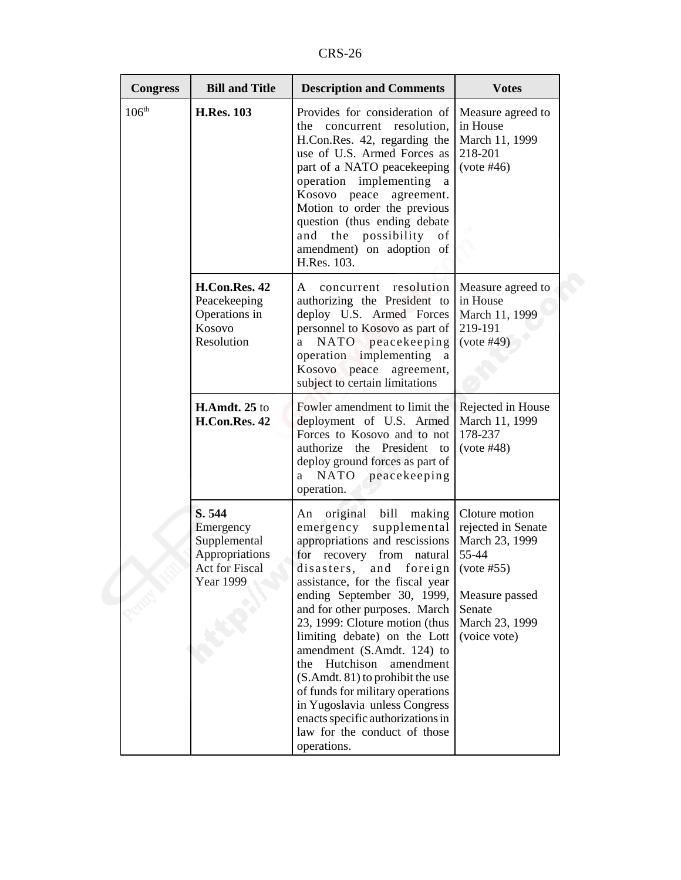| Congress | Bill and Title | Description and Comments | Votes |
|---|---|---|---|
| 106th | **H.Res. 103** | Provides for consideration of the concurrent resolution, H.Con.Res. 42, regarding the use of U.S. Armed Forces as part of a NATO peacekeeping operation implementing a Kosovo peace agreement. Motion to order the previous question (thus ending debate and the possibility of amendment) on adoption of H.Res. 103. | Measure agreed to in House March 11, 1999 218-201 (vote #46) |
| | **H.Con.Res. 42** Peacekeeping Operations in Kosovo Resolution | A concurrent resolution authorizing the President to deploy U.S. Armed Forces personnel to Kosovo as part of a NATO peacekeeping operation implementing a Kosovo peace agreement, subject to certain limitations | Measure agreed to in House March 11, 1999 219-191 (vote #49) |
| | **H.Amdt. 25** to **H.Con.Res. 42** | Fowler amendment to limit the deployment of U.S. Armed Forces to Kosovo and to not authorize the President to deploy ground forces as part of a NATO peacekeeping operation. | Rejected in House March 11, 1999 178-237 (vote #48) |
| | **S. 544** Emergency Supplemental Appropriations Act for Fiscal Year 1999 | An original bill making emergency supplemental appropriations and rescissions for recovery from natural disasters, and foreign assistance, for the fiscal year ending September 30, 1999, and for other purposes. March 23, 1999: Cloture motion (thus limiting debate) on the Lott amendment (S.Amdt. 124) to the Hutchison amendment (S.Amdt. 81) to prohibit the use of funds for military operations in Yugoslavia unless Congress enacts specific authorizations in law for the conduct of those operations. | Cloture motion rejected in Senate March 23, 1999 55-44 (vote #55)<br><br>Measure passed Senate March 23, 1999 (voice vote) |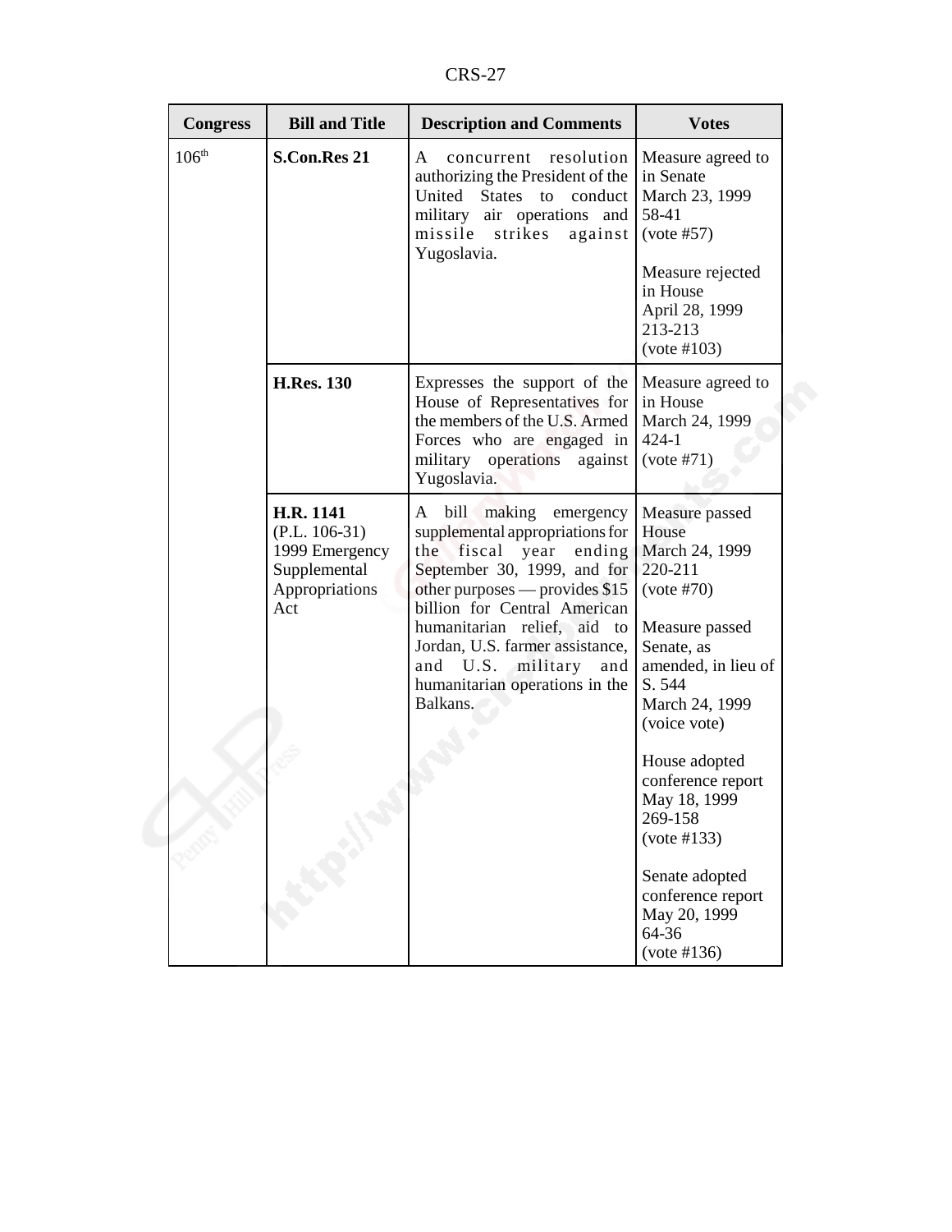| Congress | Bill and Title | Description and Comments | Votes |
|---|---|---|---|
| 106th | **S.Con.Res 21** | A concurrent resolution authorizing the President of the United States to conduct military air operations and missile strikes against Yugoslavia. | Measure agreed to in Senate March 23, 1999 58-41 (vote #57)<br><br>Measure rejected in House April 28, 1999 213-213 (vote #103) |
| | **H.Res. 130** | Expresses the support of the House of Representatives for the members of the U.S. Armed Forces who are engaged in military operations against Yugoslavia. | Measure agreed to in House March 24, 1999 424-1 (vote #71) |
| | **H.R. 1141** (P.L. 106-31) 1999 Emergency Supplemental Appropriations Act | A bill making emergency supplemental appropriations for the fiscal year ending September 30, 1999, and for other purposes — provides $15 billion for Central American humanitarian relief, aid to Jordan, U.S. farmer assistance, and U.S. military and humanitarian operations in the Balkans. | Measure passed House March 24, 1999 220-211 (vote #70)<br><br>Measure passed Senate, as amended, in lieu of S. 544 March 24, 1999 (voice vote)<br><br>House adopted conference report May 18, 1999 269-158 (vote #133)<br><br>Senate adopted conference report May 20, 1999 64-36 (vote #136) |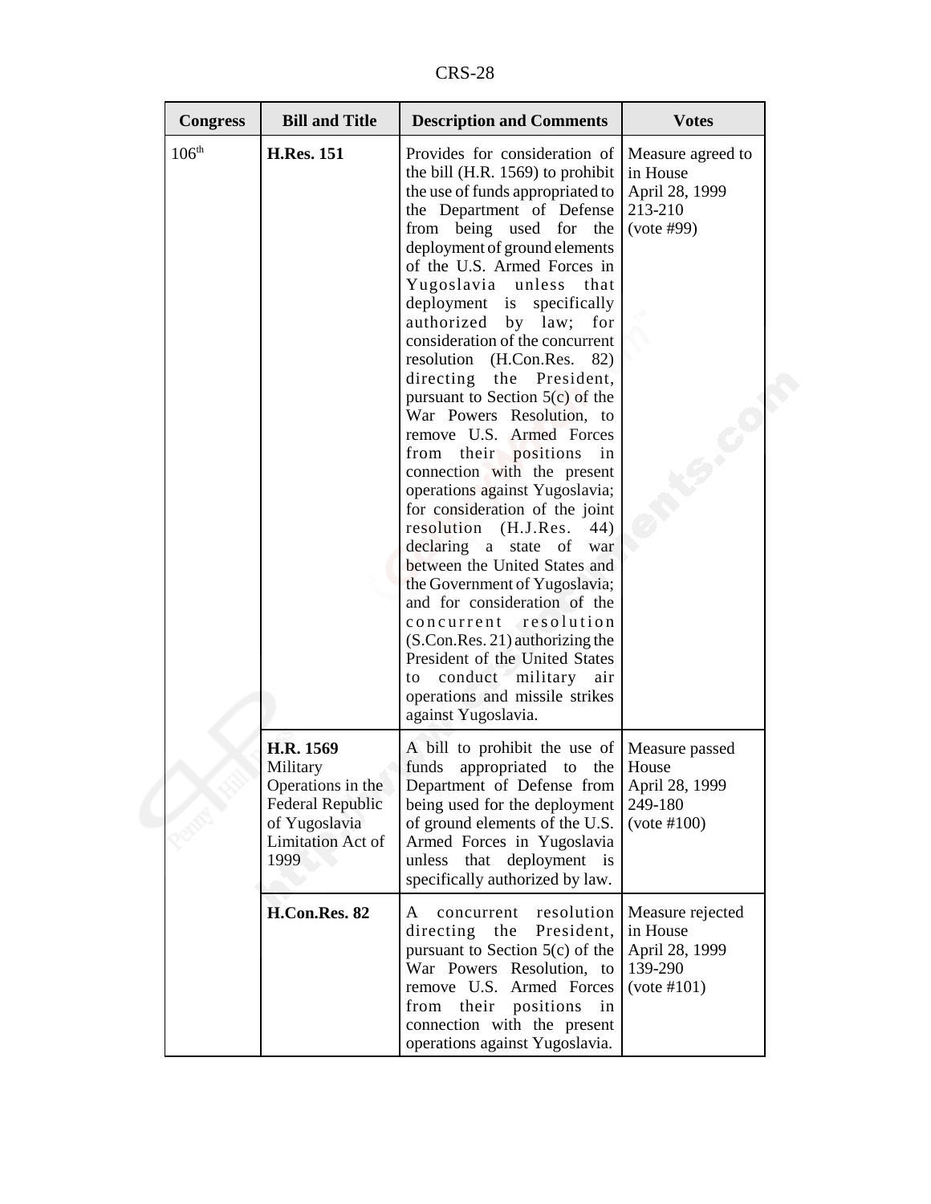| Congress | Bill and Title | Description and Comments | Votes |
|---|---|---|---|
| 106th | **H.Res. 151** | Provides for consideration of the bill (H.R. 1569) to prohibit the use of funds appropriated to the Department of Defense from being used for the deployment of ground elements of the U.S. Armed Forces in Yugoslavia unless that deployment is specifically authorized by law; for consideration of the concurrent resolution (H.Con.Res. 82) directing the President, pursuant to Section 5(c) of the War Powers Resolution, to remove U.S. Armed Forces from their positions in connection with the present operations against Yugoslavia; for consideration of the joint resolution (H.J.Res. 44) declaring a state of war between the United States and the Government of Yugoslavia; and for consideration of the concurrent resolution (S.Con.Res. 21) authorizing the President of the United States to conduct military air operations and missile strikes against Yugoslavia. | Measure agreed to in House April 28, 1999 213-210 (vote #99) |
| | **H.R. 1569** Military Operations in the Federal Republic of Yugoslavia Limitation Act of 1999 | A bill to prohibit the use of funds appropriated to the Department of Defense from being used for the deployment of ground elements of the U.S. Armed Forces in Yugoslavia unless that deployment is specifically authorized by law. | Measure passed House April 28, 1999 249-180 (vote #100) |
| | **H.Con.Res. 82** | A concurrent resolution directing the President, pursuant to Section 5(c) of the War Powers Resolution, to remove U.S. Armed Forces from their positions in connection with the present operations against Yugoslavia. | Measure rejected in House April 28, 1999 139-290 (vote #101) |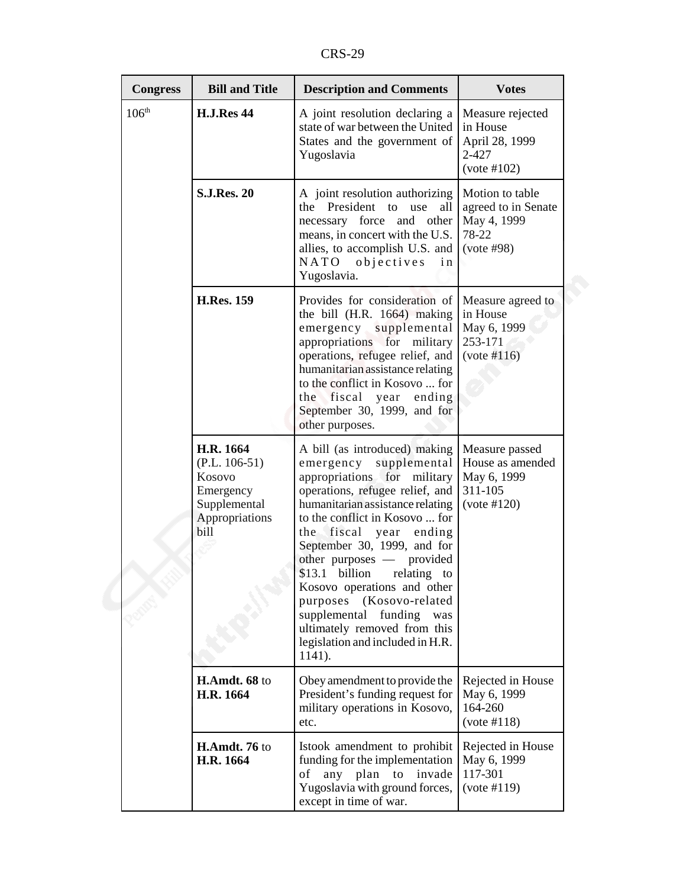| Congress | Bill and Title | Description and Comments | Votes |
|---|---|---|---|
| 106th | **H.J.Res 44** | A joint resolution declaring a state of war between the United States and the government of Yugoslavia | Measure rejected in House April 28, 1999 2-427 (vote #102) |
| | **S.J.Res. 20** | A joint resolution authorizing the President to use all necessary force and other means, in concert with the U.S. allies, to accomplish U.S. and NATO objectives in Yugoslavia. | Motion to table agreed to in Senate May 4, 1999 78-22 (vote #98) |
| | **H.Res. 159** | Provides for consideration of the bill (H.R. 1664) making emergency supplemental appropriations for military operations, refugee relief, and humanitarian assistance relating to the conflict in Kosovo ... for the fiscal year ending September 30, 1999, and for other purposes. | Measure agreed to in House May 6, 1999 253-171 (vote #116) |
| | **H.R. 1664** (P.L. 106-51) Kosovo Emergency Supplemental Appropriations bill | A bill (as introduced) making emergency supplemental appropriations for military operations, refugee relief, and humanitarian assistance relating to the conflict in Kosovo ... for the fiscal year ending September 30, 1999, and for other purposes — provided $13.1 billion relating to Kosovo operations and other purposes (Kosovo-related supplemental funding was ultimately removed from this legislation and included in H.R. 1141). | Measure passed House as amended May 6, 1999 311-105 (vote #120) |
| | **H.Amdt. 68** to **H.R. 1664** | Obey amendment to provide the President's funding request for military operations in Kosovo, etc. | Rejected in House May 6, 1999 164-260 (vote #118) |
| | **H.Amdt. 76** to **H.R. 1664** | Istook amendment to prohibit funding for the implementation of any plan to invade Yugoslavia with ground forces, except in time of war. | Rejected in House May 6, 1999 117-301 (vote #119) |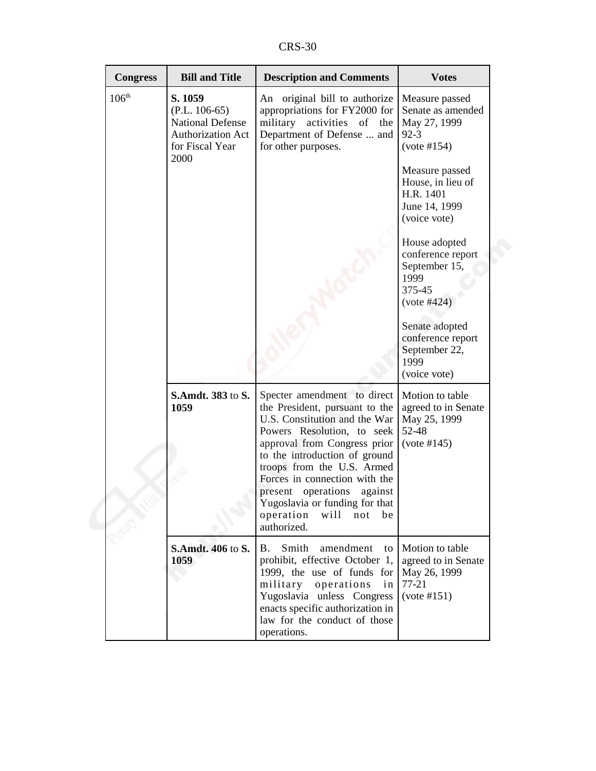| Congress | Bill and Title | Description and Comments | Votes |
|---|---|---|---|
| 106th | **S. 1059** (P.L. 106-65) National Defense Authorization Act for Fiscal Year 2000 | An original bill to authorize appropriations for FY2000 for military activities of the Department of Defense ... and for other purposes. | Measure passed Senate as amended May 27, 1999 92-3 (vote #154)<br><br>Measure passed House, in lieu of H.R. 1401 June 14, 1999 (voice vote)<br><br>House adopted conference report September 15, 1999 375-45 (vote #424)<br><br>Senate adopted conference report September 22, 1999 (voice vote) |
| | **S.Amdt. 383** to **S. 1059** | Specter amendment to direct the President, pursuant to the U.S. Constitution and the War Powers Resolution, to seek approval from Congress prior to the introduction of ground troops from the U.S. Armed Forces in connection with the present operations against Yugoslavia or funding for that operation will not be authorized. | Motion to table agreed to in Senate May 25, 1999 52-48 (vote #145) |
| | **S.Amdt. 406** to **S. 1059** | B. Smith amendment to prohibit, effective October 1, 1999, the use of funds for military operations in Yugoslavia unless Congress enacts specific authorization in law for the conduct of those operations. | Motion to table agreed to in Senate May 26, 1999 77-21 (vote #151) |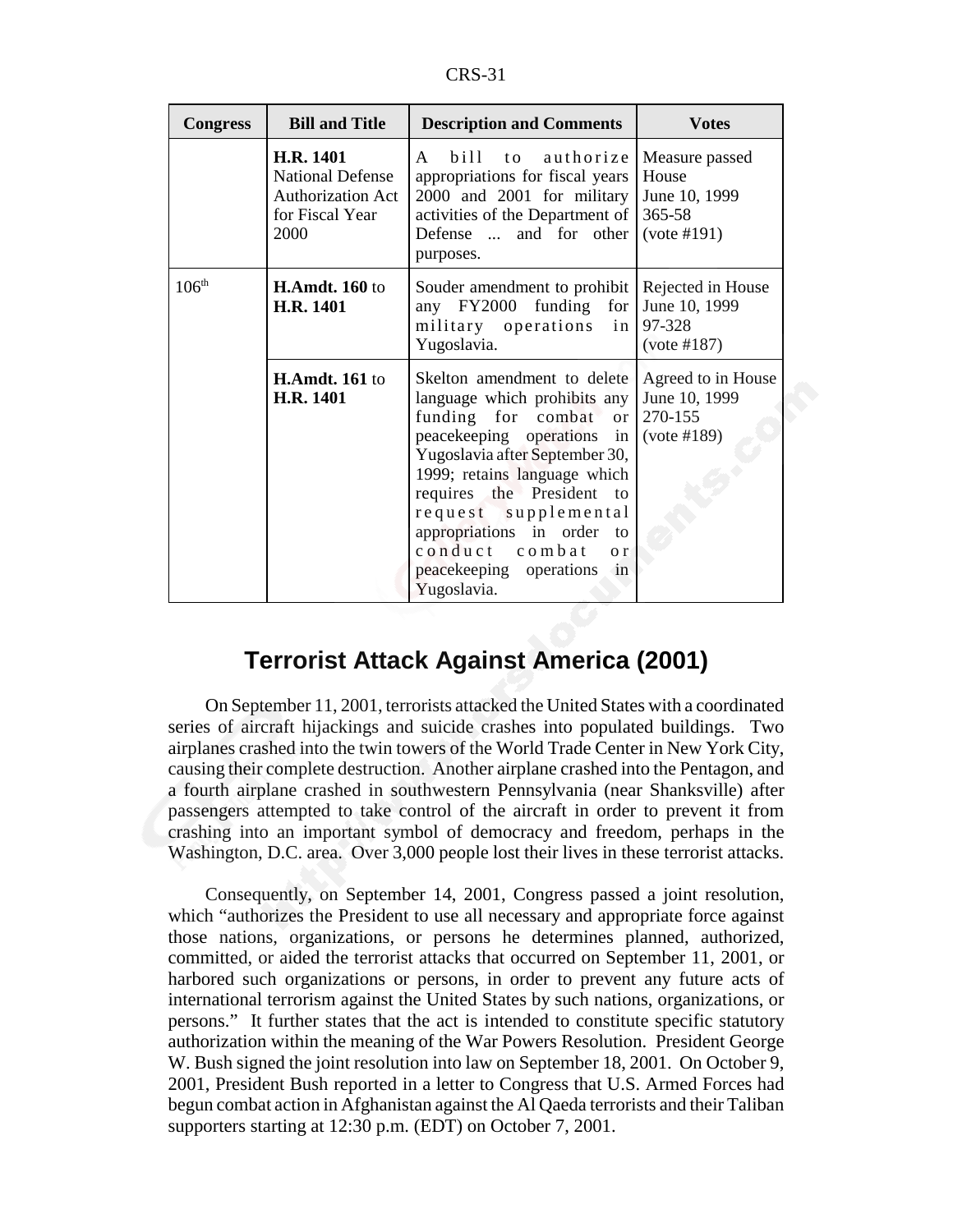| Congress | Bill and Title | Description and Comments | Votes |
|---|---|---|---|
| | **H.R. 1401** National Defense Authorization Act for Fiscal Year 2000 | A bill to authorize appropriations for fiscal years 2000 and 2001 for military activities of the Department of Defense ... and for other purposes. | Measure passed House June 10, 1999 365-58 (vote #191) |
| 106th | **H.Amdt. 160** to **H.R. 1401** | Souder amendment to prohibit any FY2000 funding for military operations in Yugoslavia. | Rejected in House June 10, 1999 97-328 (vote #187) |
| | **H.Amdt. 161** to **H.R. 1401** | Skelton amendment to delete language which prohibits any funding for combat or peacekeeping operations in Yugoslavia after September 30, 1999; retains language which requires the President to request supplemental appropriations in order to conduct combat or peacekeeping operations in Yugoslavia. | Agreed to in House June 10, 1999 270-155 (vote #189) |

## Terrorist Attack Against America (2001)

On September 11, 2001, terrorists attacked the United States with a coordinated series of aircraft hijackings and suicide crashes into populated buildings. Two airplanes crashed into the twin towers of the World Trade Center in New York City, causing their complete destruction. Another airplane crashed into the Pentagon, and a fourth airplane crashed in southwestern Pennsylvania (near Shanksville) after passengers attempted to take control of the aircraft in order to prevent it from crashing into an important symbol of democracy and freedom, perhaps in the Washington, D.C. area. Over 3,000 people lost their lives in these terrorist attacks.

Consequently, on September 14, 2001, Congress passed a joint resolution, which "authorizes the President to use all necessary and appropriate force against those nations, organizations, or persons he determines planned, authorized, committed, or aided the terrorist attacks that occurred on September 11, 2001, or harbored such organizations or persons, in order to prevent any future acts of international terrorism against the United States by such nations, organizations, or persons." It further states that the act is intended to constitute specific statutory authorization within the meaning of the War Powers Resolution. President George W. Bush signed the joint resolution into law on September 18, 2001. On October 9, 2001, President Bush reported in a letter to Congress that U.S. Armed Forces had begun combat action in Afghanistan against the Al Qaeda terrorists and their Taliban supporters starting at 12:30 p.m. (EDT) on October 7, 2001.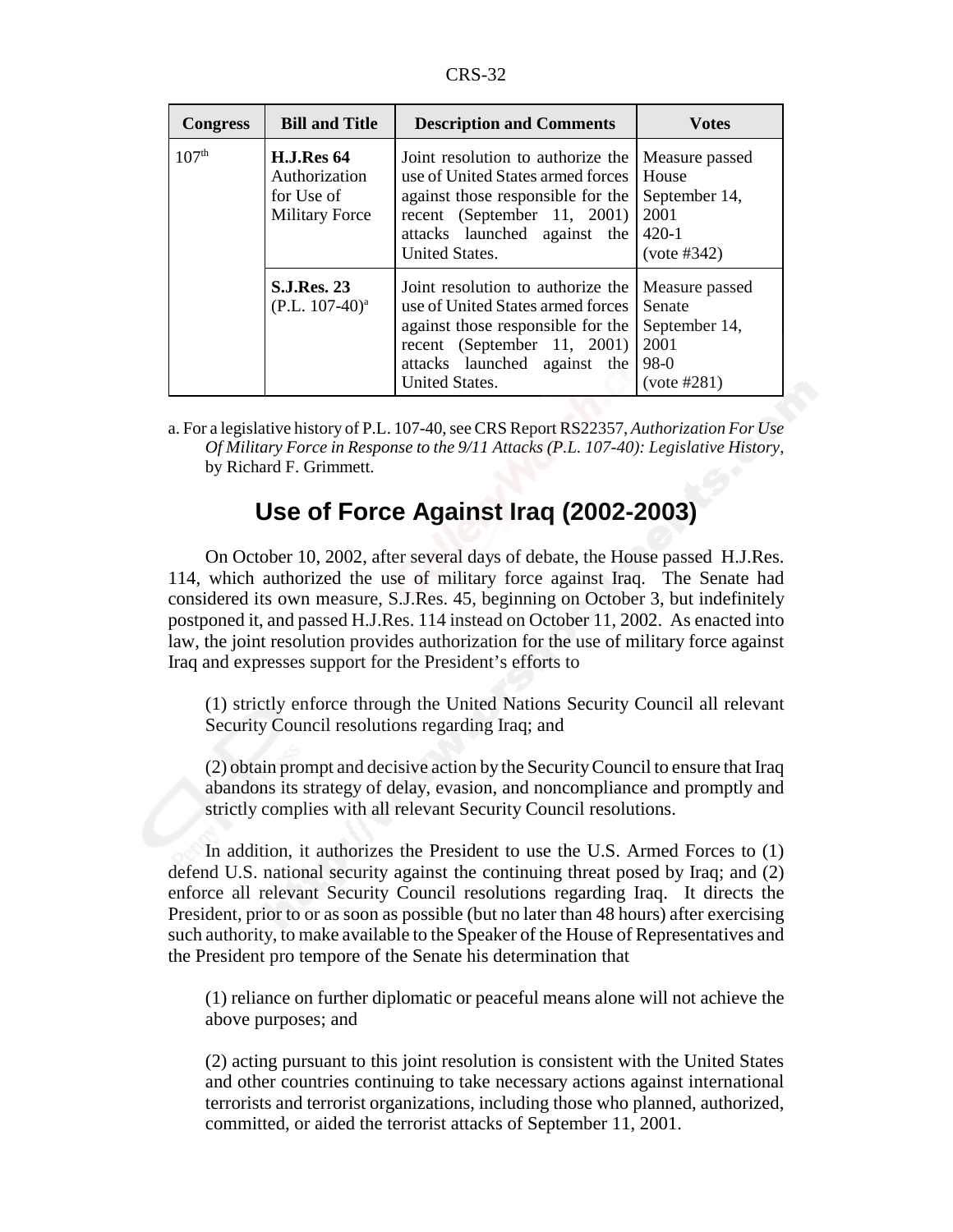| Congress | Bill and Title | Description and Comments | Votes |
|---|---|---|---|
| 107th | **H.J.Res 64** Authorization for Use of Military Force | Joint resolution to authorize the use of United States armed forces against those responsible for the recent (September 11, 2001) attacks launched against the United States. | Measure passed House September 14, 2001 420-1 (vote #342) |
| | **S.J.Res. 23** (P.L. 107-40)[a] | Joint resolution to authorize the use of United States armed forces against those responsible for the recent (September 11, 2001) attacks launched against the United States. | Measure passed Senate September 14, 2001 98-0 (vote #281) |

a. For a legislative history of P.L. 107-40, see CRS Report RS22357, *Authorization For Use Of Military Force in Response to the 9/11 Attacks (P.L. 107-40): Legislative History*, by Richard F. Grimmett.

## Use of Force Against Iraq (2002-2003)

On October 10, 2002, after several days of debate, the House passed H.J.Res. 114, which authorized the use of military force against Iraq. The Senate had considered its own measure, S.J.Res. 45, beginning on October 3, but indefinitely postponed it, and passed H.J.Res. 114 instead on October 11, 2002. As enacted into law, the joint resolution provides authorization for the use of military force against Iraq and expresses support for the President's efforts to

(1) strictly enforce through the United Nations Security Council all relevant Security Council resolutions regarding Iraq; and

(2) obtain prompt and decisive action by the Security Council to ensure that Iraq abandons its strategy of delay, evasion, and noncompliance and promptly and strictly complies with all relevant Security Council resolutions.

In addition, it authorizes the President to use the U.S. Armed Forces to (1) defend U.S. national security against the continuing threat posed by Iraq; and (2) enforce all relevant Security Council resolutions regarding Iraq. It directs the President, prior to or as soon as possible (but no later than 48 hours) after exercising such authority, to make available to the Speaker of the House of Representatives and the President pro tempore of the Senate his determination that

(1) reliance on further diplomatic or peaceful means alone will not achieve the above purposes; and

(2) acting pursuant to this joint resolution is consistent with the United States and other countries continuing to take necessary actions against international terrorists and terrorist organizations, including those who planned, authorized, committed, or aided the terrorist attacks of September 11, 2001.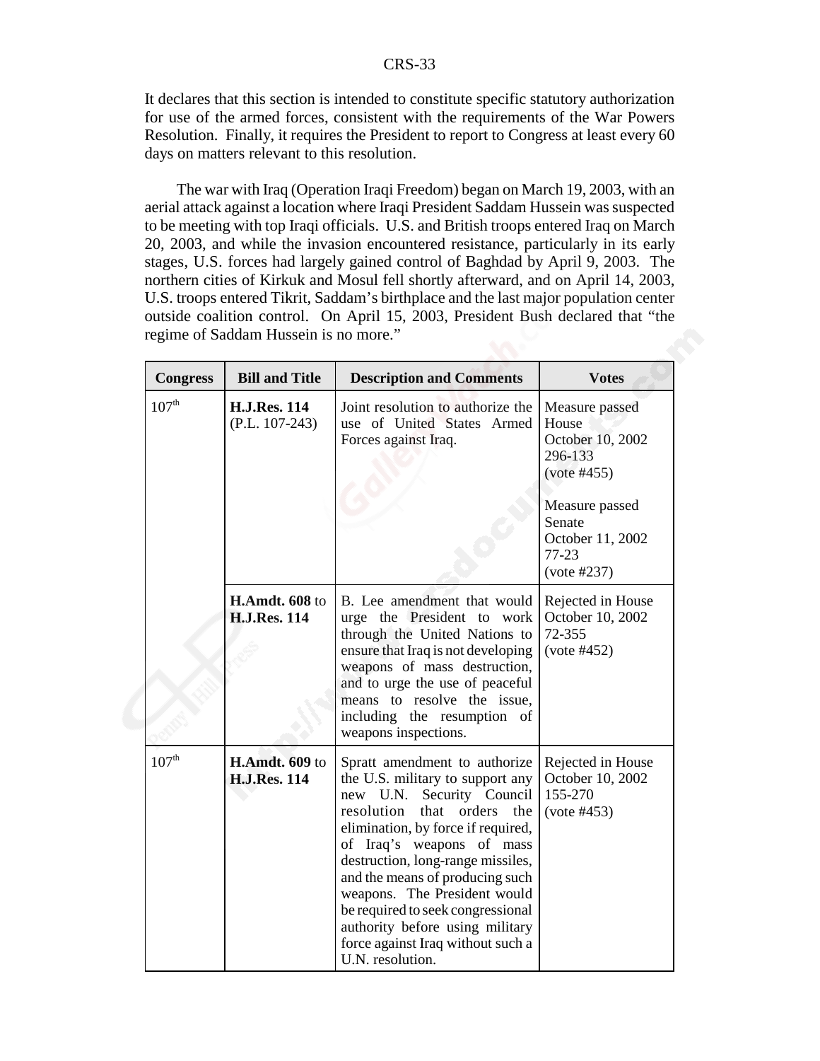It declares that this section is intended to constitute specific statutory authorization for use of the armed forces, consistent with the requirements of the War Powers Resolution. Finally, it requires the President to report to Congress at least every 60 days on matters relevant to this resolution.

The war with Iraq (Operation Iraqi Freedom) began on March 19, 2003, with an aerial attack against a location where Iraqi President Saddam Hussein was suspected to be meeting with top Iraqi officials. U.S. and British troops entered Iraq on March 20, 2003, and while the invasion encountered resistance, particularly in its early stages, U.S. forces had largely gained control of Baghdad by April 9, 2003. The northern cities of Kirkuk and Mosul fell shortly afterward, and on April 14, 2003, U.S. troops entered Tikrit, Saddam's birthplace and the last major population center outside coalition control. On April 15, 2003, President Bush declared that "the regime of Saddam Hussein is no more."

| Congress | Bill and Title | Description and Comments | Votes |
|---|---|---|---|
| 107th | **H.J.Res. 114** (P.L. 107-243) | Joint resolution to authorize the use of United States Armed Forces against Iraq. | Measure passed House October 10, 2002 296-133 (vote #455)<br><br>Measure passed Senate October 11, 2002 77-23 (vote #237) |
| | **H.Amdt. 608** to **H.J.Res. 114** | B. Lee amendment that would urge the President to work through the United Nations to ensure that Iraq is not developing weapons of mass destruction, and to urge the use of peaceful means to resolve the issue, including the resumption of weapons inspections. | Rejected in House October 10, 2002 72-355 (vote #452) |
| 107th | **H.Amdt. 609** to **H.J.Res. 114** | Spratt amendment to authorize the U.S. military to support any new U.N. Security Council resolution that orders the elimination, by force if required, of Iraq's weapons of mass destruction, long-range missiles, and the means of producing such weapons. The President would be required to seek congressional authority before using military force against Iraq without such a U.N. resolution. | Rejected in House October 10, 2002 155-270 (vote #453) |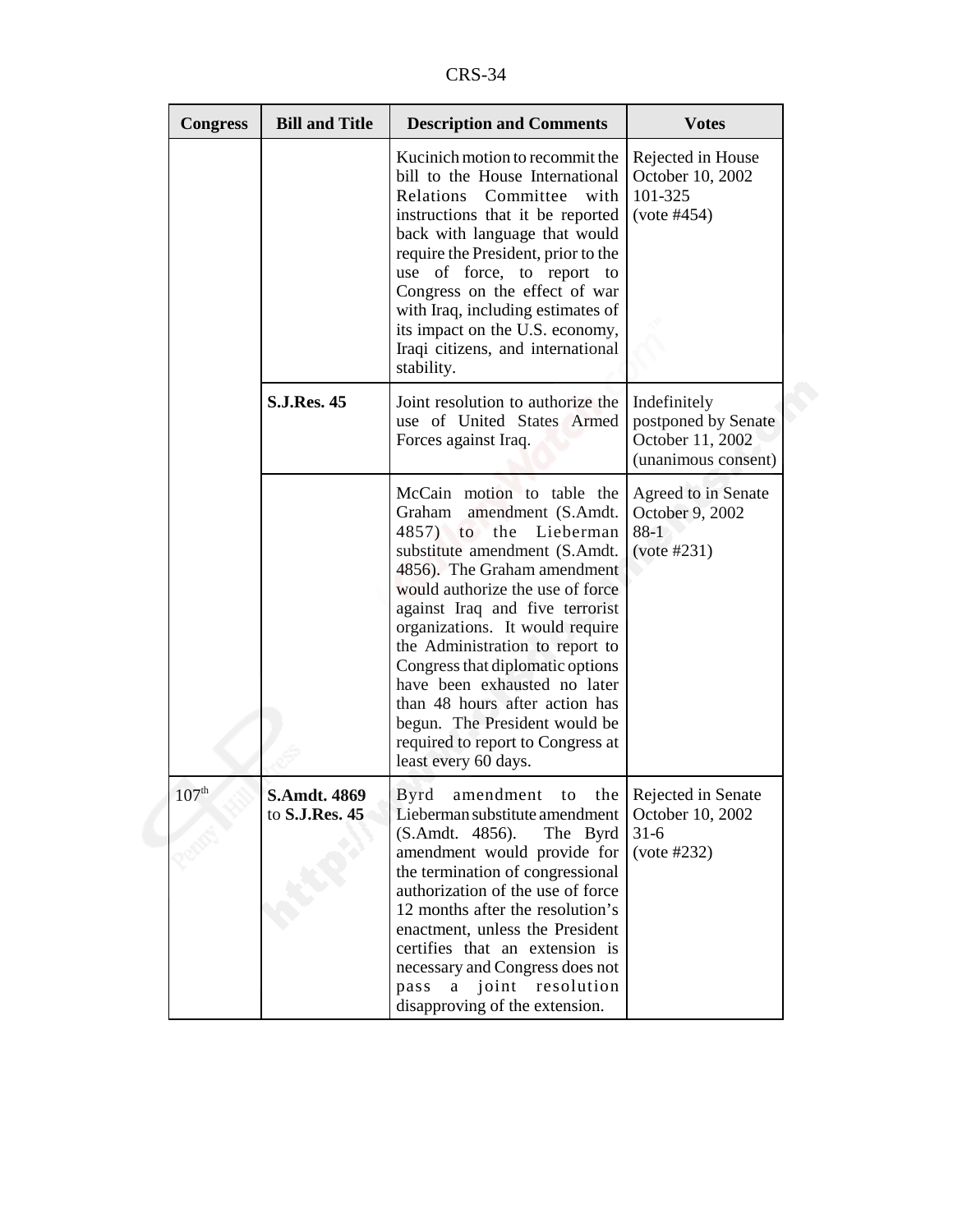| Congress | Bill and Title | Description and Comments | Votes |
|---|---|---|---|
| | | Kucinich motion to recommit the bill to the House International Relations Committee with instructions that it be reported back with language that would require the President, prior to the use of force, to report to Congress on the effect of war with Iraq, including estimates of its impact on the U.S. economy, Iraqi citizens, and international stability. | Rejected in House October 10, 2002 101-325 (vote #454) |
| | **S.J.Res. 45** | Joint resolution to authorize the use of United States Armed Forces against Iraq. | Indefinitely postponed by Senate October 11, 2002 (unanimous consent) |
| | | McCain motion to table the Graham amendment (S.Amdt. 4857) to the Lieberman substitute amendment (S.Amdt. 4856). The Graham amendment would authorize the use of force against Iraq and five terrorist organizations. It would require the Administration to report to Congress that diplomatic options have been exhausted no later than 48 hours after action has begun. The President would be required to report to Congress at least every 60 days. | Agreed to in Senate October 9, 2002 88-1 (vote #231) |
| 107th | **S.Amdt. 4869** to **S.J.Res. 45** | Byrd amendment to the Lieberman substitute amendment (S.Amdt. 4856). The Byrd amendment would provide for the termination of congressional authorization of the use of force 12 months after the resolution's enactment, unless the President certifies that an extension is necessary and Congress does not pass a joint resolution disapproving of the extension. | Rejected in Senate October 10, 2002 31-6 (vote #232) |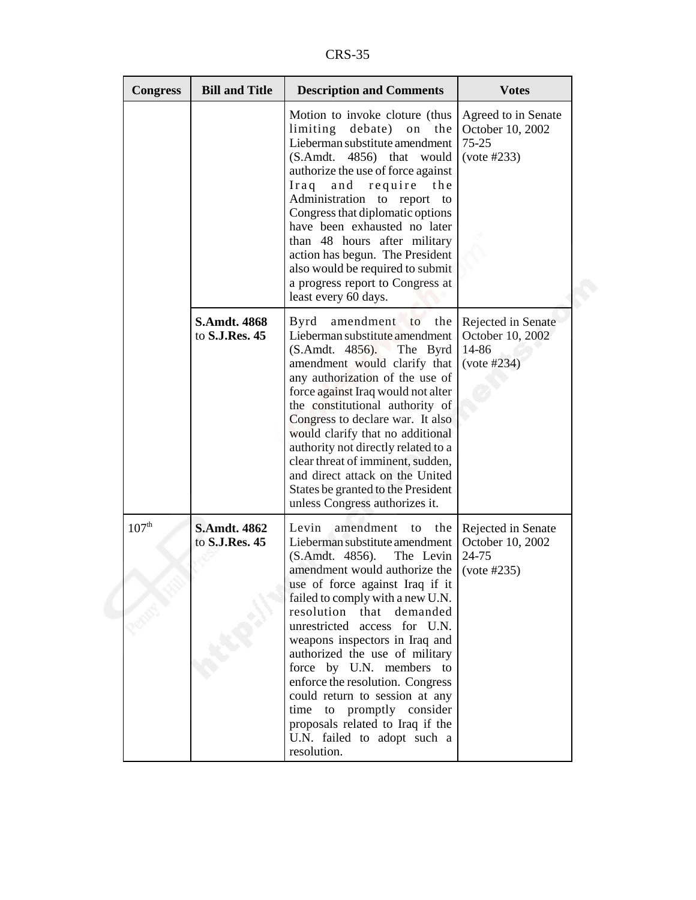| Congress | Bill and Title | Description and Comments | Votes |
|---|---|---|---|
| | | Motion to invoke cloture (thus limiting debate) on the Lieberman substitute amendment (S.Amdt. 4856) that would authorize the use of force against Iraq and require the Administration to report to Congress that diplomatic options have been exhausted no later than 48 hours after military action has begun. The President also would be required to submit a progress report to Congress at least every 60 days. | Agreed to in Senate October 10, 2002 75-25 (vote #233) |
| | **S.Amdt. 4868** to **S.J.Res. 45** | Byrd amendment to the Lieberman substitute amendment (S.Amdt. 4856). The Byrd amendment would clarify that any authorization of the use of force against Iraq would not alter the constitutional authority of Congress to declare war. It also would clarify that no additional authority not directly related to a clear threat of imminent, sudden, and direct attack on the United States be granted to the President unless Congress authorizes it. | Rejected in Senate October 10, 2002 14-86 (vote #234) |
| 107th | **S.Amdt. 4862** to **S.J.Res. 45** | Levin amendment to the Lieberman substitute amendment (S.Amdt. 4856). The Levin amendment would authorize the use of force against Iraq if it failed to comply with a new U.N. resolution that demanded unrestricted access for U.N. weapons inspectors in Iraq and authorized the use of military force by U.N. members to enforce the resolution. Congress could return to session at any time to promptly consider proposals related to Iraq if the U.N. failed to adopt such a resolution. | Rejected in Senate October 10, 2002 24-75 (vote #235) |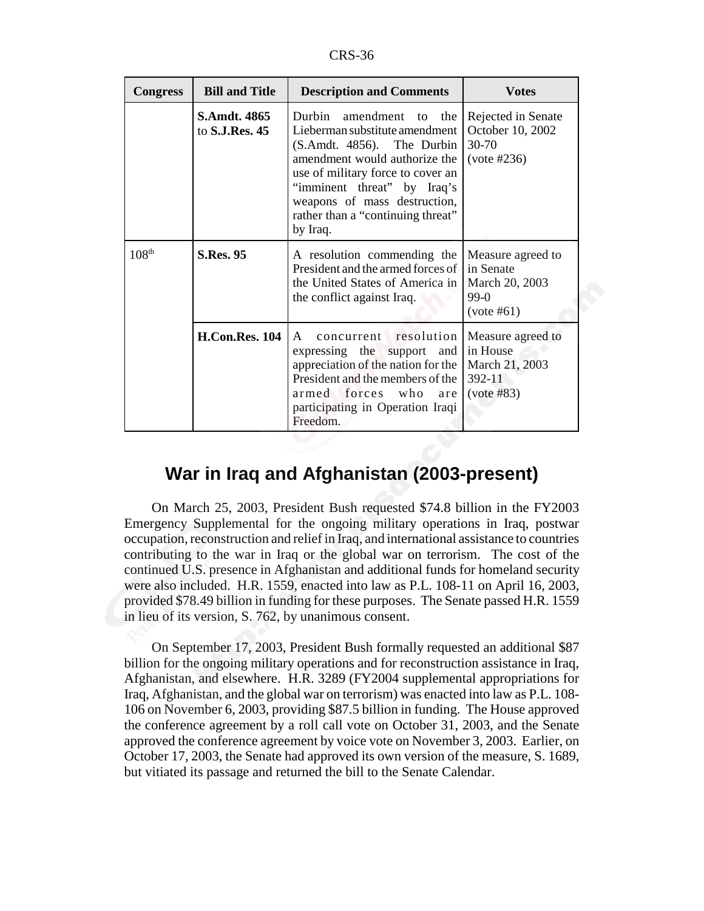| Congress | Bill and Title | Description and Comments | Votes |
|---|---|---|---|
| | **S.Amdt. 4865** to **S.J.Res. 45** | Durbin amendment to the Lieberman substitute amendment (S.Amdt. 4856). The Durbin amendment would authorize the use of military force to cover an "imminent threat" by Iraq's weapons of mass destruction, rather than a "continuing threat" by Iraq. | Rejected in Senate October 10, 2002 30-70 (vote #236) |
| 108th | **S.Res. 95** | A resolution commending the President and the armed forces of the United States of America in the conflict against Iraq. | Measure agreed to in Senate March 20, 2003 99-0 (vote #61) |
| | **H.Con.Res. 104** | A concurrent resolution expressing the support and appreciation of the nation for the President and the members of the armed forces who are participating in Operation Iraqi Freedom. | Measure agreed to in House March 21, 2003 392-11 (vote #83) |

## War in Iraq and Afghanistan (2003-present)

On March 25, 2003, President Bush requested $74.8 billion in the FY2003 Emergency Supplemental for the ongoing military operations in Iraq, postwar occupation, reconstruction and relief in Iraq, and international assistance to countries contributing to the war in Iraq or the global war on terrorism. The cost of the continued U.S. presence in Afghanistan and additional funds for homeland security were also included. H.R. 1559, enacted into law as P.L. 108-11 on April 16, 2003, provided $78.49 billion in funding for these purposes. The Senate passed H.R. 1559 in lieu of its version, S. 762, by unanimous consent.

On September 17, 2003, President Bush formally requested an additional $87 billion for the ongoing military operations and for reconstruction assistance in Iraq, Afghanistan, and elsewhere. H.R. 3289 (FY2004 supplemental appropriations for Iraq, Afghanistan, and the global war on terrorism) was enacted into law as P.L. 108-106 on November 6, 2003, providing $87.5 billion in funding. The House approved the conference agreement by a roll call vote on October 31, 2003, and the Senate approved the conference agreement by voice vote on November 3, 2003. Earlier, on October 17, 2003, the Senate had approved its own version of the measure, S. 1689, but vitiated its passage and returned the bill to the Senate Calendar.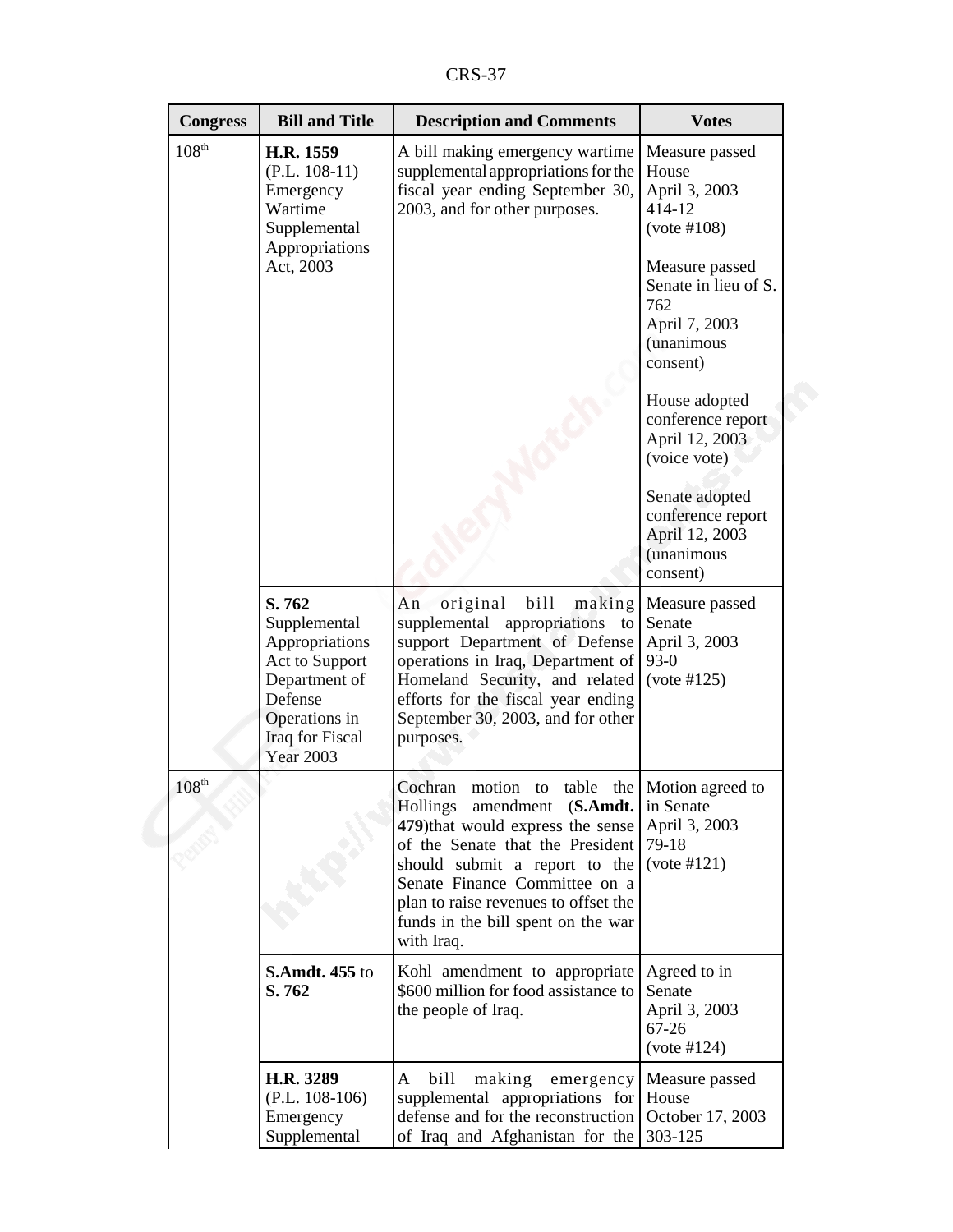| Congress | Bill and Title | Description and Comments | Votes |
|---|---|---|---|
| 108th | **H.R. 1559** (P.L. 108-11) Emergency Wartime Supplemental Appropriations Act, 2003 | A bill making emergency wartime supplemental appropriations for the fiscal year ending September 30, 2003, and for other purposes. | Measure passed House April 3, 2003 414-12 (vote #108)<br><br>Measure passed Senate in lieu of S. 762 April 7, 2003 (unanimous consent)<br><br>House adopted conference report April 12, 2003 (voice vote)<br><br>Senate adopted conference report April 12, 2003 (unanimous consent) |
| | **S. 762** Supplemental Appropriations Act to Support Department of Defense Operations in Iraq for Fiscal Year 2003 | An original bill making supplemental appropriations to support Department of Defense operations in Iraq, Department of Homeland Security, and related efforts for the fiscal year ending September 30, 2003, and for other purposes. | Measure passed Senate April 3, 2003 93-0 (vote #125) |
| 108th | | Cochran motion to table the Hollings amendment (**S.Amdt. 479**)that would express the sense of the Senate that the President should submit a report to the Senate Finance Committee on a plan to raise revenues to offset the funds in the bill spent on the war with Iraq. | Motion agreed to in Senate April 3, 2003 79-18 (vote #121) |
| | **S.Amdt. 455** to **S. 762** | Kohl amendment to appropriate $600 million for food assistance to the people of Iraq. | Agreed to in Senate April 3, 2003 67-26 (vote #124) |
| | **H.R. 3289** (P.L. 108-106) Emergency Supplemental | A bill making emergency supplemental appropriations for defense and for the reconstruction of Iraq and Afghanistan for the | Measure passed House October 17, 2003 303-125 |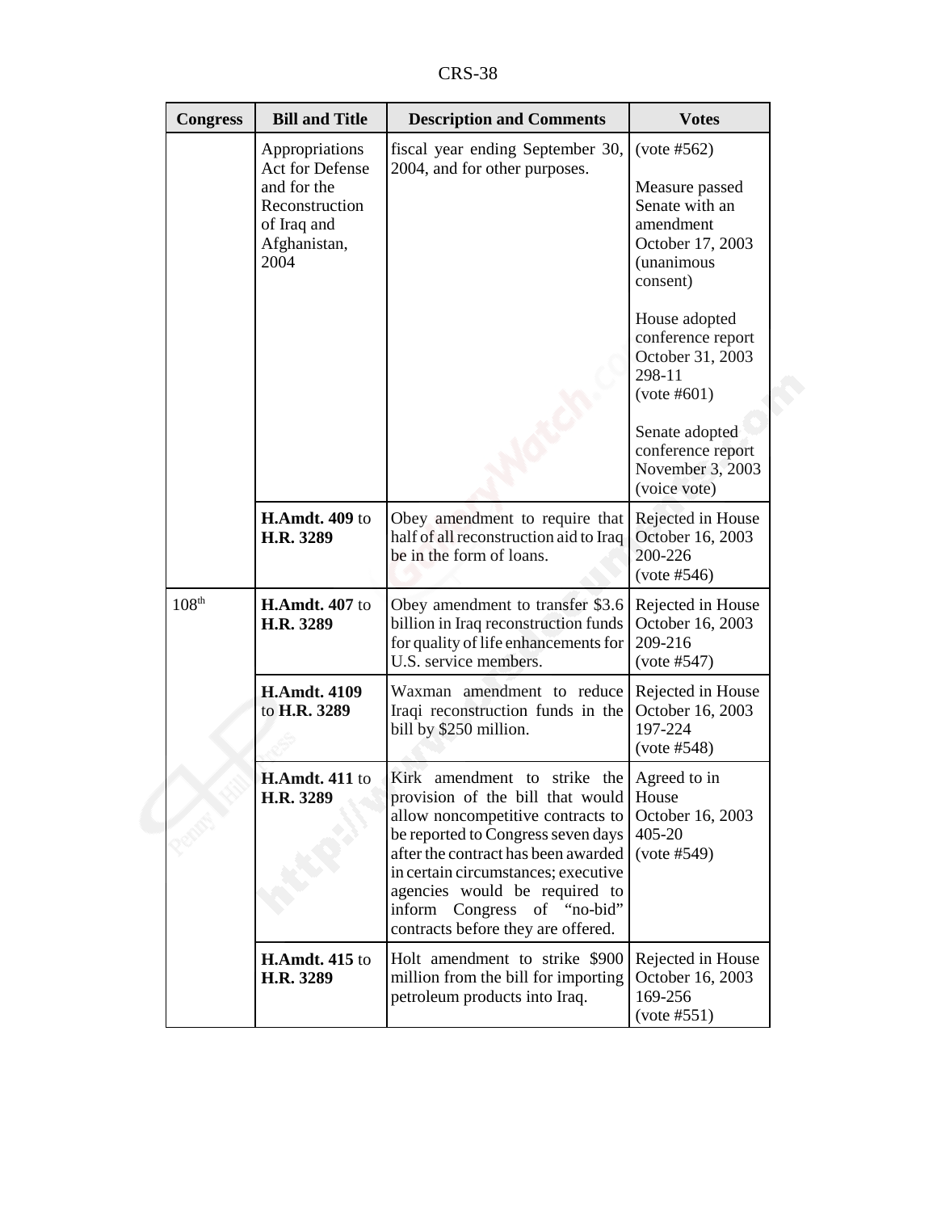| Congress | Bill and Title | Description and Comments | Votes |
|---|---|---|---|
| | Appropriations Act for Defense and for the Reconstruction of Iraq and Afghanistan, 2004 | fiscal year ending September 30, 2004, and for other purposes. | (vote #562)<br><br>Measure passed Senate with an amendment October 17, 2003 (unanimous consent)<br><br>House adopted conference report October 31, 2003 298-11 (vote #601)<br><br>Senate adopted conference report November 3, 2003 (voice vote) |
| | **H.Amdt. 409** to **H.R. 3289** | Obey amendment to require that half of all reconstruction aid to Iraq be in the form of loans. | Rejected in House October 16, 2003 200-226 (vote #546) |
| 108th | **H.Amdt. 407** to **H.R. 3289** | Obey amendment to transfer $3.6 billion in Iraq reconstruction funds for quality of life enhancements for U.S. service members. | Rejected in House October 16, 2003 209-216 (vote #547) |
| | **H.Amdt. 4109** to **H.R. 3289** | Waxman amendment to reduce Iraqi reconstruction funds in the bill by $250 million. | Rejected in House October 16, 2003 197-224 (vote #548) |
| | **H.Amdt. 411** to **H.R. 3289** | Kirk amendment to strike the provision of the bill that would allow noncompetitive contracts to be reported to Congress seven days after the contract has been awarded in certain circumstances; executive agencies would be required to inform Congress of "no-bid" contracts before they are offered. | Agreed to in House October 16, 2003 405-20 (vote #549) |
| | **H.Amdt. 415** to **H.R. 3289** | Holt amendment to strike $900 million from the bill for importing petroleum products into Iraq. | Rejected in House October 16, 2003 169-256 (vote #551) |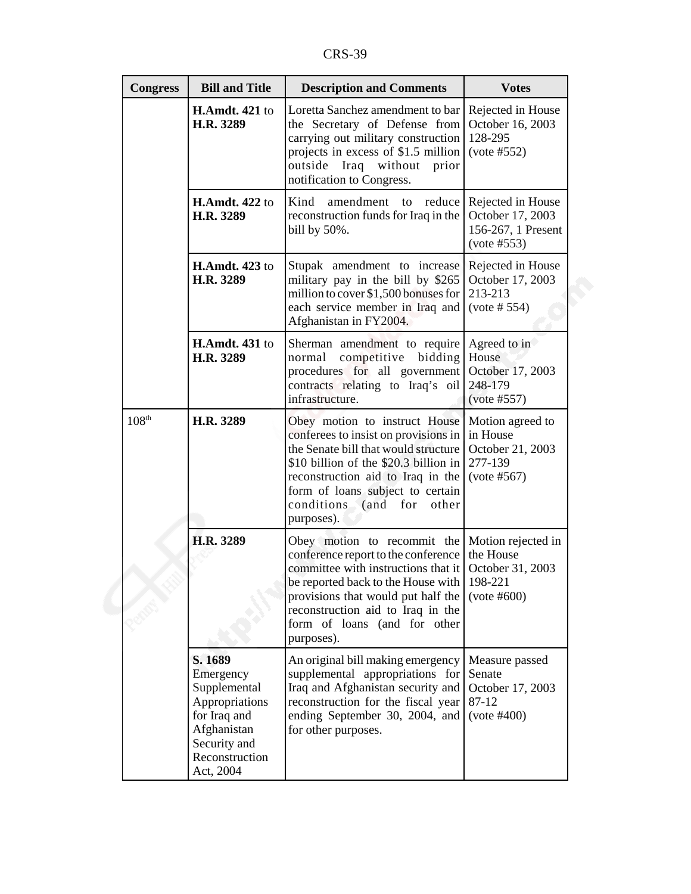| Congress | Bill and Title | Description and Comments | Votes |
|---|---|---|---|
| | **H.Amdt. 421** to **H.R. 3289** | Loretta Sanchez amendment to bar the Secretary of Defense from carrying out military construction projects in excess of $1.5 million outside Iraq without prior notification to Congress. | Rejected in House October 16, 2003 128-295 (vote #552) |
| | **H.Amdt. 422** to **H.R. 3289** | Kind amendment to reduce reconstruction funds for Iraq in the bill by 50%. | Rejected in House October 17, 2003 156-267, 1 Present (vote #553) |
| | **H.Amdt. 423** to **H.R. 3289** | Stupak amendment to increase military pay in the bill by $265 million to cover $1,500 bonuses for each service member in Iraq and Afghanistan in FY2004. | Rejected in House October 17, 2003 213-213 (vote # 554) |
| | **H.Amdt. 431** to **H.R. 3289** | Sherman amendment to require normal competitive bidding procedures for all government contracts relating to Iraq's oil infrastructure. | Agreed to in House October 17, 2003 248-179 (vote #557) |
| 108th | **H.R. 3289** | Obey motion to instruct House conferees to insist on provisions in the Senate bill that would structure $10 billion of the $20.3 billion in reconstruction aid to Iraq in the form of loans subject to certain conditions (and for other purposes). | Motion agreed to in House October 21, 2003 277-139 (vote #567) |
| | **H.R. 3289** | Obey motion to recommit the conference report to the conference committee with instructions that it be reported back to the House with provisions that would put half the reconstruction aid to Iraq in the form of loans (and for other purposes). | Motion rejected in the House October 31, 2003 198-221 (vote #600) |
| | **S. 1689** Emergency Supplemental Appropriations for Iraq and Afghanistan Security and Reconstruction Act, 2004 | An original bill making emergency supplemental appropriations for Iraq and Afghanistan security and reconstruction for the fiscal year ending September 30, 2004, and for other purposes. | Measure passed Senate October 17, 2003 87-12 (vote #400) |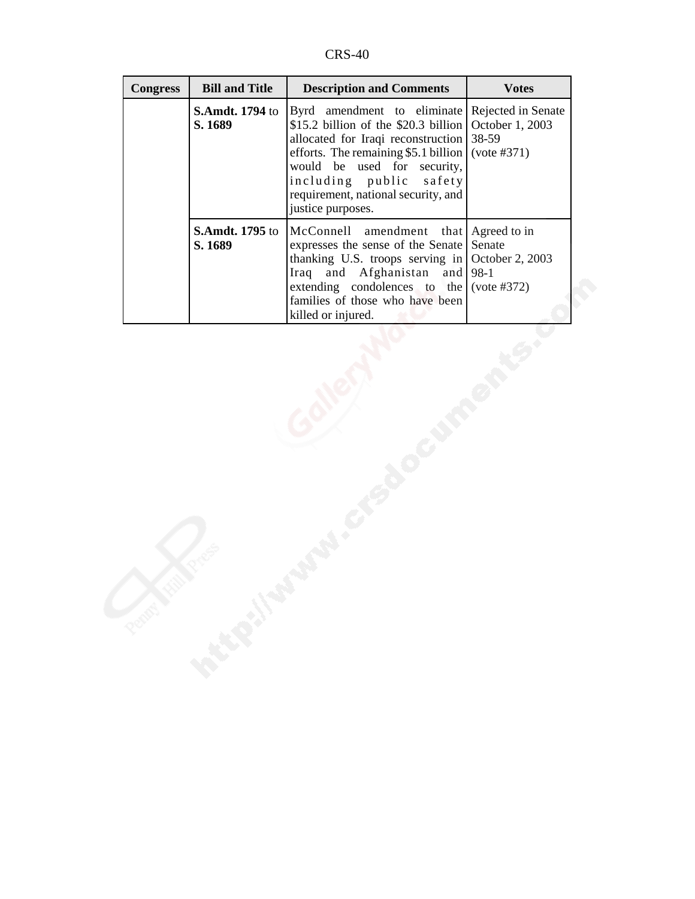| Congress | Bill and Title | Description and Comments | Votes |
|---|---|---|---|
| | **S.Amdt. 1794** to **S. 1689** | Byrd amendment to eliminate $15.2 billion of the $20.3 billion allocated for Iraqi reconstruction efforts. The remaining $5.1 billion would be used for security, including public safety requirement, national security, and justice purposes. | Rejected in Senate October 1, 2003 38-59 (vote #371) |
| | **S.Amdt. 1795** to **S. 1689** | McConnell amendment that expresses the sense of the Senate thanking U.S. troops serving in Iraq and Afghanistan and extending condolences to the families of those who have been killed or injured. | Agreed to in Senate October 2, 2003 98-1 (vote #372) |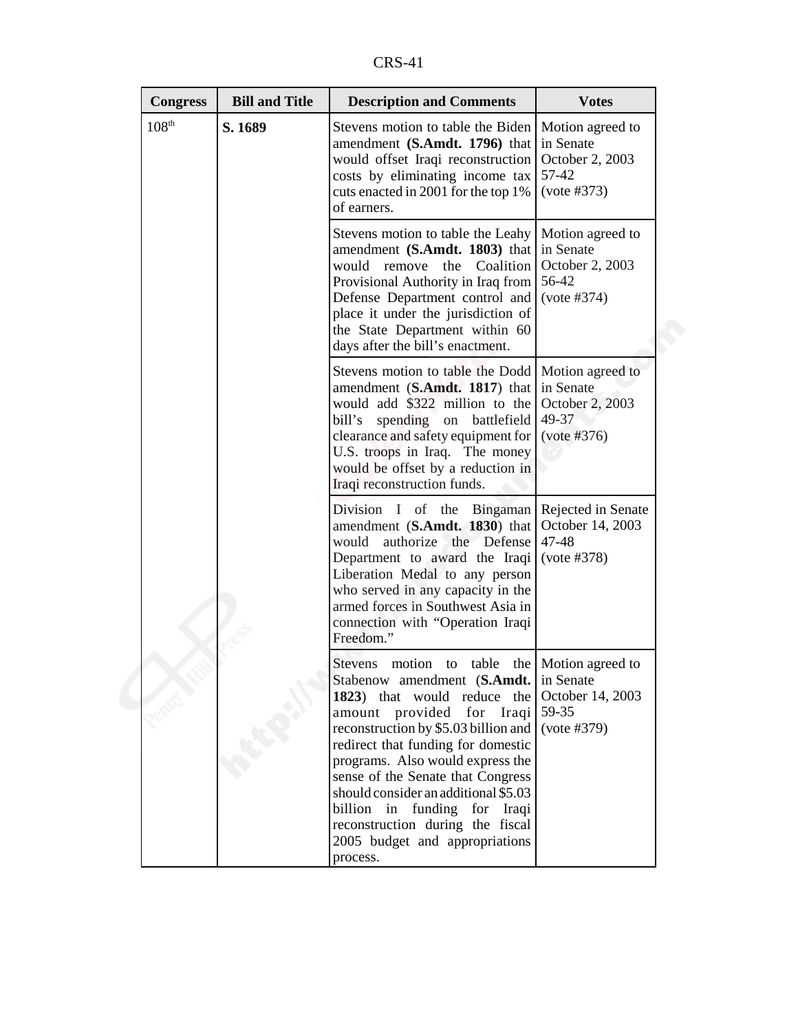| Congress | Bill and Title | Description and Comments | Votes |
|---|---|---|---|
| 108th | **S. 1689** | Stevens motion to table the Biden amendment **(S.Amdt. 1796)** that would offset Iraqi reconstruction costs by eliminating income tax cuts enacted in 2001 for the top 1% of earners. | Motion agreed to in Senate October 2, 2003 57-42 (vote #373) |
| | | Stevens motion to table the Leahy amendment **(S.Amdt. 1803)** that would remove the Coalition Provisional Authority in Iraq from Defense Department control and place it under the jurisdiction of the State Department within 60 days after the bill's enactment. | Motion agreed to in Senate October 2, 2003 56-42 (vote #374) |
| | | Stevens motion to table the Dodd amendment (**S.Amdt. 1817**) that would add $322 million to the bill's spending on battlefield clearance and safety equipment for U.S. troops in Iraq. The money would be offset by a reduction in Iraqi reconstruction funds. | Motion agreed to in Senate October 2, 2003 49-37 (vote #376) |
| | | Division I of the Bingaman amendment (**S.Amdt. 1830**) that would authorize the Defense Department to award the Iraqi Liberation Medal to any person who served in any capacity in the armed forces in Southwest Asia in connection with "Operation Iraqi Freedom." | Rejected in Senate October 14, 2003 47-48 (vote #378) |
| | | Stevens motion to table the Stabenow amendment (**S.Amdt. 1823**) that would reduce the amount provided for Iraqi reconstruction by $5.03 billion and redirect that funding for domestic programs. Also would express the sense of the Senate that Congress should consider an additional $5.03 billion in funding for Iraqi reconstruction during the fiscal 2005 budget and appropriations process. | Motion agreed to in Senate October 14, 2003 59-35 (vote #379) |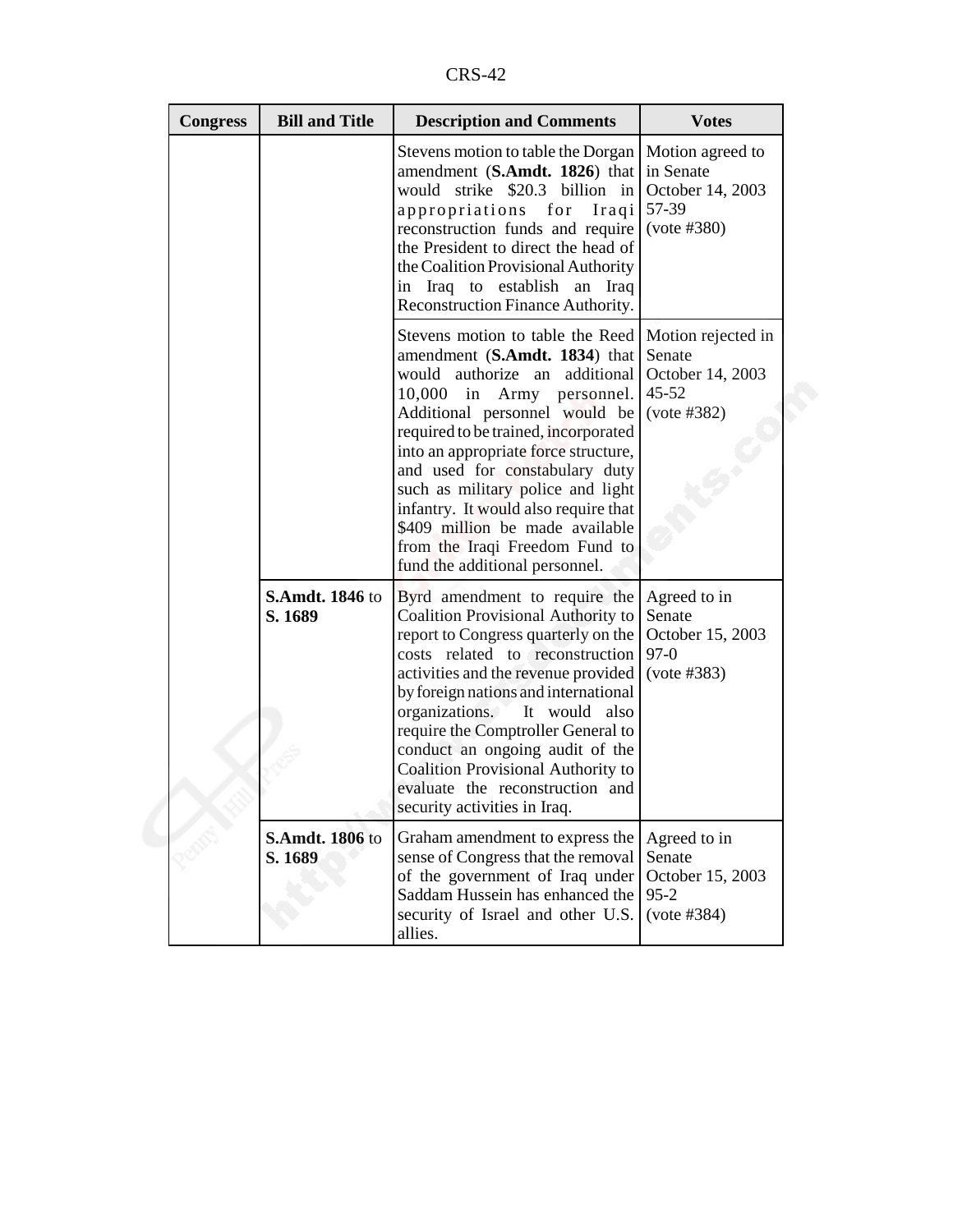| Congress | Bill and Title | Description and Comments | Votes |
|---|---|---|---|
| | | Stevens motion to table the Dorgan amendment (**S.Amdt. 1826**) that would strike $20.3 billion in appropriations for Iraqi reconstruction funds and require the President to direct the head of the Coalition Provisional Authority in Iraq to establish an Iraq Reconstruction Finance Authority. | Motion agreed to in Senate October 14, 2003 57-39 (vote #380) |
| | | Stevens motion to table the Reed amendment (**S.Amdt. 1834**) that would authorize an additional 10,000 in Army personnel. Additional personnel would be required to be trained, incorporated into an appropriate force structure, and used for constabulary duty such as military police and light infantry. It would also require that $409 million be made available from the Iraqi Freedom Fund to fund the additional personnel. | Motion rejected in Senate October 14, 2003 45-52 (vote #382) |
| | **S.Amdt. 1846** to **S. 1689** | Byrd amendment to require the Coalition Provisional Authority to report to Congress quarterly on the costs related to reconstruction activities and the revenue provided by foreign nations and international organizations. It would also require the Comptroller General to conduct an ongoing audit of the Coalition Provisional Authority to evaluate the reconstruction and security activities in Iraq. | Agreed to in Senate October 15, 2003 97-0 (vote #383) |
| | **S.Amdt. 1806** to **S. 1689** | Graham amendment to express the sense of Congress that the removal of the government of Iraq under Saddam Hussein has enhanced the security of Israel and other U.S. allies. | Agreed to in Senate October 15, 2003 95-2 (vote #384) |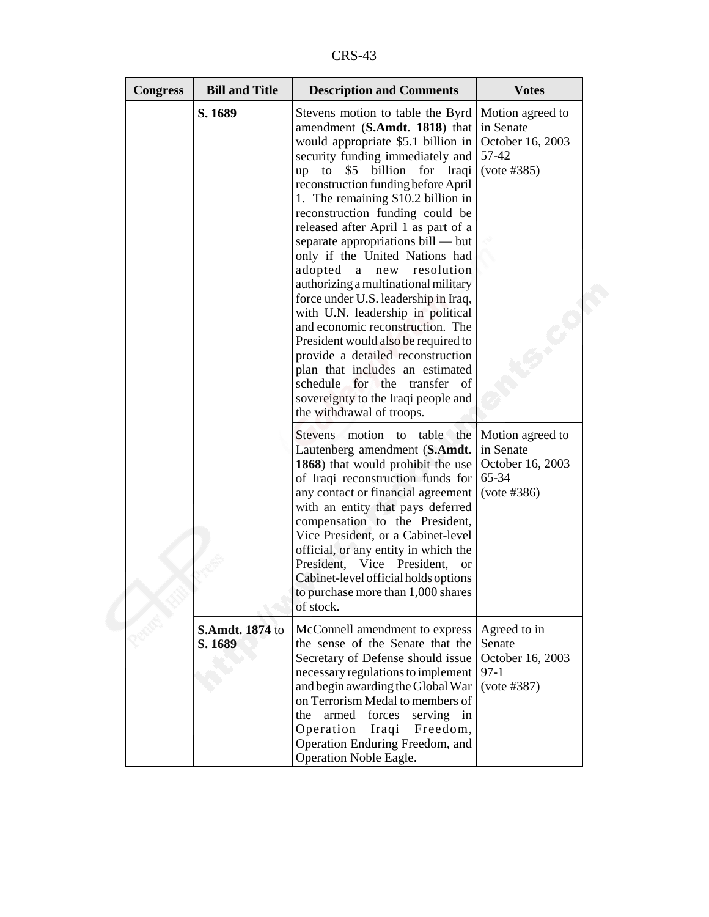| Congress | Bill and Title | Description and Comments | Votes |
|---|---|---|---|
| | **S. 1689** | Stevens motion to table the Byrd amendment (**S.Amdt. 1818**) that would appropriate $5.1 billion in security funding immediately and up to $5 billion for Iraqi reconstruction funding before April 1. The remaining $10.2 billion in reconstruction funding could be released after April 1 as part of a separate appropriations bill — but only if the United Nations had adopted a new resolution authorizing a multinational military force under U.S. leadership in Iraq, with U.N. leadership in political and economic reconstruction. The President would also be required to provide a detailed reconstruction plan that includes an estimated schedule for the transfer of sovereignty to the Iraqi people and the withdrawal of troops. | Motion agreed to in Senate October 16, 2003 57-42 (vote #385) |
| | | Stevens motion to table the Lautenberg amendment (**S.Amdt. 1868**) that would prohibit the use of Iraqi reconstruction funds for any contact or financial agreement with an entity that pays deferred compensation to the President, Vice President, or a Cabinet-level official, or any entity in which the President, Vice President, or Cabinet-level official holds options to purchase more than 1,000 shares of stock. | Motion agreed to in Senate October 16, 2003 65-34 (vote #386) |
| | **S.Amdt. 1874** to **S. 1689** | McConnell amendment to express the sense of the Senate that the Secretary of Defense should issue necessary regulations to implement and begin awarding the Global War on Terrorism Medal to members of the armed forces serving in Operation Iraqi Freedom, Operation Enduring Freedom, and Operation Noble Eagle. | Agreed to in Senate October 16, 2003 97-1 (vote #387) |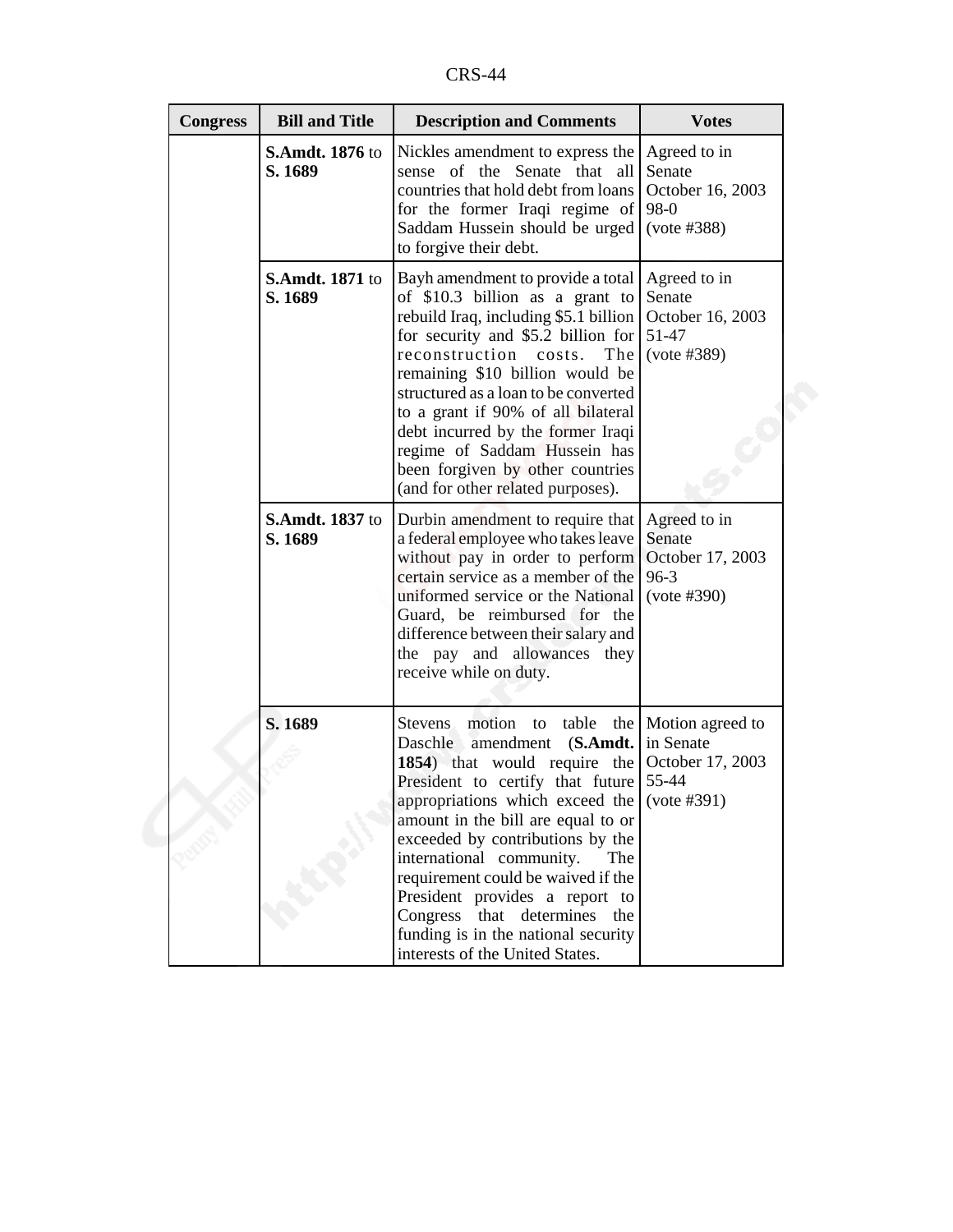| Congress | Bill and Title | Description and Comments | Votes |
|---|---|---|---|
| | **S.Amdt. 1876** to **S. 1689** | Nickles amendment to express the sense of the Senate that all countries that hold debt from loans for the former Iraqi regime of Saddam Hussein should be urged to forgive their debt. | Agreed to in Senate October 16, 2003 98-0 (vote #388) |
| | **S.Amdt. 1871** to **S. 1689** | Bayh amendment to provide a total of $10.3 billion as a grant to rebuild Iraq, including $5.1 billion for security and $5.2 billion for reconstruction costs. The remaining $10 billion would be structured as a loan to be converted to a grant if 90% of all bilateral debt incurred by the former Iraqi regime of Saddam Hussein has been forgiven by other countries (and for other related purposes). | Agreed to in Senate October 16, 2003 51-47 (vote #389) |
| | **S.Amdt. 1837** to **S. 1689** | Durbin amendment to require that a federal employee who takes leave without pay in order to perform certain service as a member of the uniformed service or the National Guard, be reimbursed for the difference between their salary and the pay and allowances they receive while on duty. | Agreed to in Senate October 17, 2003 96-3 (vote #390) |
| | **S. 1689** | Stevens motion to table the Daschle amendment (**S.Amdt. 1854**) that would require the President to certify that future appropriations which exceed the amount in the bill are equal to or exceeded by contributions by the international community. The requirement could be waived if the President provides a report to Congress that determines the funding is in the national security interests of the United States. | Motion agreed to in Senate October 17, 2003 55-44 (vote #391) |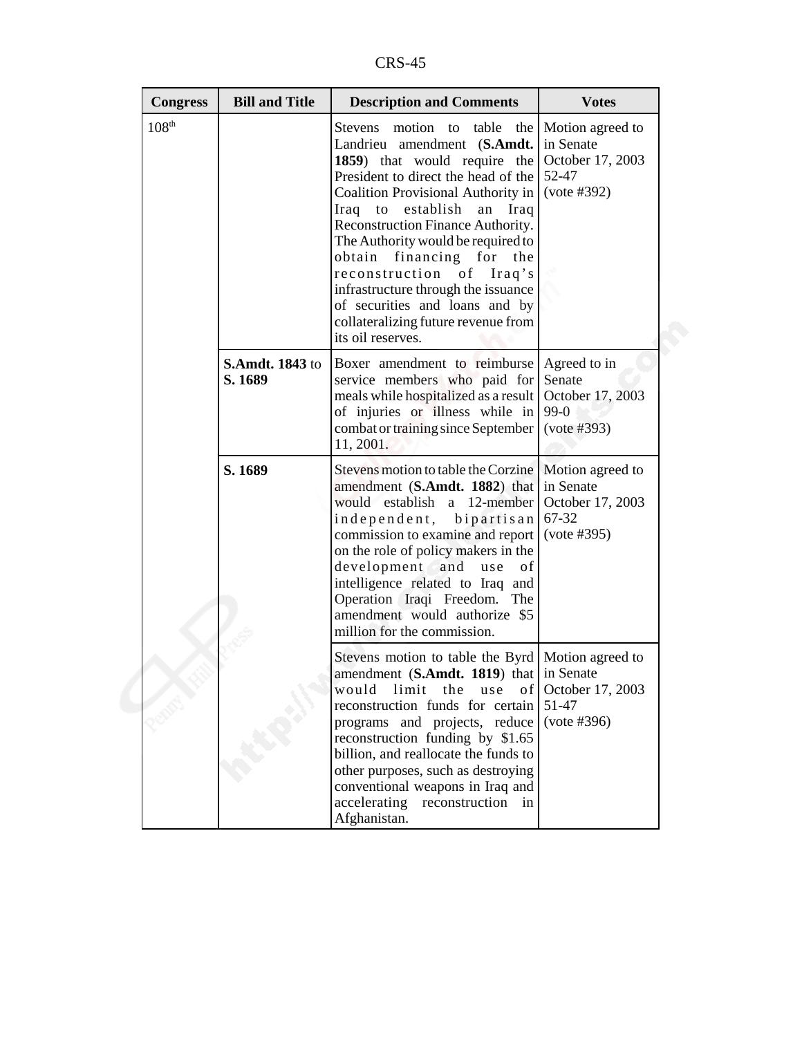| Congress | Bill and Title | Description and Comments | Votes |
|---|---|---|---|
| 108th | | Stevens motion to table the Landrieu amendment (**S.Amdt. 1859**) that would require the President to direct the head of the Coalition Provisional Authority in Iraq to establish an Iraq Reconstruction Finance Authority. The Authority would be required to obtain financing for the reconstruction of Iraq's infrastructure through the issuance of securities and loans and by collateralizing future revenue from its oil reserves. | Motion agreed to in Senate October 17, 2003 52-47 (vote #392) |
| | **S.Amdt. 1843** to **S. 1689** | Boxer amendment to reimburse service members who paid for meals while hospitalized as a result of injuries or illness while in combat or training since September 11, 2001. | Agreed to in Senate October 17, 2003 99-0 (vote #393) |
| | **S. 1689** | Stevens motion to table the Corzine amendment (**S.Amdt. 1882**) that would establish a 12-member independent, bipartisan commission to examine and report on the role of policy makers in the development and use of intelligence related to Iraq and Operation Iraqi Freedom. The amendment would authorize $5 million for the commission. | Motion agreed to in Senate October 17, 2003 67-32 (vote #395) |
| | | Stevens motion to table the Byrd amendment (**S.Amdt. 1819**) that would limit the use of reconstruction funds for certain programs and projects, reduce reconstruction funding by $1.65 billion, and reallocate the funds to other purposes, such as destroying conventional weapons in Iraq and accelerating reconstruction in Afghanistan. | Motion agreed to in Senate October 17, 2003 51-47 (vote #396) |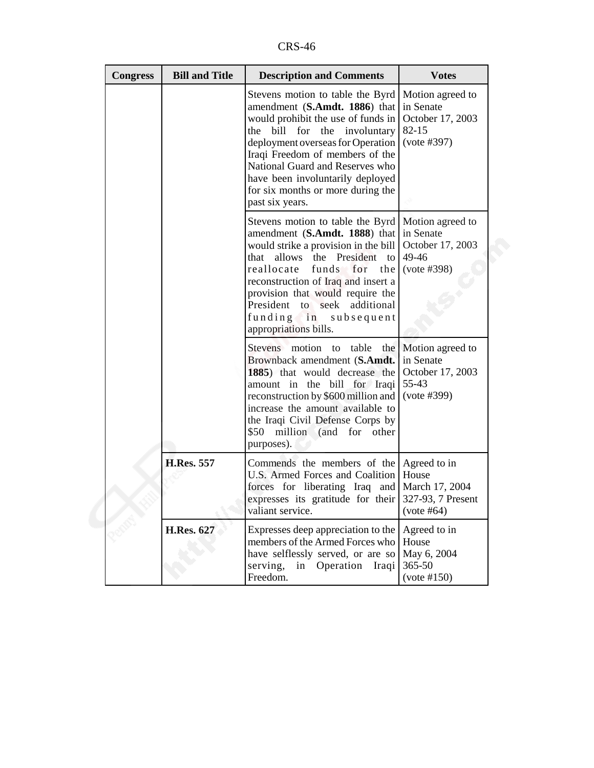| Congress | Bill and Title | Description and Comments | Votes |
|---|---|---|---|
| | | Stevens motion to table the Byrd amendment (**S.Amdt. 1886**) that would prohibit the use of funds in the bill for the involuntary deployment overseas for Operation Iraqi Freedom of members of the National Guard and Reserves who have been involuntarily deployed for six months or more during the past six years. | Motion agreed to in Senate October 17, 2003 82-15 (vote #397) |
| | | Stevens motion to table the Byrd amendment (**S.Amdt. 1888**) that would strike a provision in the bill that allows the President to reallocate funds for the reconstruction of Iraq and insert a provision that would require the President to seek additional funding in subsequent appropriations bills. | Motion agreed to in Senate October 17, 2003 49-46 (vote #398) |
| | | Stevens motion to table the Brownback amendment (**S.Amdt. 1885**) that would decrease the amount in the bill for Iraqi reconstruction by $600 million and increase the amount available to the Iraqi Civil Defense Corps by $50 million (and for other purposes). | Motion agreed to in Senate October 17, 2003 55-43 (vote #399) |
| | **H.Res. 557** | Commends the members of the U.S. Armed Forces and Coalition forces for liberating Iraq and expresses its gratitude for their valiant service. | Agreed to in House March 17, 2004 327-93, 7 Present (vote #64) |
| | **H.Res. 627** | Expresses deep appreciation to the members of the Armed Forces who have selflessly served, or are so serving, in Operation Iraqi Freedom. | Agreed to in House May 6, 2004 365-50 (vote #150) |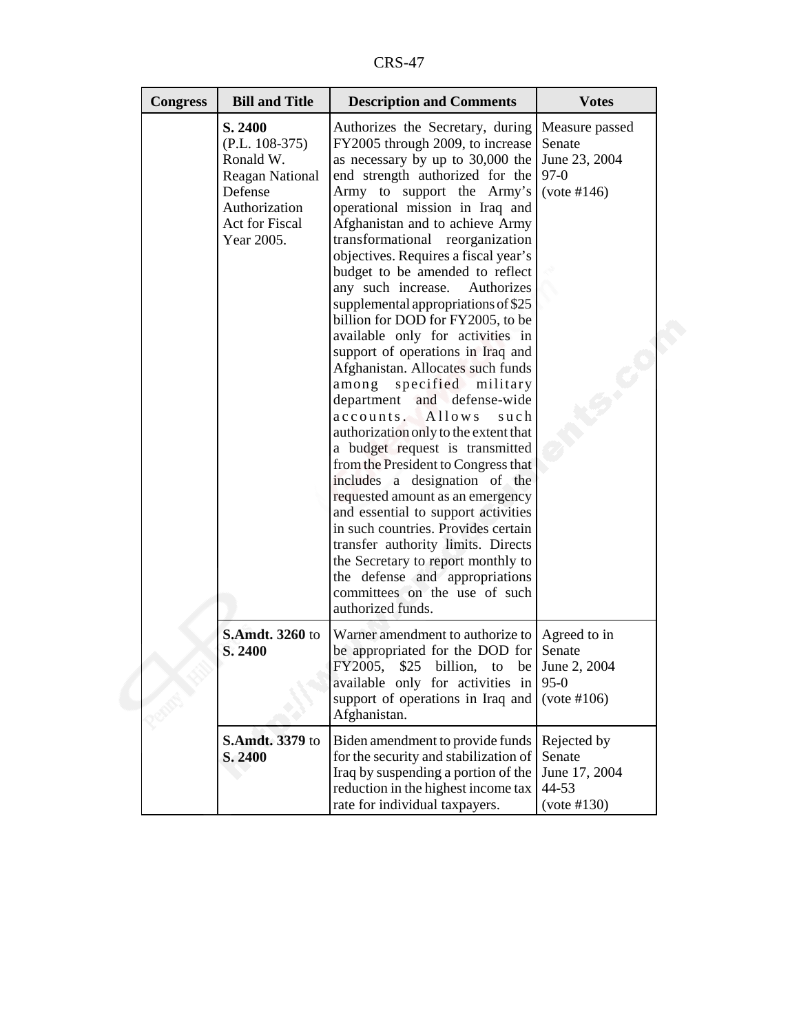| Congress | Bill and Title | Description and Comments | Votes |
|---|---|---|---|
| | **S. 2400** (P.L. 108-375) Ronald W. Reagan National Defense Authorization Act for Fiscal Year 2005. | Authorizes the Secretary, during FY2005 through 2009, to increase as necessary by up to 30,000 the end strength authorized for the Army to support the Army's operational mission in Iraq and Afghanistan and to achieve Army transformational reorganization objectives. Requires a fiscal year's budget to be amended to reflect any such increase. Authorizes supplemental appropriations of $25 billion for DOD for FY2005, to be available only for activities in support of operations in Iraq and Afghanistan. Allocates such funds among specified military department and defense-wide accounts. Allows such authorization only to the extent that a budget request is transmitted from the President to Congress that includes a designation of the requested amount as an emergency and essential to support activities in such countries. Provides certain transfer authority limits. Directs the Secretary to report monthly to the defense and appropriations committees on the use of such authorized funds. | Measure passed Senate June 23, 2004 97-0 (vote #146) |
| | **S.Amdt. 3260** to **S. 2400** | Warner amendment to authorize to be appropriated for the DOD for FY2005, $25 billion, to be available only for activities in support of operations in Iraq and Afghanistan. | Agreed to in Senate June 2, 2004 95-0 (vote #106) |
| | **S.Amdt. 3379** to **S. 2400** | Biden amendment to provide funds for the security and stabilization of Iraq by suspending a portion of the reduction in the highest income tax rate for individual taxpayers. | Rejected by Senate June 17, 2004 44-53 (vote #130) |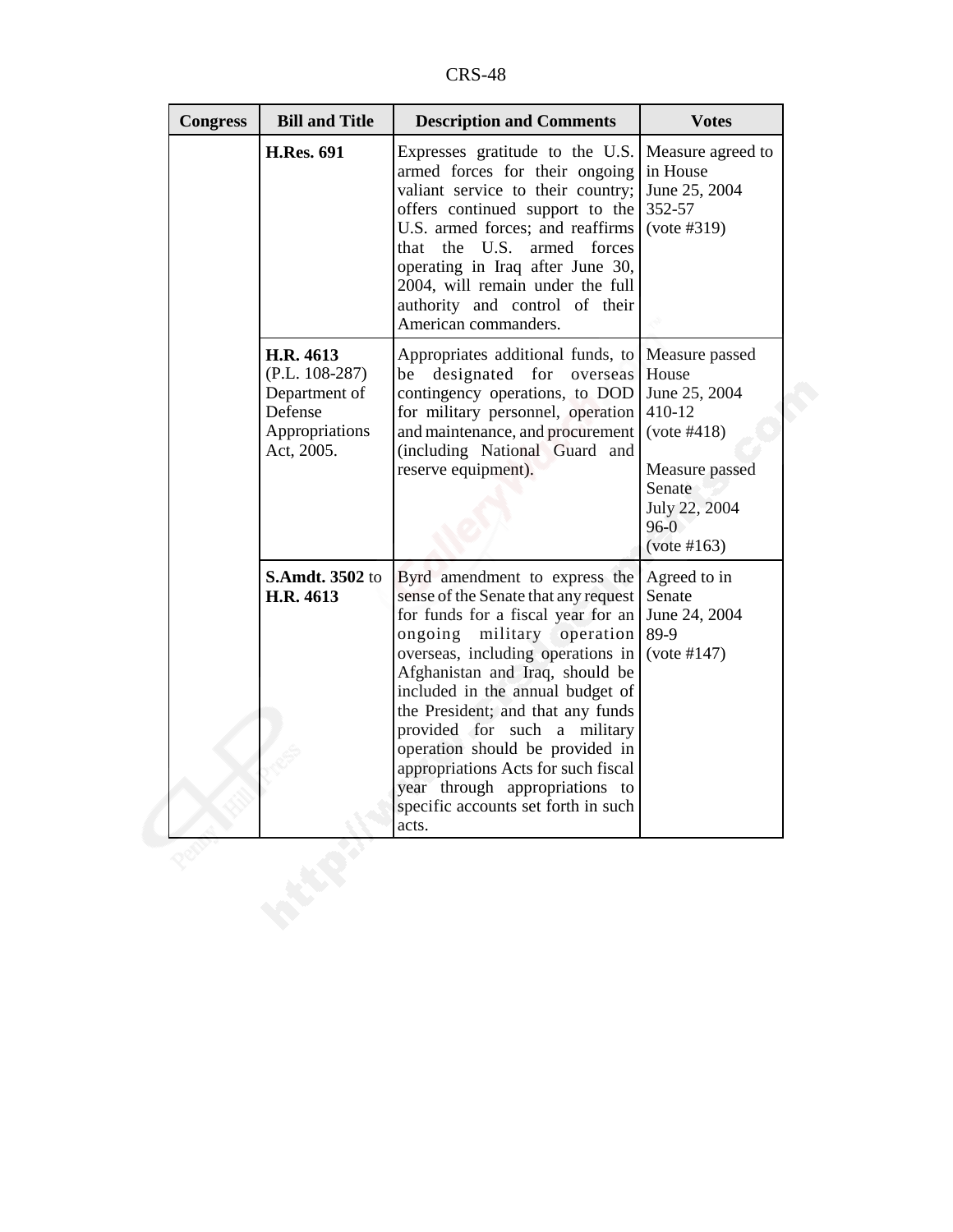| Congress | Bill and Title | Description and Comments | Votes |
|---|---|---|---|
| | **H.Res. 691** | Expresses gratitude to the U.S. armed forces for their ongoing valiant service to their country; offers continued support to the U.S. armed forces; and reaffirms that the U.S. armed forces operating in Iraq after June 30, 2004, will remain under the full authority and control of their American commanders. | Measure agreed to in House June 25, 2004 352-57 (vote #319) |
| | **H.R. 4613** (P.L. 108-287) Department of Defense Appropriations Act, 2005. | Appropriates additional funds, to be designated for overseas contingency operations, to DOD for military personnel, operation and maintenance, and procurement (including National Guard and reserve equipment). | Measure passed House June 25, 2004 410-12 (vote #418)<br><br>Measure passed Senate July 22, 2004 96-0 (vote #163) |
| | **S.Amdt. 3502** to **H.R. 4613** | Byrd amendment to express the sense of the Senate that any request for funds for a fiscal year for an ongoing military operation overseas, including operations in Afghanistan and Iraq, should be included in the annual budget of the President; and that any funds provided for such a military operation should be provided in appropriations Acts for such fiscal year through appropriations to specific accounts set forth in such acts. | Agreed to in Senate June 24, 2004 89-9 (vote #147) |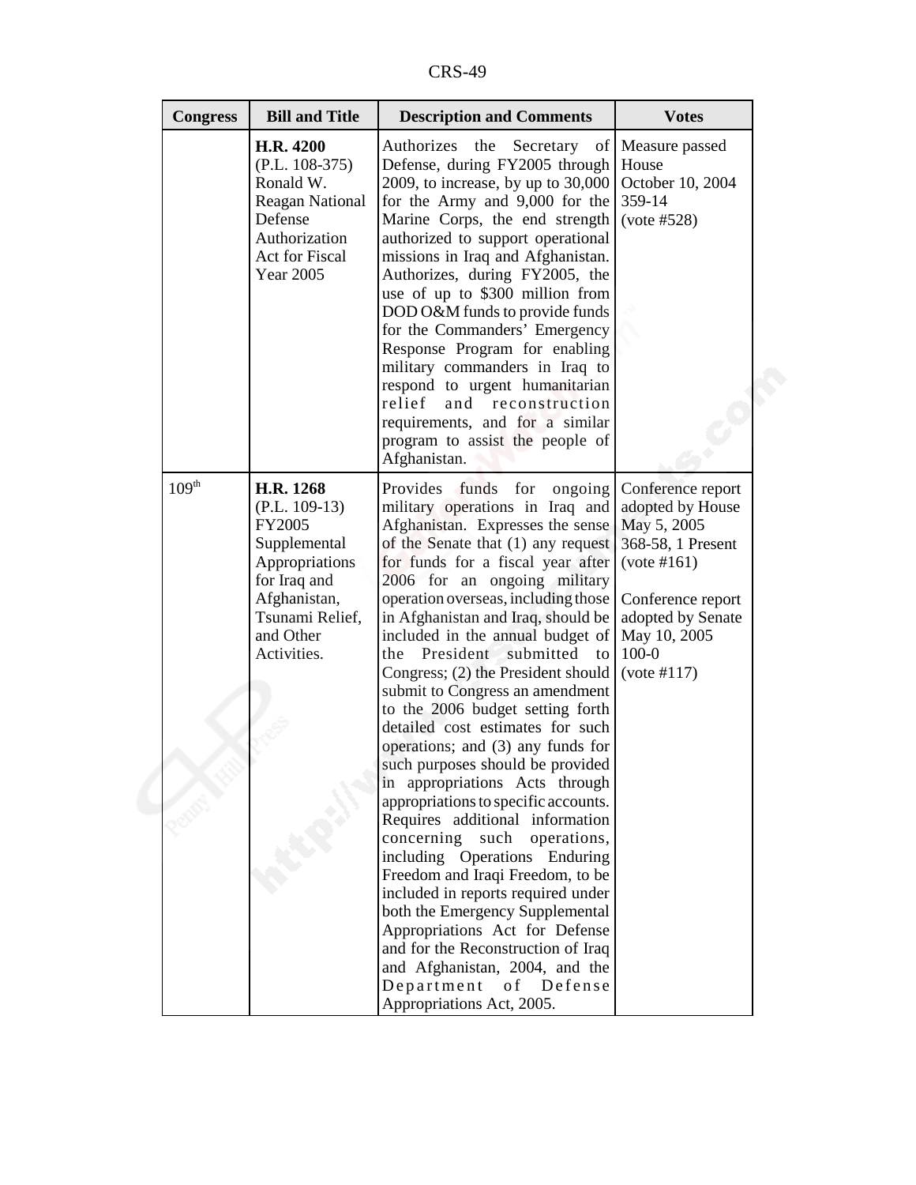| Congress | Bill and Title | Description and Comments | Votes |
|---|---|---|---|
| | **H.R. 4200** (P.L. 108-375) Ronald W. Reagan National Defense Authorization Act for Fiscal Year 2005 | Authorizes the Secretary of Defense, during FY2005 through 2009, to increase, by up to 30,000 for the Army and 9,000 for the Marine Corps, the end strength authorized to support operational missions in Iraq and Afghanistan. Authorizes, during FY2005, the use of up to $300 million from DOD O&M funds to provide funds for the Commanders' Emergency Response Program for enabling military commanders in Iraq to respond to urgent humanitarian relief and reconstruction requirements, and for a similar program to assist the people of Afghanistan. | Measure passed House October 10, 2004 359-14 (vote #528) |
| 109th | **H.R. 1268** (P.L. 109-13) FY2005 Supplemental Appropriations for Iraq and Afghanistan, Tsunami Relief, and Other Activities. | Provides funds for ongoing military operations in Iraq and Afghanistan. Expresses the sense of the Senate that (1) any request for funds for a fiscal year after 2006 for an ongoing military operation overseas, including those in Afghanistan and Iraq, should be included in the annual budget of the President submitted to Congress; (2) the President should submit to Congress an amendment to the 2006 budget setting forth detailed cost estimates for such operations; and (3) any funds for such purposes should be provided in appropriations Acts through appropriations to specific accounts. Requires additional information concerning such operations, including Operations Enduring Freedom and Iraqi Freedom, to be included in reports required under both the Emergency Supplemental Appropriations Act for Defense and for the Reconstruction of Iraq and Afghanistan, 2004, and the Department of Defense Appropriations Act, 2005. | Conference report adopted by House May 5, 2005 368-58, 1 Present (vote #161)<br><br>Conference report adopted by Senate May 10, 2005 100-0 (vote #117) |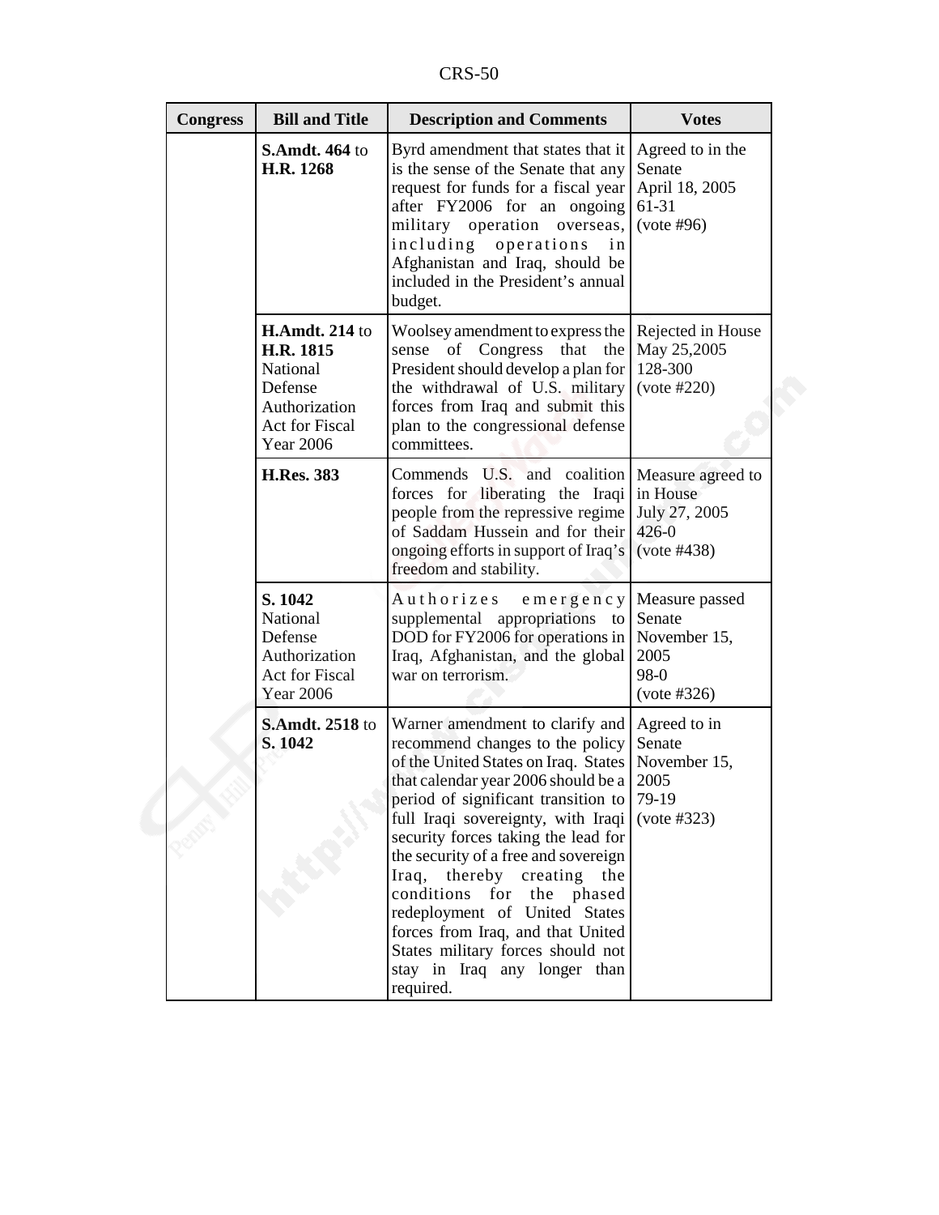| Congress | Bill and Title | Description and Comments | Votes |
|---|---|---|---|
| | **S.Amdt. 464** to **H.R. 1268** | Byrd amendment that states that it is the sense of the Senate that any request for funds for a fiscal year after FY2006 for an ongoing military operation overseas, including operations in Afghanistan and Iraq, should be included in the President's annual budget. | Agreed to in the Senate April 18, 2005 61-31 (vote #96) |
| | **H.Amdt. 214** to **H.R. 1815** National Defense Authorization Act for Fiscal Year 2006 | Woolsey amendment to express the sense of Congress that the President should develop a plan for the withdrawal of U.S. military forces from Iraq and submit this plan to the congressional defense committees. | Rejected in House May 25,2005 128-300 (vote #220) |
| | **H.Res. 383** | Commends U.S. and coalition forces for liberating the Iraqi people from the repressive regime of Saddam Hussein and for their ongoing efforts in support of Iraq's freedom and stability. | Measure agreed to in House July 27, 2005 426-0 (vote #438) |
| | **S. 1042** National Defense Authorization Act for Fiscal Year 2006 | Authorizes emergency supplemental appropriations to DOD for FY2006 for operations in Iraq, Afghanistan, and the global war on terrorism. | Measure passed Senate November 15, 2005 98-0 (vote #326) |
| | **S.Amdt. 2518** to **S. 1042** | Warner amendment to clarify and recommend changes to the policy of the United States on Iraq. States that calendar year 2006 should be a period of significant transition to full Iraqi sovereignty, with Iraqi security forces taking the lead for the security of a free and sovereign Iraq, thereby creating the conditions for the phased redeployment of United States forces from Iraq, and that United States military forces should not stay in Iraq any longer than required. | Agreed to in Senate November 15, 2005 79-19 (vote #323) |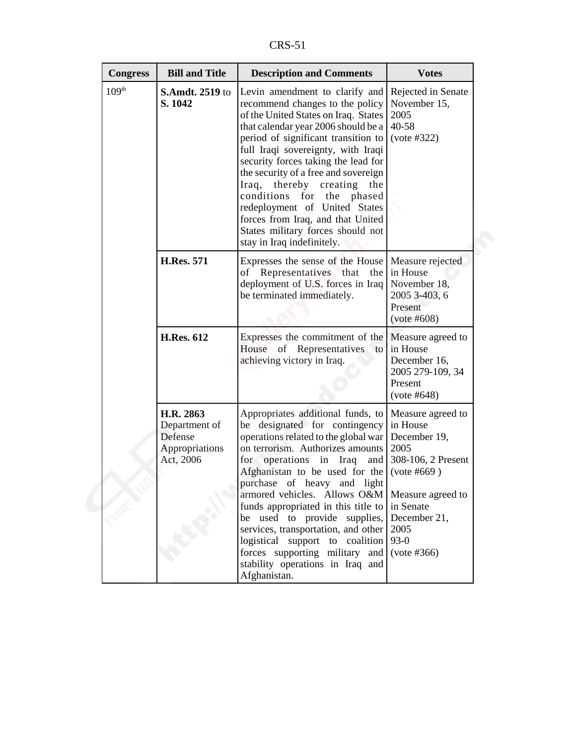| Congress | Bill and Title | Description and Comments | Votes |
|---|---|---|---|
| 109th | **S.Amdt. 2519** to **S. 1042** | Levin amendment to clarify and recommend changes to the policy of the United States on Iraq. States that calendar year 2006 should be a period of significant transition to full Iraqi sovereignty, with Iraqi security forces taking the lead for the security of a free and sovereign Iraq, thereby creating the conditions for the phased redeployment of United States forces from Iraq, and that United States military forces should not stay in Iraq indefinitely. | Rejected in Senate November 15, 2005 40-58 (vote #322) |
| | **H.Res. 571** | Expresses the sense of the House of Representatives that the deployment of U.S. forces in Iraq be terminated immediately. | Measure rejected in House November 18, 2005 3-403, 6 Present (vote #608) |
| | **H.Res. 612** | Expresses the commitment of the House of Representatives to achieving victory in Iraq. | Measure agreed to in House December 16, 2005 279-109, 34 Present (vote #648) |
| | **H.R. 2863** Department of Defense Appropriations Act, 2006 | Appropriates additional funds, to be designated for contingency operations related to the global war on terrorism. Authorizes amounts for operations in Iraq and Afghanistan to be used for the purchase of heavy and light armored vehicles. Allows O&M funds appropriated in this title to be used to provide supplies, services, transportation, and other logistical support to coalition forces supporting military and stability operations in Iraq and Afghanistan. | Measure agreed to in House December 19, 2005 308-106, 2 Present (vote #669 ) <br><br> Measure agreed to in Senate December 21, 2005 93-0 (vote #366) |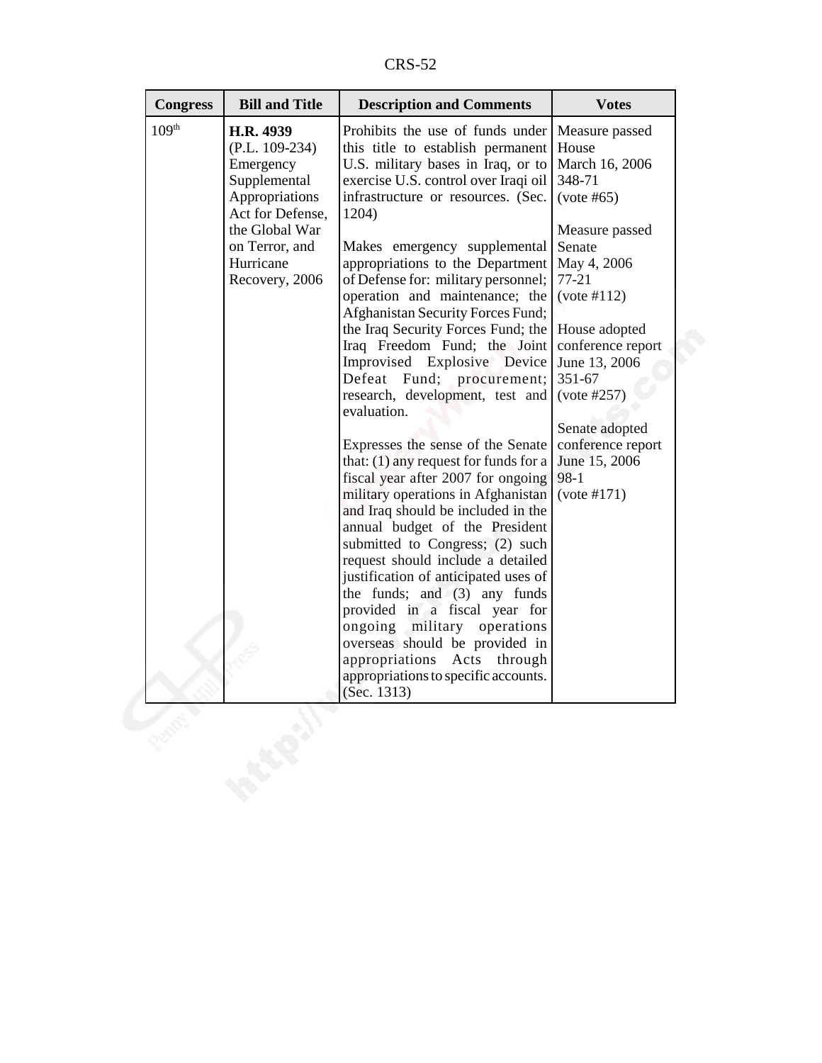| Congress | Bill and Title | Description and Comments | Votes |
|---|---|---|---|
| 109th | **H.R. 4939** (P.L. 109-234) Emergency Supplemental Appropriations Act for Defense, the Global War on Terror, and Hurricane Recovery, 2006 | Prohibits the use of funds under this title to establish permanent U.S. military bases in Iraq, or to exercise U.S. control over Iraqi oil infrastructure or resources. (Sec. 1204)<br><br>Makes emergency supplemental appropriations to the Department of Defense for: military personnel; operation and maintenance; the Afghanistan Security Forces Fund; the Iraq Security Forces Fund; the Iraq Freedom Fund; the Joint Improvised Explosive Device Defeat Fund; procurement; research, development, test and evaluation.<br><br>Expresses the sense of the Senate that: (1) any request for funds for a fiscal year after 2007 for ongoing military operations in Afghanistan and Iraq should be included in the annual budget of the President submitted to Congress; (2) such request should include a detailed justification of anticipated uses of the funds; and (3) any funds provided in a fiscal year for ongoing military operations overseas should be provided in appropriations Acts through appropriations to specific accounts. (Sec. 1313) | Measure passed House March 16, 2006 348-71 (vote #65)<br><br>Measure passed Senate May 4, 2006 77-21 (vote #112)<br><br>House adopted conference report June 13, 2006 351-67 (vote #257)<br><br>Senate adopted conference report June 15, 2006 98-1 (vote #171) |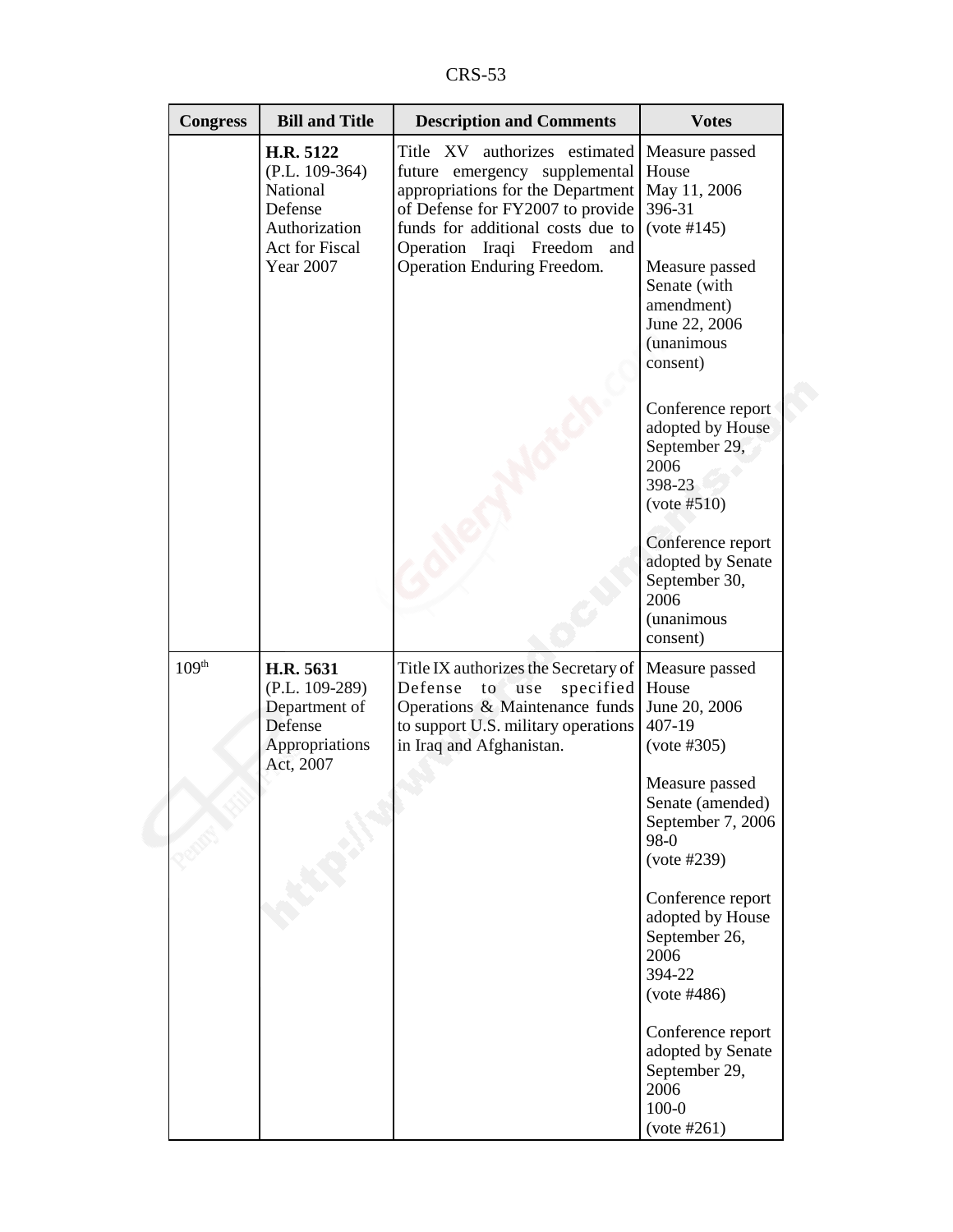| Congress | Bill and Title | Description and Comments | Votes |
|---|---|---|---|
| | **H.R. 5122** (P.L. 109-364) National Defense Authorization Act for Fiscal Year 2007 | Title XV authorizes estimated future emergency supplemental appropriations for the Department of Defense for FY2007 to provide funds for additional costs due to Operation Iraqi Freedom and Operation Enduring Freedom. | Measure passed House May 11, 2006 396-31 (vote #145)<br><br>Measure passed Senate (with amendment) June 22, 2006 (unanimous consent)<br><br>Conference report adopted by House September 29, 2006 398-23 (vote #510)<br><br>Conference report adopted by Senate September 30, 2006 (unanimous consent) |
| 109th | **H.R. 5631** (P.L. 109-289) Department of Defense Appropriations Act, 2007 | Title IX authorizes the Secretary of Defense to use specified Operations & Maintenance funds to support U.S. military operations in Iraq and Afghanistan. | Measure passed House June 20, 2006 407-19 (vote #305)<br><br>Measure passed Senate (amended) September 7, 2006 98-0 (vote #239)<br><br>Conference report adopted by House September 26, 2006 394-22 (vote #486)<br><br>Conference report adopted by Senate September 29, 2006 100-0 (vote #261) |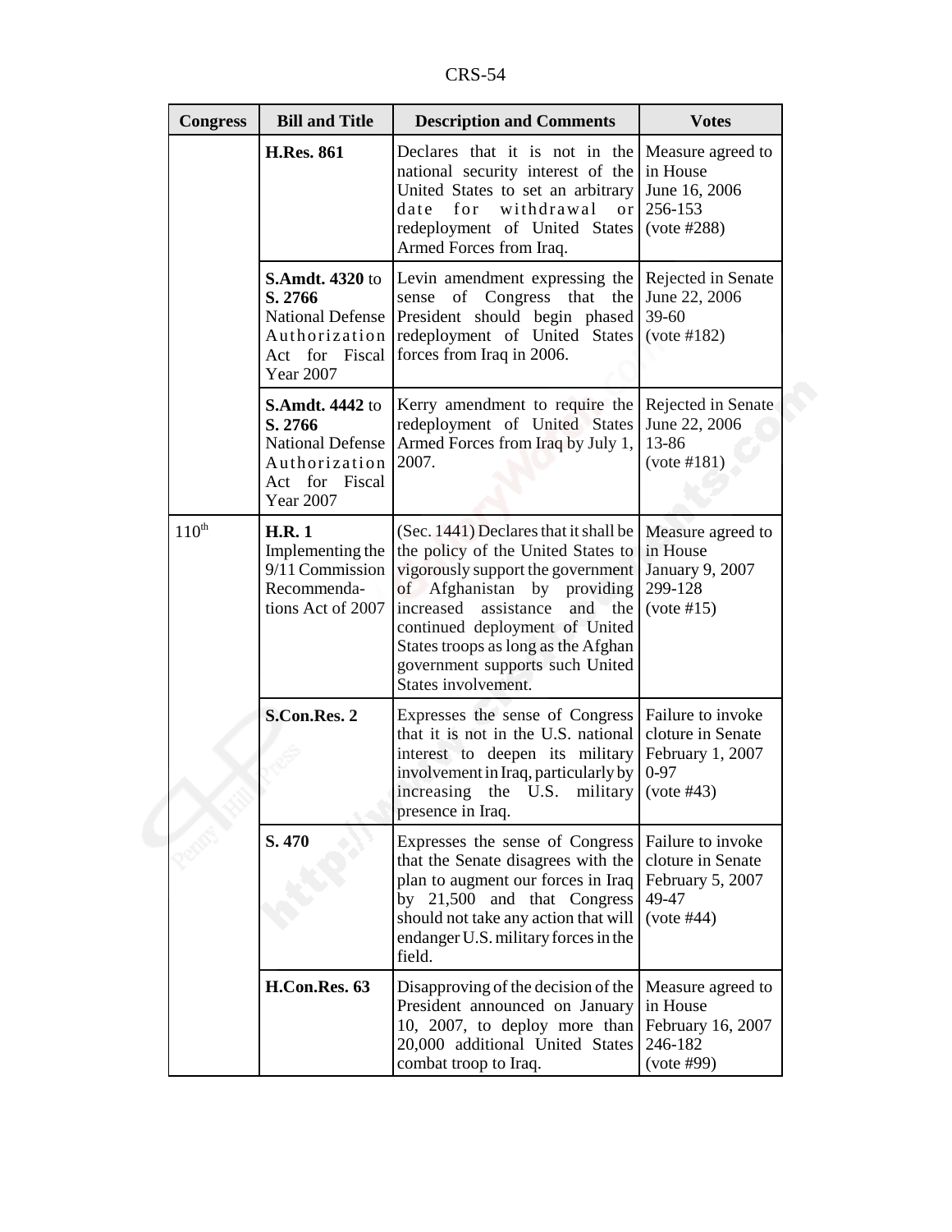| Congress | Bill and Title | Description and Comments | Votes |
|---|---|---|---|
| | **H.Res. 861** | Declares that it is not in the national security interest of the United States to set an arbitrary date for withdrawal or redeployment of United States Armed Forces from Iraq. | Measure agreed to in House June 16, 2006 256-153 (vote #288) |
| | **S.Amdt. 4320** to **S. 2766** National Defense Authorization Act for Fiscal Year 2007 | Levin amendment expressing the sense of Congress that the President should begin phased redeployment of United States forces from Iraq in 2006. | Rejected in Senate June 22, 2006 39-60 (vote #182) |
| | **S.Amdt. 4442** to **S. 2766** National Defense Authorization Act for Fiscal Year 2007 | Kerry amendment to require the redeployment of United States Armed Forces from Iraq by July 1, 2007. | Rejected in Senate June 22, 2006 13-86 (vote #181) |
| 110th | **H.R. 1** Implementing the 9/11 Commission Recommendations Act of 2007 | (Sec. 1441) Declares that it shall be the policy of the United States to vigorously support the government of Afghanistan by providing increased assistance and the continued deployment of United States troops as long as the Afghan government supports such United States involvement. | Measure agreed to in House January 9, 2007 299-128 (vote #15) |
| | **S.Con.Res. 2** | Expresses the sense of Congress that it is not in the U.S. national interest to deepen its military involvement in Iraq, particularly by increasing the U.S. military presence in Iraq. | Failure to invoke cloture in Senate February 1, 2007 0-97 (vote #43) |
| | **S. 470** | Expresses the sense of Congress that the Senate disagrees with the plan to augment our forces in Iraq by 21,500 and that Congress should not take any action that will endanger U.S. military forces in the field. | Failure to invoke cloture in Senate February 5, 2007 49-47 (vote #44) |
| | **H.Con.Res. 63** | Disapproving of the decision of the President announced on January 10, 2007, to deploy more than 20,000 additional United States combat troop to Iraq. | Measure agreed to in House February 16, 2007 246-182 (vote #99) |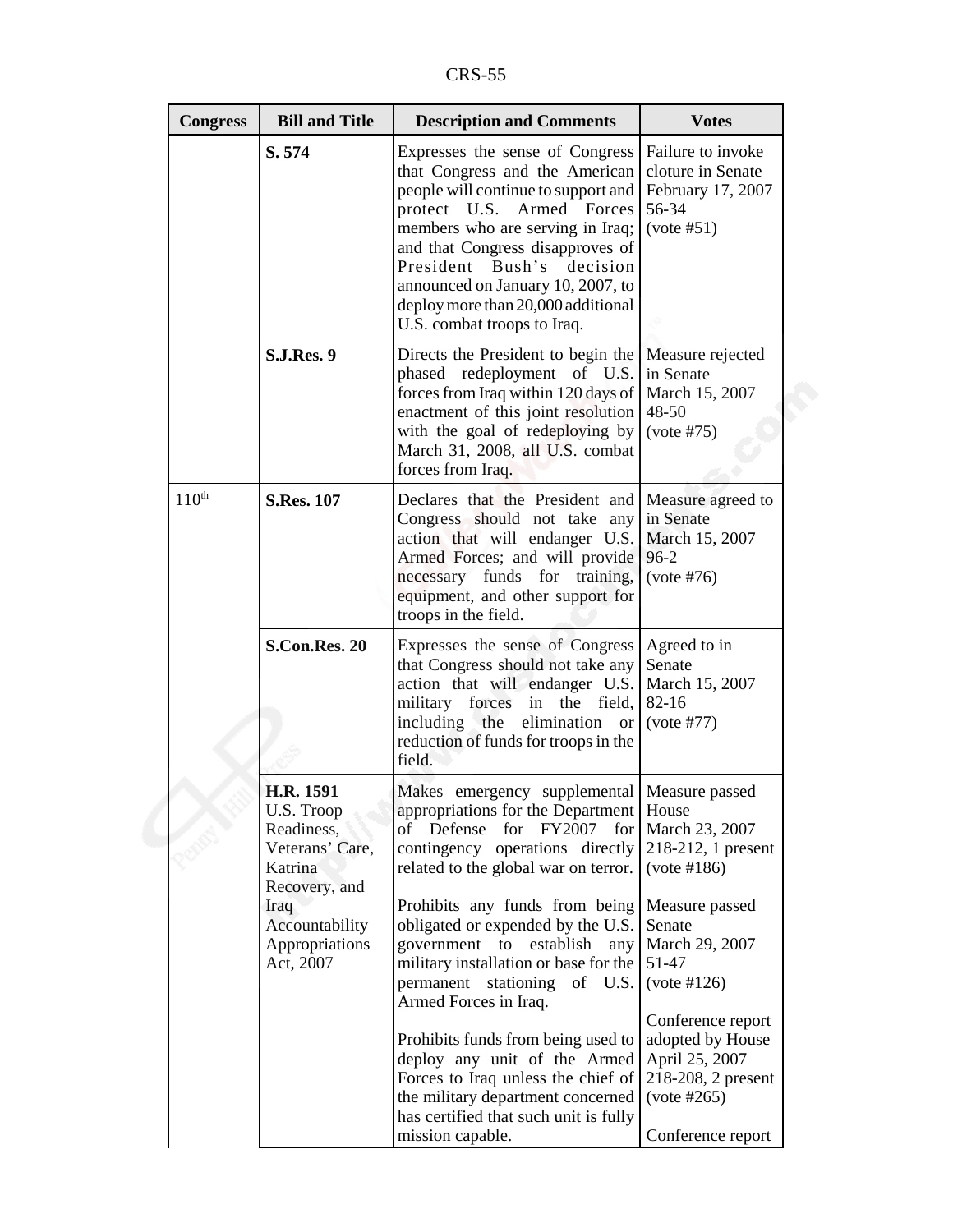| Congress | Bill and Title | Description and Comments | Votes |
|---|---|---|---|
| | **S. 574** | Expresses the sense of Congress that Congress and the American people will continue to support and protect U.S. Armed Forces members who are serving in Iraq; and that Congress disapproves of President Bush's decision announced on January 10, 2007, to deploy more than 20,000 additional U.S. combat troops to Iraq. | Failure to invoke cloture in Senate February 17, 2007 56-34 (vote #51) |
| | **S.J.Res. 9** | Directs the President to begin the phased redeployment of U.S. forces from Iraq within 120 days of enactment of this joint resolution with the goal of redeploying by March 31, 2008, all U.S. combat forces from Iraq. | Measure rejected in Senate March 15, 2007 48-50 (vote #75) |
| 110th | **S.Res. 107** | Declares that the President and Congress should not take any action that will endanger U.S. Armed Forces; and will provide necessary funds for training, equipment, and other support for troops in the field. | Measure agreed to in Senate March 15, 2007 96-2 (vote #76) |
| | **S.Con.Res. 20** | Expresses the sense of Congress that Congress should not take any action that will endanger U.S. military forces in the field, including the elimination or reduction of funds for troops in the field. | Agreed to in Senate March 15, 2007 82-16 (vote #77) |
| | **H.R. 1591** U.S. Troop Readiness, Veterans' Care, Katrina Recovery, and Iraq Accountability Appropriations Act, 2007 | Makes emergency supplemental appropriations for the Department of Defense for FY2007 for contingency operations directly related to the global war on terror.<br><br>Prohibits any funds from being obligated or expended by the U.S. government to establish any military installation or base for the permanent stationing of U.S. Armed Forces in Iraq.<br><br>Prohibits funds from being used to deploy any unit of the Armed Forces to Iraq unless the chief of the military department concerned has certified that such unit is fully mission capable. | Measure passed House March 23, 2007 218-212, 1 present (vote #186)<br><br>Measure passed Senate March 29, 2007 51-47 (vote #126)<br><br>Conference report adopted by House April 25, 2007 218-208, 2 present (vote #265)<br><br>Conference report |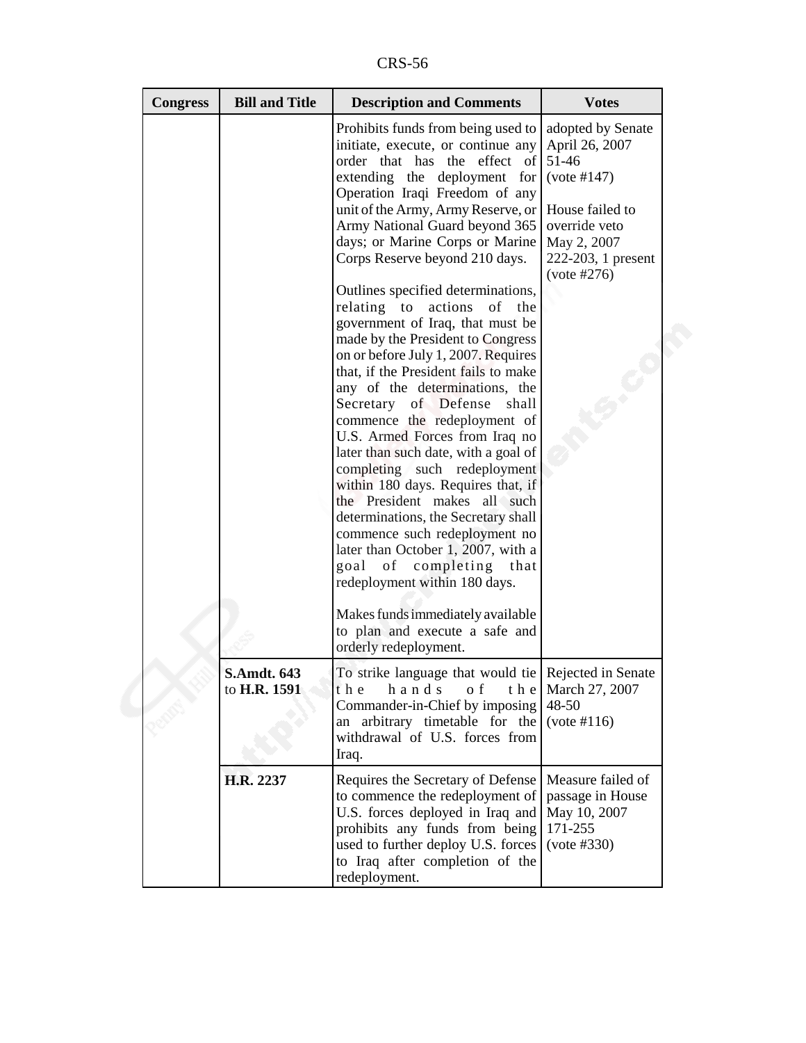| Congress | Bill and Title | Description and Comments | Votes |
|---|---|---|---|
| | | Prohibits funds from being used to initiate, execute, or continue any order that has the effect of extending the deployment for Operation Iraqi Freedom of any unit of the Army, Army Reserve, or Army National Guard beyond 365 days; or Marine Corps or Marine Corps Reserve beyond 210 days.<br><br>Outlines specified determinations, relating to actions of the government of Iraq, that must be made by the President to Congress on or before July 1, 2007. Requires that, if the President fails to make any of the determinations, the Secretary of Defense shall commence the redeployment of U.S. Armed Forces from Iraq no later than such date, with a goal of completing such redeployment within 180 days. Requires that, if the President makes all such determinations, the Secretary shall commence such redeployment no later than October 1, 2007, with a goal of completing that redeployment within 180 days.<br><br>Makes funds immediately available to plan and execute a safe and orderly redeployment. | adopted by Senate April 26, 2007 51-46 (vote #147)<br><br>House failed to override veto May 2, 2007 222-203, 1 present (vote #276) |
| | **S.Amdt. 643** to **H.R. 1591** | To strike language that would tie the hands of the Commander-in-Chief by imposing an arbitrary timetable for the withdrawal of U.S. forces from Iraq. | Rejected in Senate March 27, 2007 48-50 (vote #116) |
| | **H.R. 2237** | Requires the Secretary of Defense to commence the redeployment of U.S. forces deployed in Iraq and prohibits any funds from being used to further deploy U.S. forces to Iraq after completion of the redeployment. | Measure failed of passage in House May 10, 2007 171-255 (vote #330) |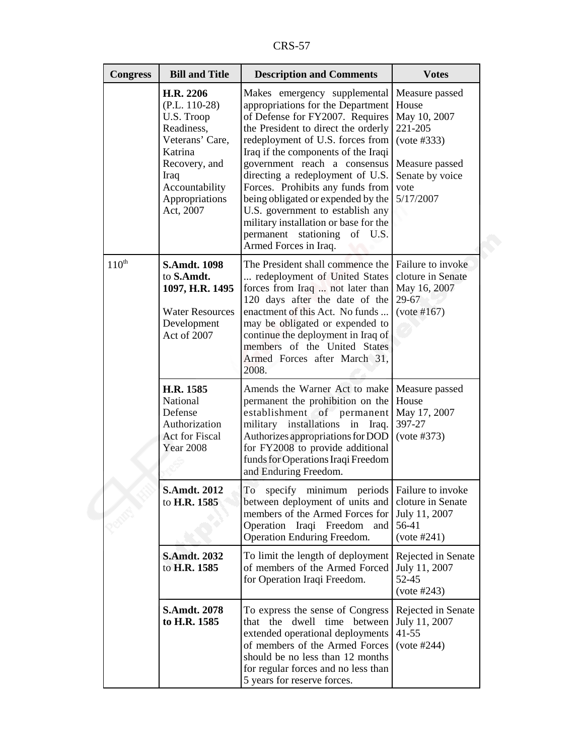| Congress | Bill and Title | Description and Comments | Votes |
|---|---|---|---|
| | **H.R. 2206** (P.L. 110-28) U.S. Troop Readiness, Veterans' Care, Katrina Recovery, and Iraq Accountability Appropriations Act, 2007 | Makes emergency supplemental appropriations for the Department of Defense for FY2007. Requires the President to direct the orderly redeployment of U.S. forces from Iraq if the components of the Iraqi government reach a consensus directing a redeployment of U.S. Forces. Prohibits any funds from being obligated or expended by the U.S. government to establish any military installation or base for the permanent stationing of U.S. Armed Forces in Iraq. | Measure passed House May 10, 2007 221-205 (vote #333)<br><br>Measure passed Senate by voice vote 5/17/2007 |
| 110th | **S.Amdt. 1098** to **S.Amdt. 1097, H.R. 1495**<br><br>Water Resources Development Act of 2007 | The President shall commence the ... redeployment of United States forces from Iraq ... not later than 120 days after the date of the enactment of this Act. No funds ... may be obligated or expended to continue the deployment in Iraq of members of the United States Armed Forces after March 31, 2008. | Failure to invoke cloture in Senate May 16, 2007 29-67 (vote #167) |
| | **H.R. 1585** National Defense Authorization Act for Fiscal Year 2008 | Amends the Warner Act to make permanent the prohibition on the establishment of permanent military installations in Iraq. Authorizes appropriations for DOD for FY2008 to provide additional funds for Operations Iraqi Freedom and Enduring Freedom. | Measure passed House May 17, 2007 397-27 (vote #373) |
| | **S.Amdt. 2012** to **H.R. 1585** | To specify minimum periods between deployment of units and members of the Armed Forces for Operation Iraqi Freedom and Operation Enduring Freedom. | Failure to invoke cloture in Senate July 11, 2007 56-41 (vote #241) |
| | **S.Amdt. 2032** to **H.R. 1585** | To limit the length of deployment of members of the Armed Forced for Operation Iraqi Freedom. | Rejected in Senate July 11, 2007 52-45 (vote #243) |
| | **S.Amdt. 2078 to H.R. 1585** | To express the sense of Congress that the dwell time between extended operational deployments of members of the Armed Forces should be no less than 12 months for regular forces and no less than 5 years for reserve forces. | Rejected in Senate July 11, 2007 41-55 (vote #244) |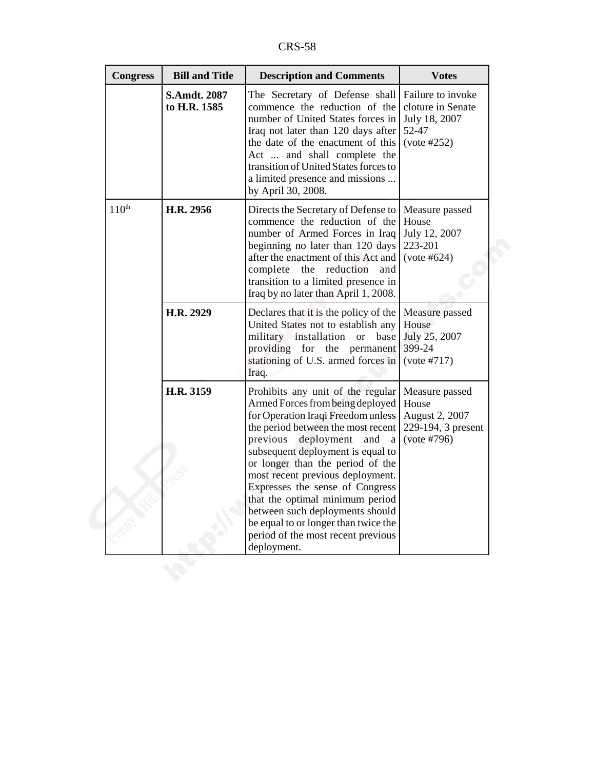| Congress | Bill and Title | Description and Comments | Votes |
|---|---|---|---|
| | **S.Amdt. 2087 to H.R. 1585** | The Secretary of Defense shall commence the reduction of the number of United States forces in Iraq not later than 120 days after the date of the enactment of this Act ... and shall complete the transition of United States forces to a limited presence and missions ... by April 30, 2008. | Failure to invoke cloture in Senate July 18, 2007 52-47 (vote #252) |
| 110th | **H.R. 2956** | Directs the Secretary of Defense to commence the reduction of the number of Armed Forces in Iraq beginning no later than 120 days after the enactment of this Act and complete the reduction and transition to a limited presence in Iraq by no later than April 1, 2008. | Measure passed House July 12, 2007 223-201 (vote #624) |
| | **H.R. 2929** | Declares that it is the policy of the United States not to establish any military installation or base providing for the permanent stationing of U.S. armed forces in Iraq. | Measure passed House July 25, 2007 399-24 (vote #717) |
| | **H.R. 3159** | Prohibits any unit of the regular Armed Forces from being deployed for Operation Iraqi Freedom unless the period between the most recent previous deployment and a subsequent deployment is equal to or longer than the period of the most recent previous deployment. Expresses the sense of Congress that the optimal minimum period between such deployments should be equal to or longer than twice the period of the most recent previous deployment. | Measure passed House August 2, 2007 229-194, 3 present (vote #796) |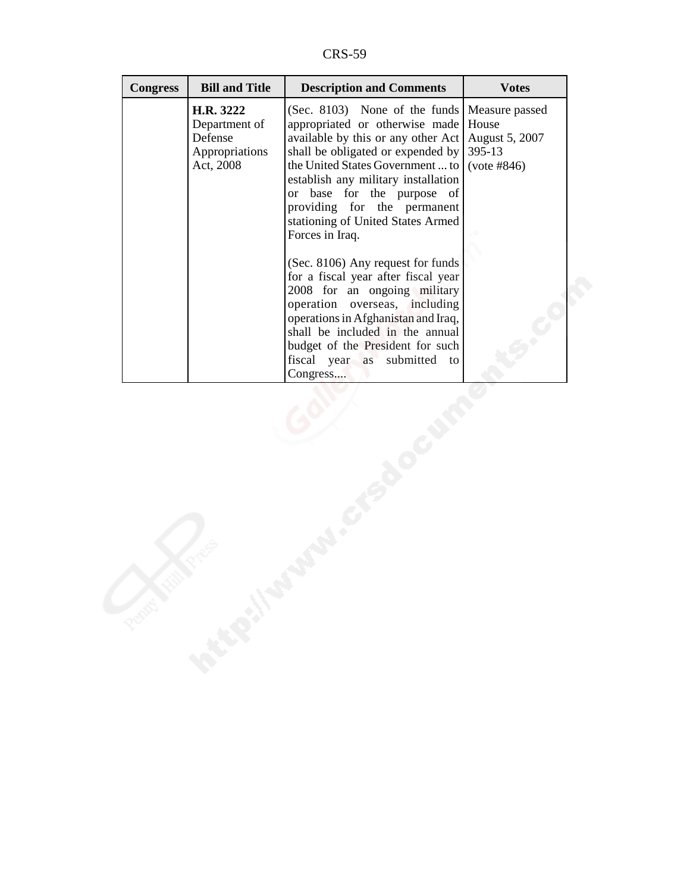| Congress | Bill and Title | Description and Comments | Votes |
| --- | --- | --- | --- |
| | **H.R. 3222** Department of Defense Appropriations Act, 2008 | (Sec. 8103) None of the funds appropriated or otherwise made available by this or any other Act shall be obligated or expended by the United States Government ... to establish any military installation or base for the purpose of providing for the permanent stationing of United States Armed Forces in Iraq.<br><br>(Sec. 8106) Any request for funds for a fiscal year after fiscal year 2008 for an ongoing military operation overseas, including operations in Afghanistan and Iraq, shall be included in the annual budget of the President for such fiscal year as submitted to Congress.... | Measure passed House August 5, 2007 395-13 (vote #846) |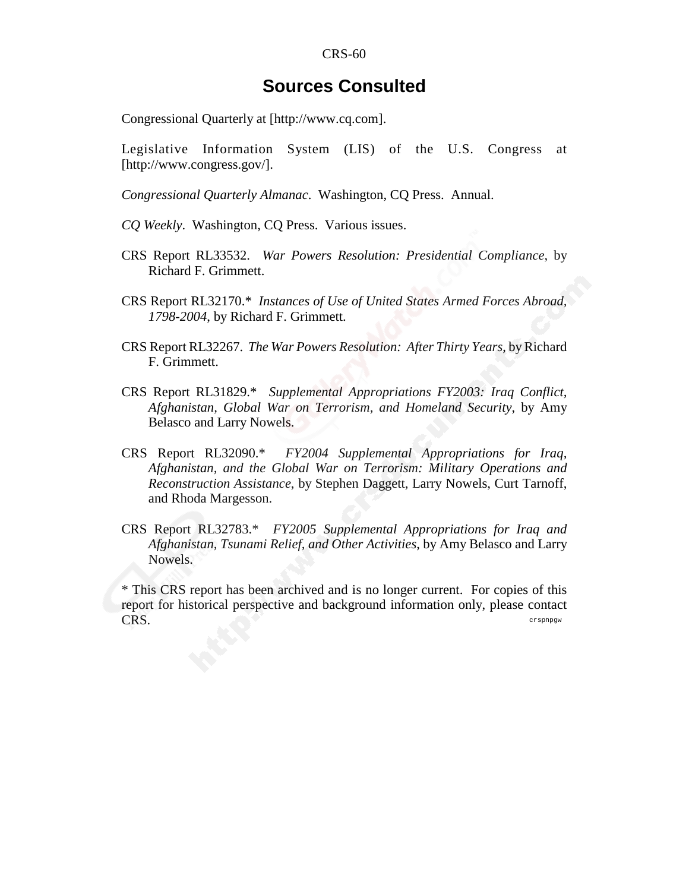# Sources Consulted

Congressional Quarterly at [http://www.cq.com].

Legislative Information System (LIS) of the U.S. Congress at [http://www.congress.gov/].

*Congressional Quarterly Almanac*. Washington, CQ Press. Annual.

*CQ Weekly*. Washington, CQ Press. Various issues.

CRS Report RL33532. *War Powers Resolution: Presidential Compliance*, by Richard F. Grimmett.

CRS Report RL32170.* *Instances of Use of United States Armed Forces Abroad, 1798-2004*, by Richard F. Grimmett.

CRS Report RL32267. *The War Powers Resolution: After Thirty Years*, by Richard F. Grimmett.

CRS Report RL31829.* *Supplemental Appropriations FY2003: Iraq Conflict, Afghanistan, Global War on Terrorism, and Homeland Security*, by Amy Belasco and Larry Nowels.

CRS Report RL32090.* *FY2004 Supplemental Appropriations for Iraq, Afghanistan, and the Global War on Terrorism: Military Operations and Reconstruction Assistance*, by Stephen Daggett, Larry Nowels, Curt Tarnoff, and Rhoda Margesson.

CRS Report RL32783.* *FY2005 Supplemental Appropriations for Iraq and Afghanistan, Tsunami Relief, and Other Activities*, by Amy Belasco and Larry Nowels.

* This CRS report has been archived and is no longer current. For copies of this report for historical perspective and background information only, please contact CRS.